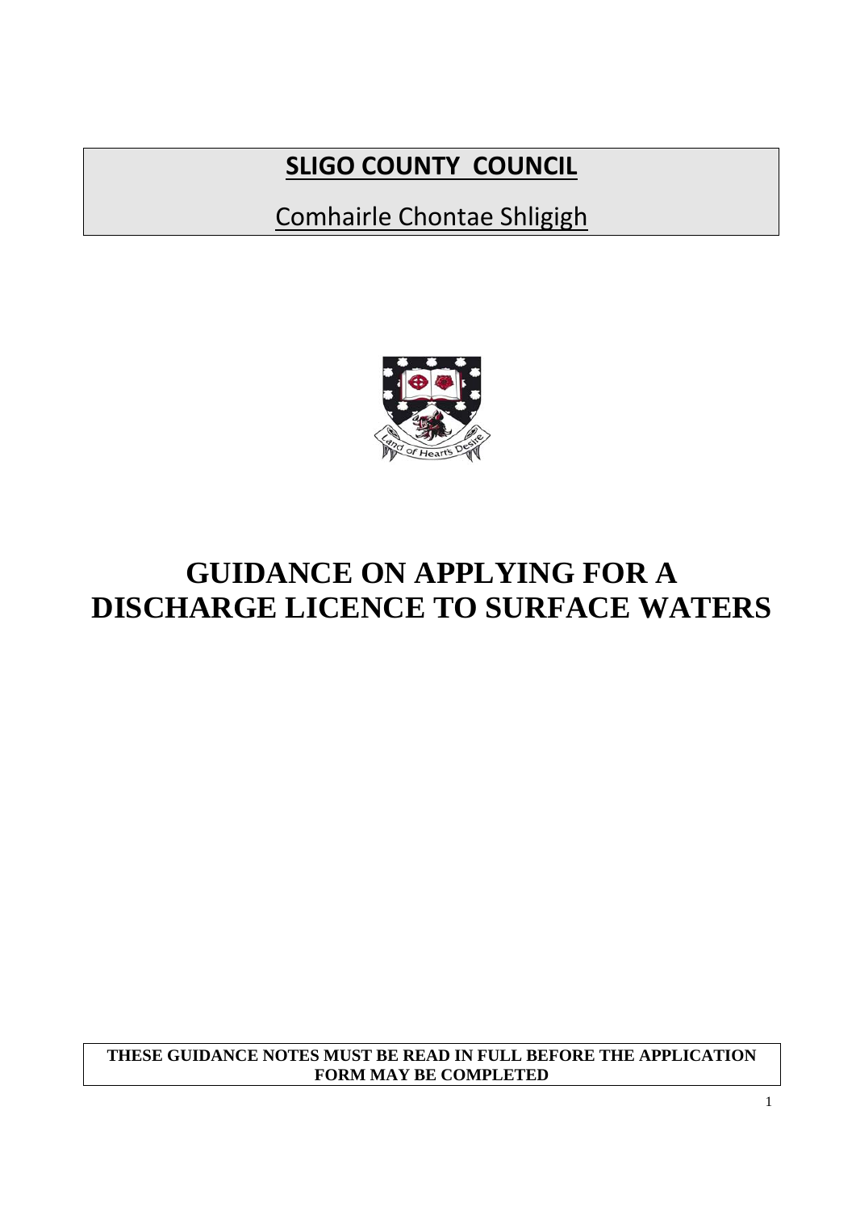**SLIGO COUNTY COUNCIL**

Comhairle Chontae Shligigh

# GUIDANCE ON APPLYING FOR A DISCHARGE LICENCE TO SURFACE WATERS

**THESE GUIDANCE NOTES MUST BE READ IN FULL BEFORE THE APPLICATION FORM MAY BE COMPLETED**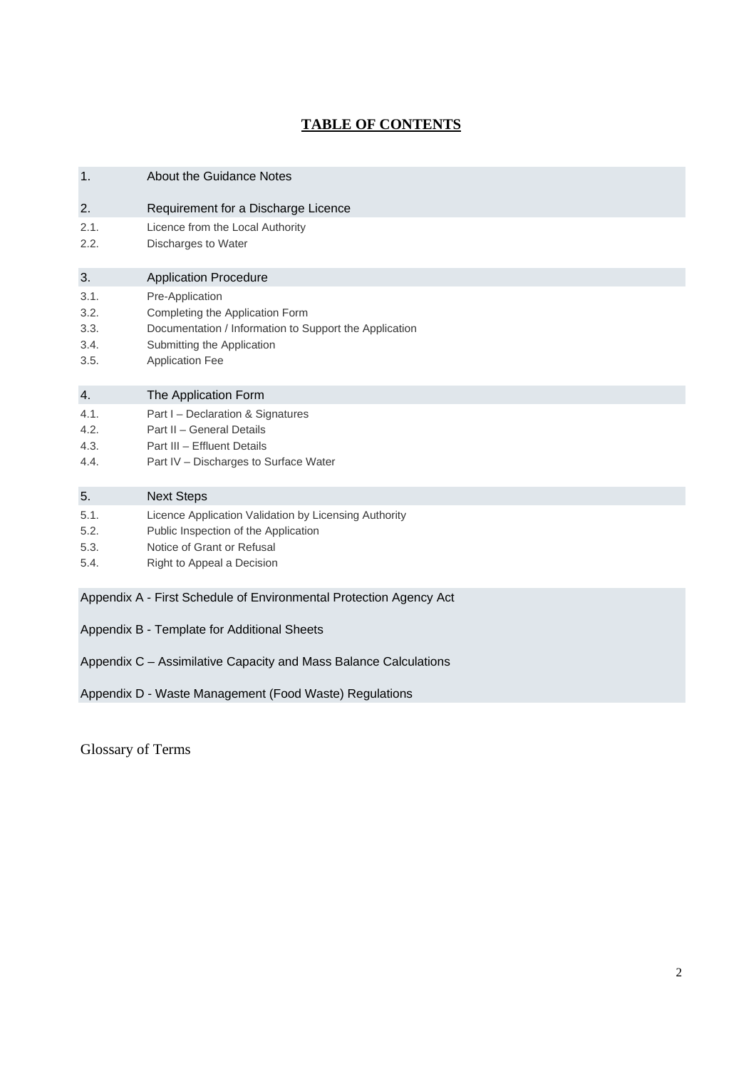# TABLE OF CONTENTS

| | |
|---|---|
| 1. | About the Guidance Notes |
| 2. | Requirement for a Discharge Licence |
| 2.1. | Licence from the Local Authority |
| 2.2. | Discharges to Water |
| 3. | Application Procedure |
| 3.1. | Pre-Application |
| 3.2. | Completing the Application Form |
| 3.3. | Documentation / Information to Support the Application |
| 3.4. | Submitting the Application |
| 3.5. | Application Fee |
| 4. | The Application Form |
| 4.1. | Part I – Declaration & Signatures |
| 4.2. | Part II – General Details |
| 4.3. | Part III – Effluent Details |
| 4.4. | Part IV – Discharges to Surface Water |
| 5. | Next Steps |
| 5.1. | Licence Application Validation by Licensing Authority |
| 5.2. | Public Inspection of the Application |
| 5.3. | Notice of Grant or Refusal |
| 5.4. | Right to Appeal a Decision |

Appendix A - First Schedule of Environmental Protection Agency Act

Appendix B - Template for Additional Sheets

Appendix C – Assimilative Capacity and Mass Balance Calculations

Appendix D - Waste Management (Food Waste) Regulations

Glossary of Terms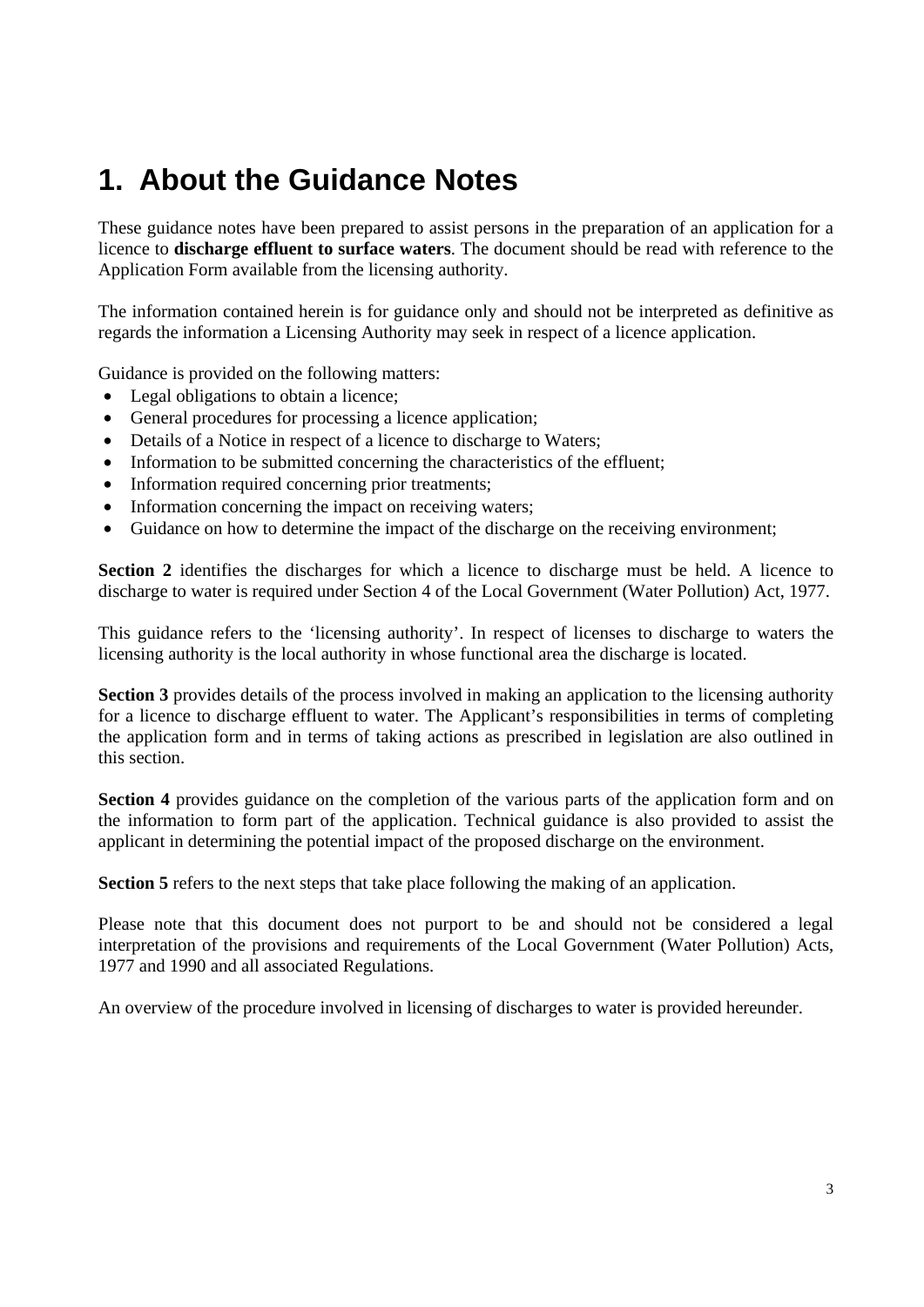# 1. About the Guidance Notes

These guidance notes have been prepared to assist persons in the preparation of an application for a licence to **discharge effluent to surface waters**. The document should be read with reference to the Application Form available from the licensing authority.

The information contained herein is for guidance only and should not be interpreted as definitive as regards the information a Licensing Authority may seek in respect of a licence application.

Guidance is provided on the following matters:

- Legal obligations to obtain a licence;
- General procedures for processing a licence application;
- Details of a Notice in respect of a licence to discharge to Waters;
- Information to be submitted concerning the characteristics of the effluent;
- Information required concerning prior treatments;
- Information concerning the impact on receiving waters;
- Guidance on how to determine the impact of the discharge on the receiving environment;

**Section 2** identifies the discharges for which a licence to discharge must be held. A licence to discharge to water is required under Section 4 of the Local Government (Water Pollution) Act, 1977.

This guidance refers to the 'licensing authority'. In respect of licenses to discharge to waters the licensing authority is the local authority in whose functional area the discharge is located.

**Section 3** provides details of the process involved in making an application to the licensing authority for a licence to discharge effluent to water. The Applicant's responsibilities in terms of completing the application form and in terms of taking actions as prescribed in legislation are also outlined in this section.

**Section 4** provides guidance on the completion of the various parts of the application form and on the information to form part of the application. Technical guidance is also provided to assist the applicant in determining the potential impact of the proposed discharge on the environment.

**Section 5** refers to the next steps that take place following the making of an application.

Please note that this document does not purport to be and should not be considered a legal interpretation of the provisions and requirements of the Local Government (Water Pollution) Acts, 1977 and 1990 and all associated Regulations.

An overview of the procedure involved in licensing of discharges to water is provided hereunder.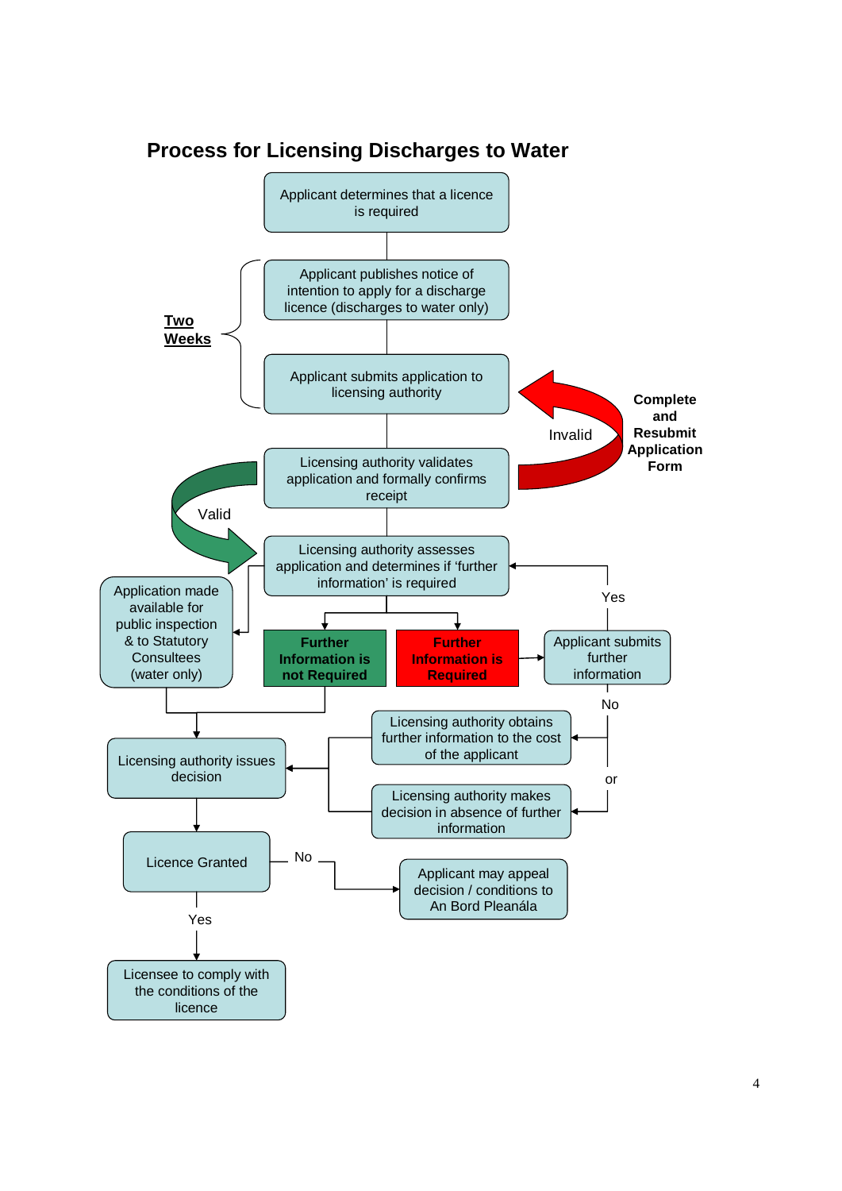# Process for Licensing Discharges to Water

Applicant determines that a licence is required

**Two Weeks**

Applicant publishes notice of intention to apply for a discharge licence (discharges to water only)

Applicant submits application to licensing authority

Licensing authority validates application and formally confirms receipt

Invalid — **Complete and Resubmit Application Form**

Valid

Licensing authority assesses application and determines if 'further information' is required

Application made available for public inspection & to Statutory Consultees (water only)

**Further Information is not Required**

**Further Information is Required**

Applicant submits further information

Yes

No

Licensing authority obtains further information to the cost of the applicant

or

Licensing authority makes decision in absence of further information

Licensing authority issues decision

Licence Granted

No

Applicant may appeal decision / conditions to An Bord Pleanála

Yes

Licensee to comply with the conditions of the licence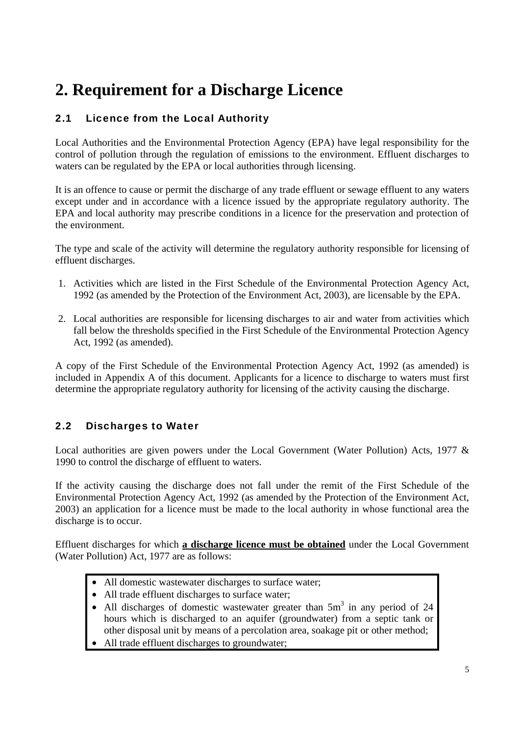# 2. Requirement for a Discharge Licence

## 2.1 Licence from the Local Authority

Local Authorities and the Environmental Protection Agency (EPA) have legal responsibility for the control of pollution through the regulation of emissions to the environment. Effluent discharges to waters can be regulated by the EPA or local authorities through licensing.

It is an offence to cause or permit the discharge of any trade effluent or sewage effluent to any waters except under and in accordance with a licence issued by the appropriate regulatory authority. The EPA and local authority may prescribe conditions in a licence for the preservation and protection of the environment.

The type and scale of the activity will determine the regulatory authority responsible for licensing of effluent discharges.

1. Activities which are listed in the First Schedule of the Environmental Protection Agency Act, 1992 (as amended by the Protection of the Environment Act, 2003), are licensable by the EPA.

2. Local authorities are responsible for licensing discharges to air and water from activities which fall below the thresholds specified in the First Schedule of the Environmental Protection Agency Act, 1992 (as amended).

A copy of the First Schedule of the Environmental Protection Agency Act, 1992 (as amended) is included in Appendix A of this document. Applicants for a licence to discharge to waters must first determine the appropriate regulatory authority for licensing of the activity causing the discharge.

## 2.2 Discharges to Water

Local authorities are given powers under the Local Government (Water Pollution) Acts, 1977 & 1990 to control the discharge of effluent to waters.

If the activity causing the discharge does not fall under the remit of the First Schedule of the Environmental Protection Agency Act, 1992 (as amended by the Protection of the Environment Act, 2003) an application for a licence must be made to the local authority in whose functional area the discharge is to occur.

Effluent discharges for which **a discharge licence must be obtained** under the Local Government (Water Pollution) Act, 1977 are as follows:

- All domestic wastewater discharges to surface water;
- All trade effluent discharges to surface water;
- All discharges of domestic wastewater greater than $5m^3$ in any period of 24 hours which is discharged to an aquifer (groundwater) from a septic tank or other disposal unit by means of a percolation area, soakage pit or other method;
- All trade effluent discharges to groundwater;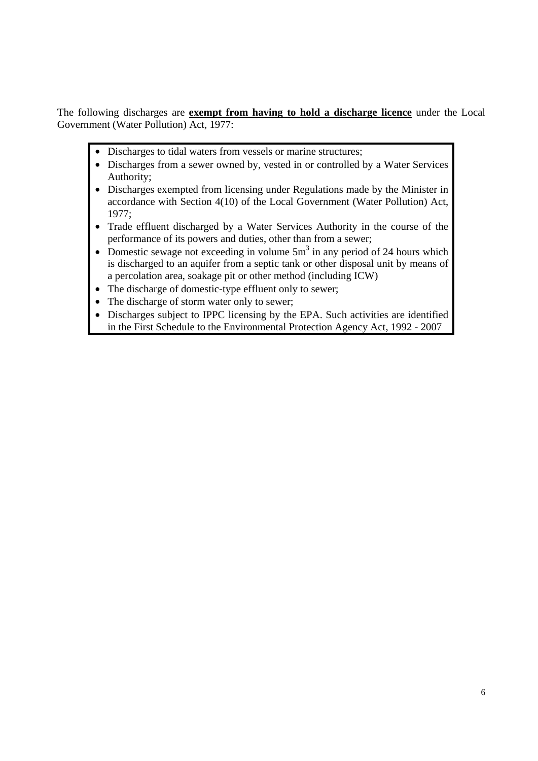The following discharges are **exempt from having to hold a discharge licence** under the Local Government (Water Pollution) Act, 1977:

- Discharges to tidal waters from vessels or marine structures;
- Discharges from a sewer owned by, vested in or controlled by a Water Services Authority;
- Discharges exempted from licensing under Regulations made by the Minister in accordance with Section 4(10) of the Local Government (Water Pollution) Act, 1977;
- Trade effluent discharged by a Water Services Authority in the course of the performance of its powers and duties, other than from a sewer;
- Domestic sewage not exceeding in volume $5m^3$ in any period of 24 hours which is discharged to an aquifer from a septic tank or other disposal unit by means of a percolation area, soakage pit or other method (including ICW)
- The discharge of domestic-type effluent only to sewer;
- The discharge of storm water only to sewer;
- Discharges subject to IPPC licensing by the EPA. Such activities are identified in the First Schedule to the Environmental Protection Agency Act, 1992 - 2007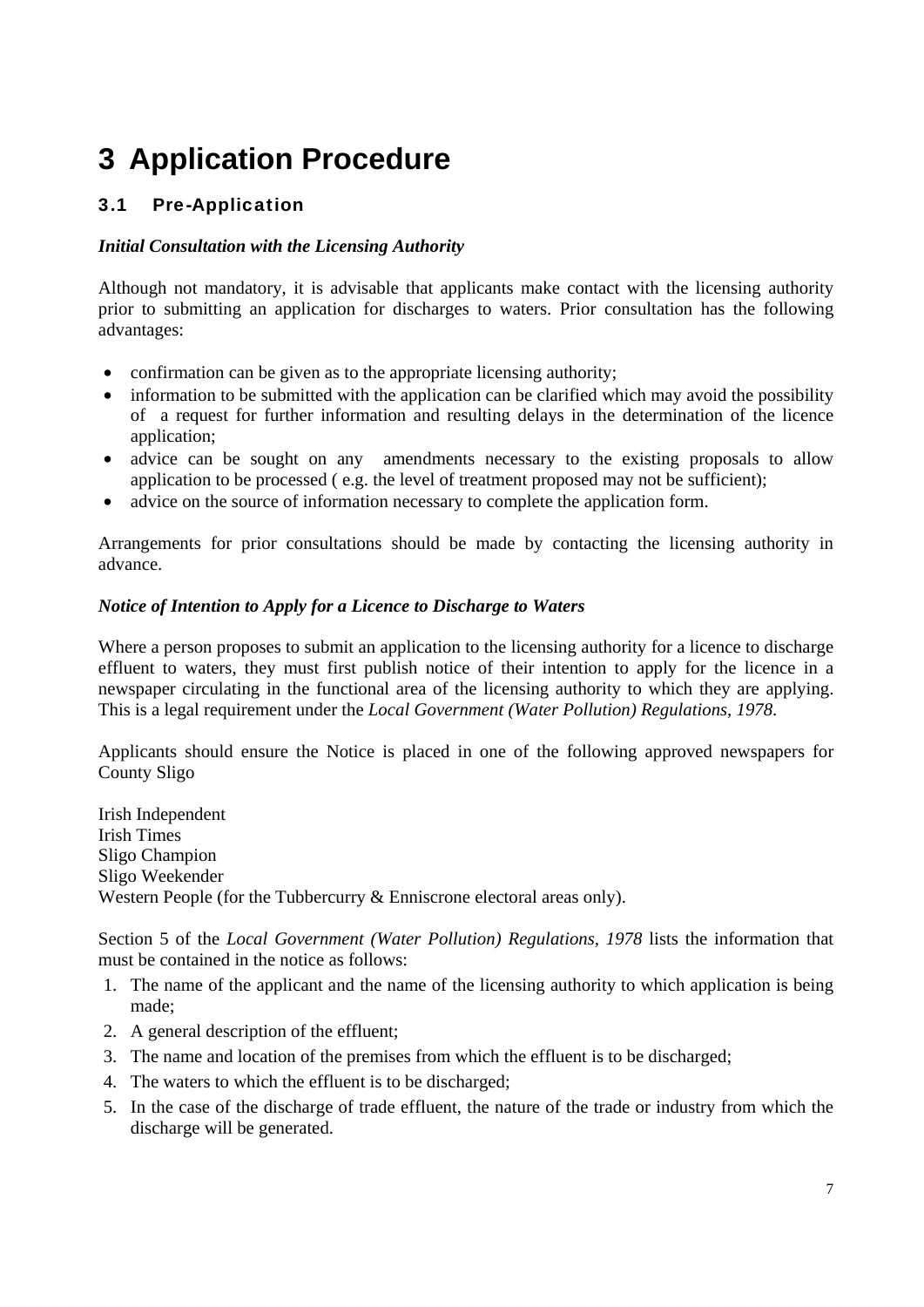# 3 Application Procedure

## 3.1 Pre-Application

***Initial Consultation with the Licensing Authority***

Although not mandatory, it is advisable that applicants make contact with the licensing authority prior to submitting an application for discharges to waters. Prior consultation has the following advantages:

- confirmation can be given as to the appropriate licensing authority;
- information to be submitted with the application can be clarified which may avoid the possibility of a request for further information and resulting delays in the determination of the licence application;
- advice can be sought on any amendments necessary to the existing proposals to allow application to be processed ( e.g. the level of treatment proposed may not be sufficient);
- advice on the source of information necessary to complete the application form.

Arrangements for prior consultations should be made by contacting the licensing authority in advance.

***Notice of Intention to Apply for a Licence to Discharge to Waters***

Where a person proposes to submit an application to the licensing authority for a licence to discharge effluent to waters, they must first publish notice of their intention to apply for the licence in a newspaper circulating in the functional area of the licensing authority to which they are applying. This is a legal requirement under the *Local Government (Water Pollution) Regulations, 1978*.

Applicants should ensure the Notice is placed in one of the following approved newspapers for County Sligo

Irish Independent
Irish Times
Sligo Champion
Sligo Weekender
Western People (for the Tubbercurry & Enniscrone electoral areas only).

Section 5 of the *Local Government (Water Pollution) Regulations, 1978* lists the information that must be contained in the notice as follows:

1. The name of the applicant and the name of the licensing authority to which application is being made;
2. A general description of the effluent;
3. The name and location of the premises from which the effluent is to be discharged;
4. The waters to which the effluent is to be discharged;
5. In the case of the discharge of trade effluent, the nature of the trade or industry from which the discharge will be generated.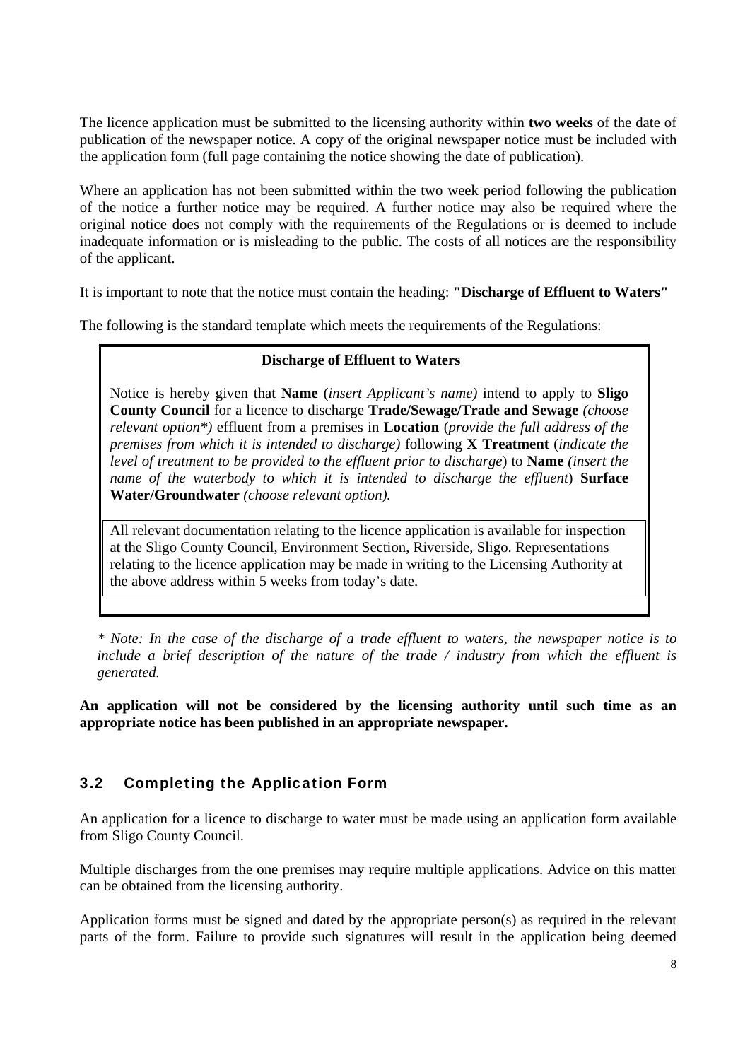The licence application must be submitted to the licensing authority within **two weeks** of the date of publication of the newspaper notice. A copy of the original newspaper notice must be included with the application form (full page containing the notice showing the date of publication).

Where an application has not been submitted within the two week period following the publication of the notice a further notice may be required. A further notice may also be required where the original notice does not comply with the requirements of the Regulations or is deemed to include inadequate information or is misleading to the public. The costs of all notices are the responsibility of the applicant.

It is important to note that the notice must contain the heading: **"Discharge of Effluent to Waters"**

The following is the standard template which meets the requirements of the Regulations:

> **Discharge of Effluent to Waters**
>
> Notice is hereby given that **Name** (*insert Applicant's name)* intend to apply to **Sligo County Council** for a licence to discharge **Trade/Sewage/Trade and Sewage** *(choose relevant option*)* effluent from a premises in **Location** (*provide the full address of the premises from which it is intended to discharge)* following **X Treatment** (*indicate the level of treatment to be provided to the effluent prior to discharge*) to **Name** *(insert the name of the waterbody to which it is intended to discharge the effluent*) **Surface Water/Groundwater** *(choose relevant option).*
>
> All relevant documentation relating to the licence application is available for inspection at the Sligo County Council, Environment Section, Riverside, Sligo. Representations relating to the licence application may be made in writing to the Licensing Authority at the above address within 5 weeks from today's date.

*\* Note: In the case of the discharge of a trade effluent to waters, the newspaper notice is to include a brief description of the nature of the trade / industry from which the effluent is generated.*

**An application will not be considered by the licensing authority until such time as an appropriate notice has been published in an appropriate newspaper.**

## 3.2 Completing the Application Form

An application for a licence to discharge to water must be made using an application form available from Sligo County Council.

Multiple discharges from the one premises may require multiple applications. Advice on this matter can be obtained from the licensing authority.

Application forms must be signed and dated by the appropriate person(s) as required in the relevant parts of the form. Failure to provide such signatures will result in the application being deemed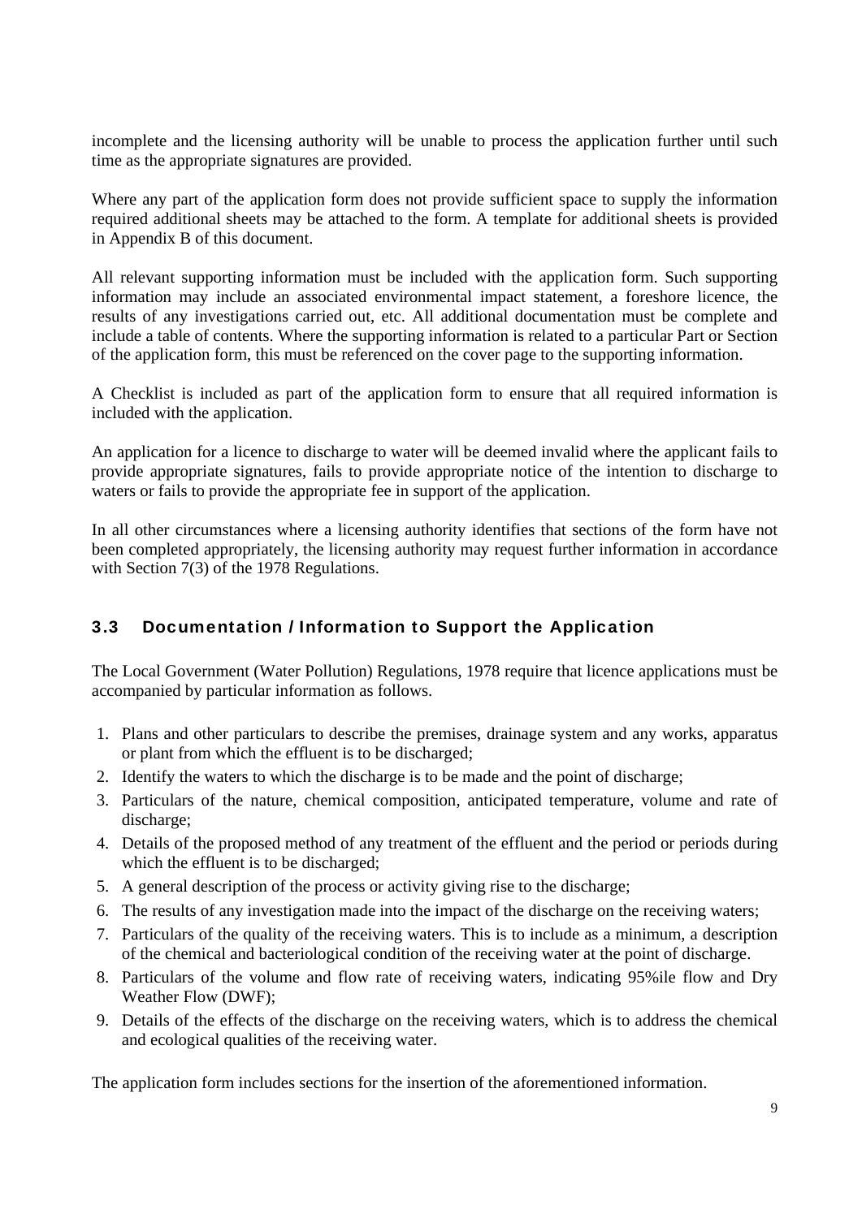incomplete and the licensing authority will be unable to process the application further until such time as the appropriate signatures are provided.

Where any part of the application form does not provide sufficient space to supply the information required additional sheets may be attached to the form. A template for additional sheets is provided in Appendix B of this document.

All relevant supporting information must be included with the application form. Such supporting information may include an associated environmental impact statement, a foreshore licence, the results of any investigations carried out, etc. All additional documentation must be complete and include a table of contents. Where the supporting information is related to a particular Part or Section of the application form, this must be referenced on the cover page to the supporting information.

A Checklist is included as part of the application form to ensure that all required information is included with the application.

An application for a licence to discharge to water will be deemed invalid where the applicant fails to provide appropriate signatures, fails to provide appropriate notice of the intention to discharge to waters or fails to provide the appropriate fee in support of the application.

In all other circumstances where a licensing authority identifies that sections of the form have not been completed appropriately, the licensing authority may request further information in accordance with Section 7(3) of the 1978 Regulations.

## 3.3 Documentation / Information to Support the Application

The Local Government (Water Pollution) Regulations, 1978 require that licence applications must be accompanied by particular information as follows.

1. Plans and other particulars to describe the premises, drainage system and any works, apparatus or plant from which the effluent is to be discharged;
2. Identify the waters to which the discharge is to be made and the point of discharge;
3. Particulars of the nature, chemical composition, anticipated temperature, volume and rate of discharge;
4. Details of the proposed method of any treatment of the effluent and the period or periods during which the effluent is to be discharged;
5. A general description of the process or activity giving rise to the discharge;
6. The results of any investigation made into the impact of the discharge on the receiving waters;
7. Particulars of the quality of the receiving waters. This is to include as a minimum, a description of the chemical and bacteriological condition of the receiving water at the point of discharge.
8. Particulars of the volume and flow rate of receiving waters, indicating 95%ile flow and Dry Weather Flow (DWF);
9. Details of the effects of the discharge on the receiving waters, which is to address the chemical and ecological qualities of the receiving water.

The application form includes sections for the insertion of the aforementioned information.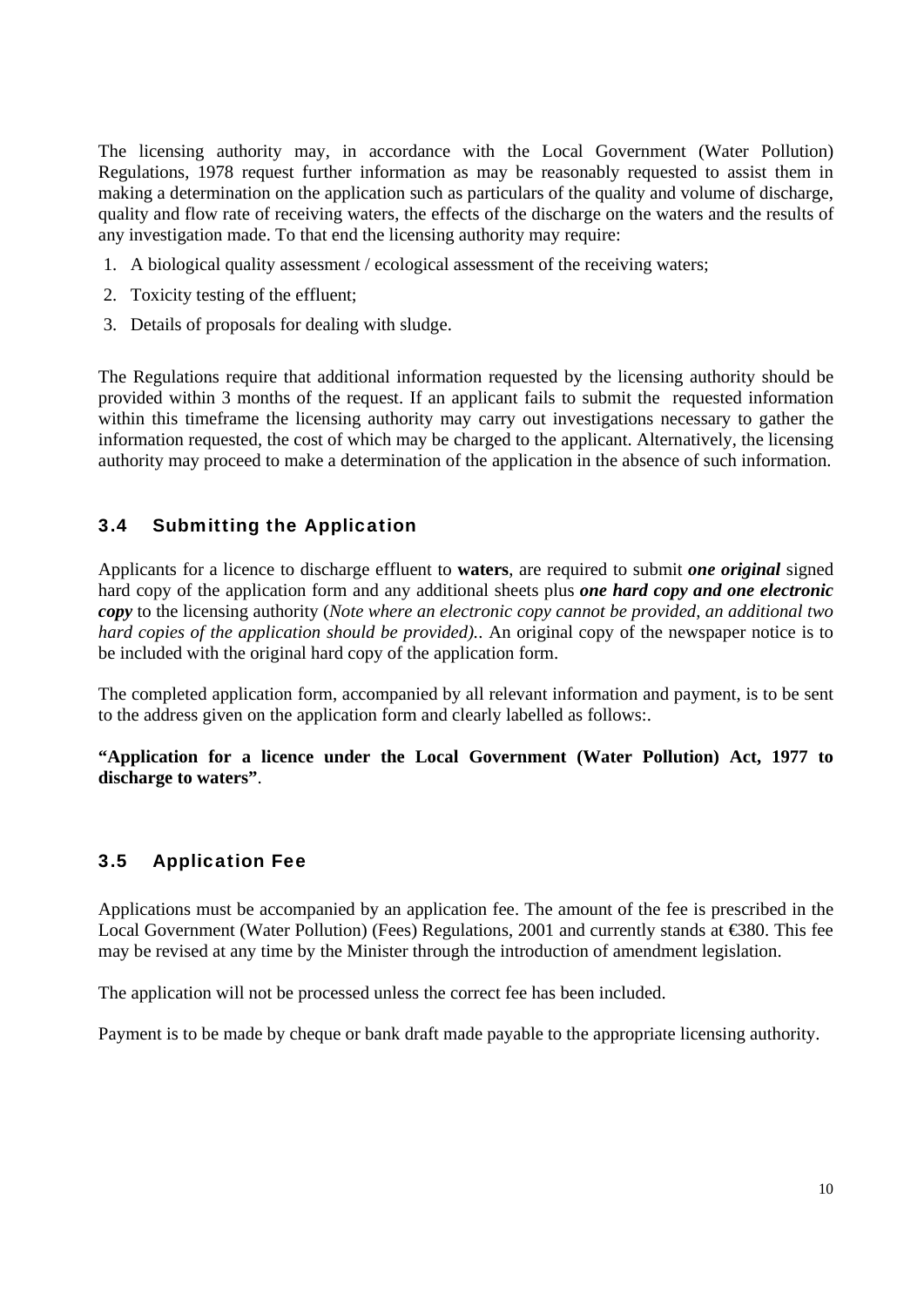The licensing authority may, in accordance with the Local Government (Water Pollution) Regulations, 1978 request further information as may be reasonably requested to assist them in making a determination on the application such as particulars of the quality and volume of discharge, quality and flow rate of receiving waters, the effects of the discharge on the waters and the results of any investigation made. To that end the licensing authority may require:

1. A biological quality assessment / ecological assessment of the receiving waters;
2. Toxicity testing of the effluent;
3. Details of proposals for dealing with sludge.

The Regulations require that additional information requested by the licensing authority should be provided within 3 months of the request. If an applicant fails to submit the requested information within this timeframe the licensing authority may carry out investigations necessary to gather the information requested, the cost of which may be charged to the applicant. Alternatively, the licensing authority may proceed to make a determination of the application in the absence of such information.

### 3.4 Submitting the Application

Applicants for a licence to discharge effluent to **waters**, are required to submit ***one original*** signed hard copy of the application form and any additional sheets plus ***one hard copy and one electronic copy*** to the licensing authority (*Note where an electronic copy cannot be provided, an additional two hard copies of the application should be provided).*. An original copy of the newspaper notice is to be included with the original hard copy of the application form.

The completed application form, accompanied by all relevant information and payment, is to be sent to the address given on the application form and clearly labelled as follows:.

**"Application for a licence under the Local Government (Water Pollution) Act, 1977 to discharge to waters"**.

### 3.5 Application Fee

Applications must be accompanied by an application fee. The amount of the fee is prescribed in the Local Government (Water Pollution) (Fees) Regulations, 2001 and currently stands at €380. This fee may be revised at any time by the Minister through the introduction of amendment legislation.

The application will not be processed unless the correct fee has been included.

Payment is to be made by cheque or bank draft made payable to the appropriate licensing authority.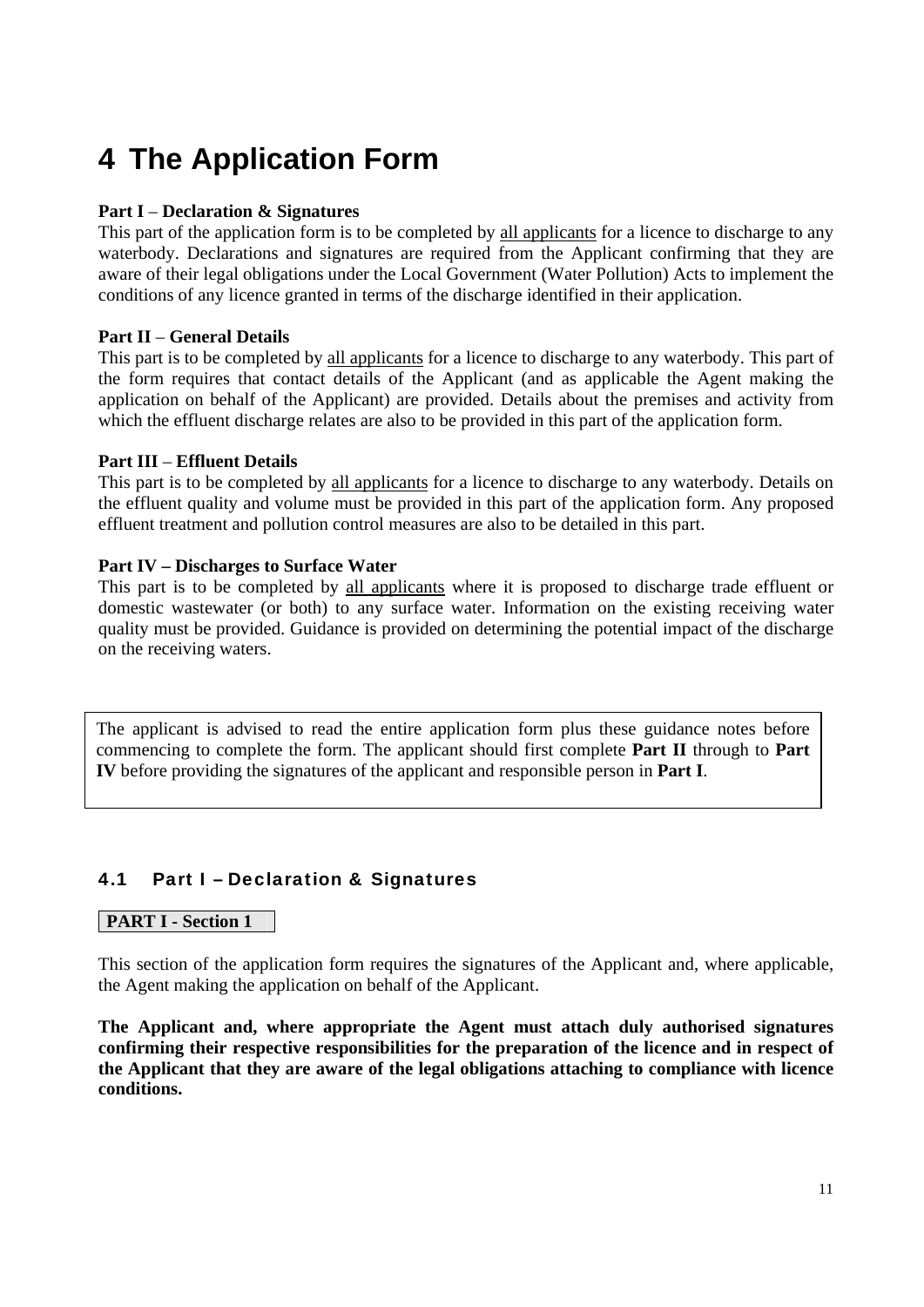# 4 The Application Form

**Part I** – **Declaration & Signatures**
This part of the application form is to be completed by all applicants for a licence to discharge to any waterbody. Declarations and signatures are required from the Applicant confirming that they are aware of their legal obligations under the Local Government (Water Pollution) Acts to implement the conditions of any licence granted in terms of the discharge identified in their application.

**Part II** – **General Details**
This part is to be completed by all applicants for a licence to discharge to any waterbody. This part of the form requires that contact details of the Applicant (and as applicable the Agent making the application on behalf of the Applicant) are provided. Details about the premises and activity from which the effluent discharge relates are also to be provided in this part of the application form.

**Part III** – **Effluent Details**
This part is to be completed by all applicants for a licence to discharge to any waterbody. Details on the effluent quality and volume must be provided in this part of the application form. Any proposed effluent treatment and pollution control measures are also to be detailed in this part.

**Part IV – Discharges to Surface Water**
This part is to be completed by all applicants where it is proposed to discharge trade effluent or domestic wastewater (or both) to any surface water. Information on the existing receiving water quality must be provided. Guidance is provided on determining the potential impact of the discharge on the receiving waters.

The applicant is advised to read the entire application form plus these guidance notes before commencing to complete the form. The applicant should first complete **Part II** through to **Part IV** before providing the signatures of the applicant and responsible person in **Part I**.

## 4.1 Part I – Declaration & Signatures

**PART I - Section 1**

This section of the application form requires the signatures of the Applicant and, where applicable, the Agent making the application on behalf of the Applicant.

**The Applicant and, where appropriate the Agent must attach duly authorised signatures confirming their respective responsibilities for the preparation of the licence and in respect of the Applicant that they are aware of the legal obligations attaching to compliance with licence conditions.**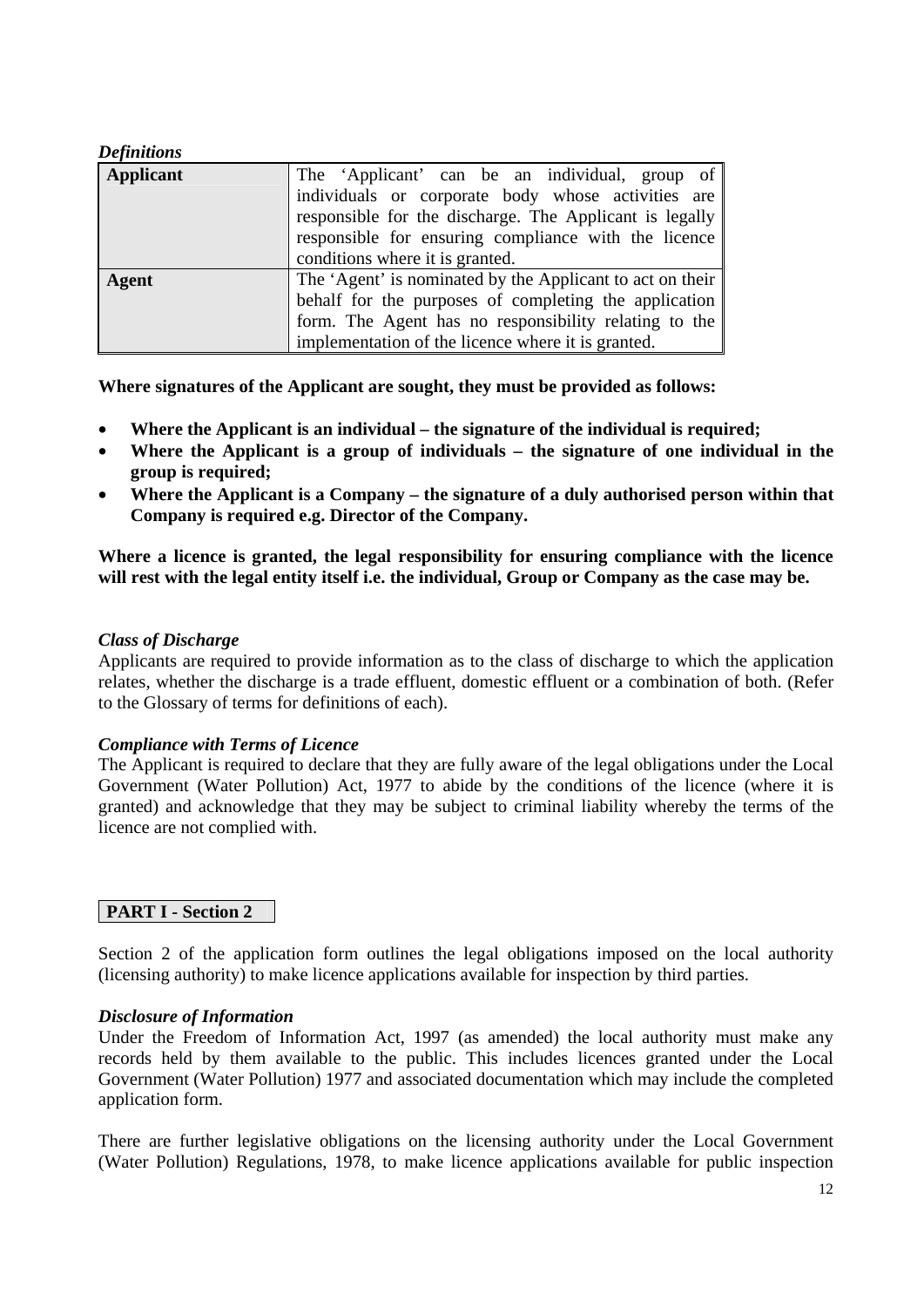***Definitions***

| | |
|---|---|
| **Applicant** | The 'Applicant' can be an individual, group of individuals or corporate body whose activities are responsible for the discharge. The Applicant is legally responsible for ensuring compliance with the licence conditions where it is granted. |
| **Agent** | The 'Agent' is nominated by the Applicant to act on their behalf for the purposes of completing the application form. The Agent has no responsibility relating to the implementation of the licence where it is granted. |

**Where signatures of the Applicant are sought, they must be provided as follows:**

- **Where the Applicant is an individual – the signature of the individual is required;**
- **Where the Applicant is a group of individuals – the signature of one individual in the group is required;**
- **Where the Applicant is a Company – the signature of a duly authorised person within that Company is required e.g. Director of the Company.**

**Where a licence is granted, the legal responsibility for ensuring compliance with the licence will rest with the legal entity itself i.e. the individual, Group or Company as the case may be.**

***Class of Discharge***

Applicants are required to provide information as to the class of discharge to which the application relates, whether the discharge is a trade effluent, domestic effluent or a combination of both. (Refer to the Glossary of terms for definitions of each).

***Compliance with Terms of Licence***

The Applicant is required to declare that they are fully aware of the legal obligations under the Local Government (Water Pollution) Act, 1977 to abide by the conditions of the licence (where it is granted) and acknowledge that they may be subject to criminal liability whereby the terms of the licence are not complied with.

## PART I - Section 2

Section 2 of the application form outlines the legal obligations imposed on the local authority (licensing authority) to make licence applications available for inspection by third parties.

***Disclosure of Information***

Under the Freedom of Information Act, 1997 (as amended) the local authority must make any records held by them available to the public. This includes licences granted under the Local Government (Water Pollution) 1977 and associated documentation which may include the completed application form.

There are further legislative obligations on the licensing authority under the Local Government (Water Pollution) Regulations, 1978, to make licence applications available for public inspection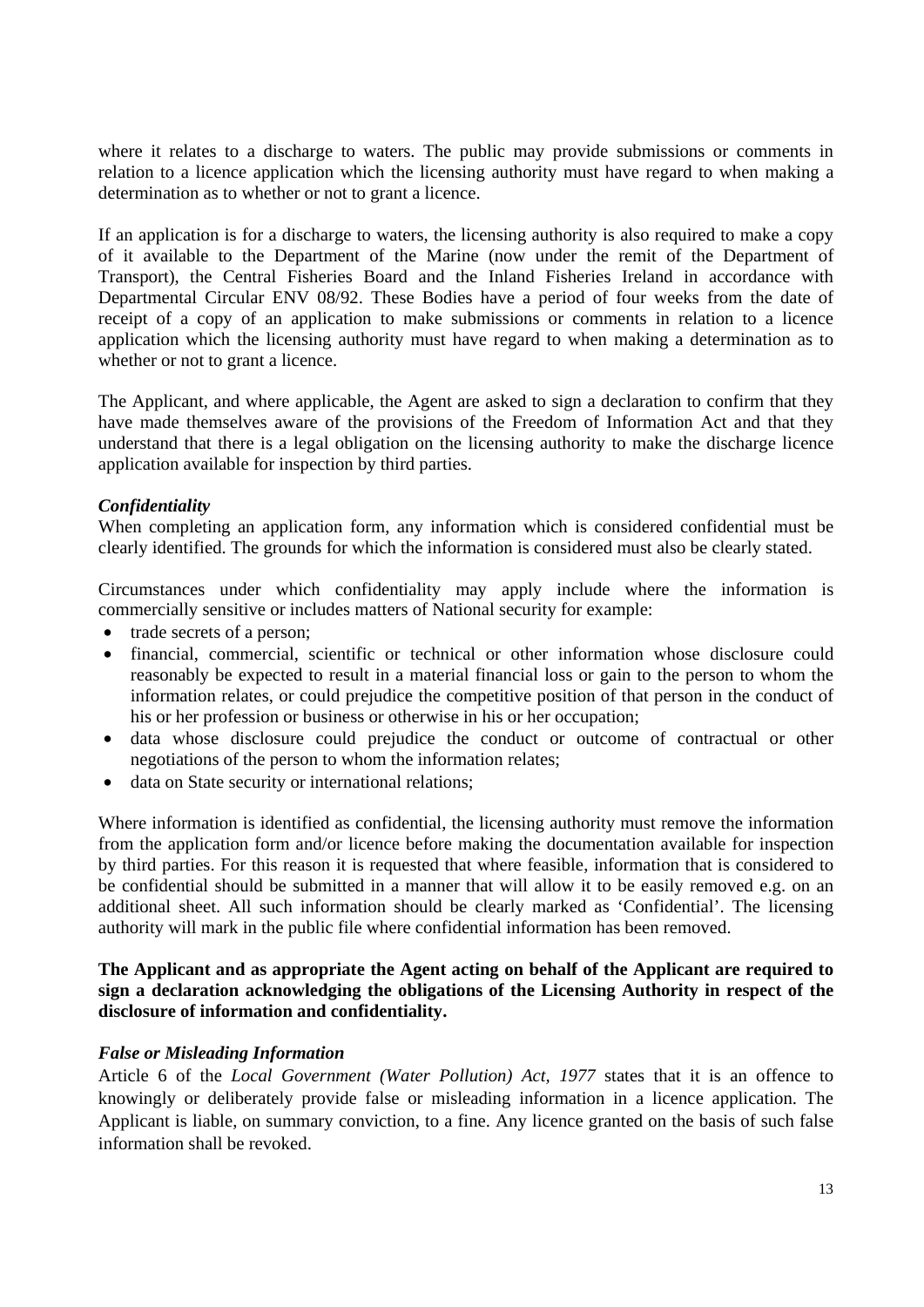where it relates to a discharge to waters. The public may provide submissions or comments in relation to a licence application which the licensing authority must have regard to when making a determination as to whether or not to grant a licence.

If an application is for a discharge to waters, the licensing authority is also required to make a copy of it available to the Department of the Marine (now under the remit of the Department of Transport), the Central Fisheries Board and the Inland Fisheries Ireland in accordance with Departmental Circular ENV 08/92. These Bodies have a period of four weeks from the date of receipt of a copy of an application to make submissions or comments in relation to a licence application which the licensing authority must have regard to when making a determination as to whether or not to grant a licence.

The Applicant, and where applicable, the Agent are asked to sign a declaration to confirm that they have made themselves aware of the provisions of the Freedom of Information Act and that they understand that there is a legal obligation on the licensing authority to make the discharge licence application available for inspection by third parties.

***Confidentiality***

When completing an application form, any information which is considered confidential must be clearly identified. The grounds for which the information is considered must also be clearly stated.

Circumstances under which confidentiality may apply include where the information is commercially sensitive or includes matters of National security for example:

- trade secrets of a person;
- financial, commercial, scientific or technical or other information whose disclosure could reasonably be expected to result in a material financial loss or gain to the person to whom the information relates, or could prejudice the competitive position of that person in the conduct of his or her profession or business or otherwise in his or her occupation;
- data whose disclosure could prejudice the conduct or outcome of contractual or other negotiations of the person to whom the information relates;
- data on State security or international relations;

Where information is identified as confidential, the licensing authority must remove the information from the application form and/or licence before making the documentation available for inspection by third parties. For this reason it is requested that where feasible, information that is considered to be confidential should be submitted in a manner that will allow it to be easily removed e.g. on an additional sheet. All such information should be clearly marked as 'Confidential'. The licensing authority will mark in the public file where confidential information has been removed.

**The Applicant and as appropriate the Agent acting on behalf of the Applicant are required to sign a declaration acknowledging the obligations of the Licensing Authority in respect of the disclosure of information and confidentiality.**

***False or Misleading Information***

Article 6 of the *Local Government (Water Pollution) Act, 1977* states that it is an offence to knowingly or deliberately provide false or misleading information in a licence application. The Applicant is liable, on summary conviction, to a fine. Any licence granted on the basis of such false information shall be revoked.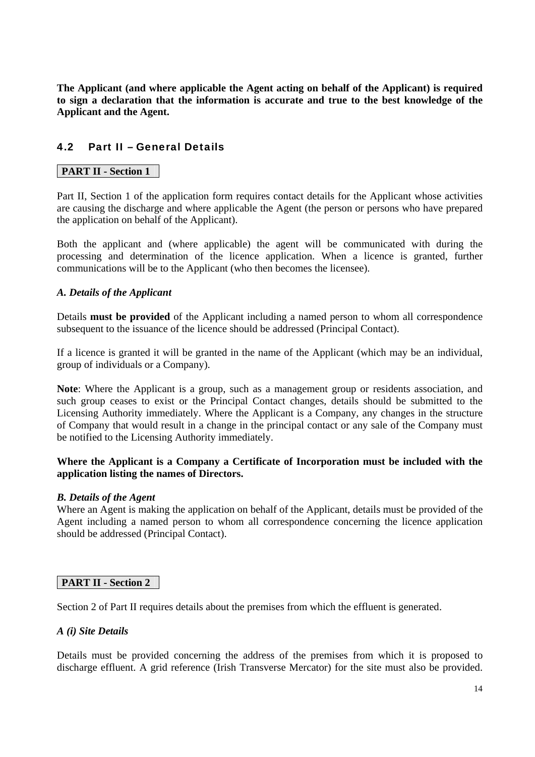**The Applicant (and where applicable the Agent acting on behalf of the Applicant) is required to sign a declaration that the information is accurate and true to the best knowledge of the Applicant and the Agent.**

## 4.2 Part II – General Details

**PART II - Section 1**

Part II, Section 1 of the application form requires contact details for the Applicant whose activities are causing the discharge and where applicable the Agent (the person or persons who have prepared the application on behalf of the Applicant).

Both the applicant and (where applicable) the agent will be communicated with during the processing and determination of the licence application. When a licence is granted, further communications will be to the Applicant (who then becomes the licensee).

***A. Details of the Applicant***

Details **must be provided** of the Applicant including a named person to whom all correspondence subsequent to the issuance of the licence should be addressed (Principal Contact).

If a licence is granted it will be granted in the name of the Applicant (which may be an individual, group of individuals or a Company).

**Note**: Where the Applicant is a group, such as a management group or residents association, and such group ceases to exist or the Principal Contact changes, details should be submitted to the Licensing Authority immediately. Where the Applicant is a Company, any changes in the structure of Company that would result in a change in the principal contact or any sale of the Company must be notified to the Licensing Authority immediately.

**Where the Applicant is a Company a Certificate of Incorporation must be included with the application listing the names of Directors.**

***B. Details of the Agent***

Where an Agent is making the application on behalf of the Applicant, details must be provided of the Agent including a named person to whom all correspondence concerning the licence application should be addressed (Principal Contact).

**PART II - Section 2**

Section 2 of Part II requires details about the premises from which the effluent is generated.

***A (i) Site Details***

Details must be provided concerning the address of the premises from which it is proposed to discharge effluent. A grid reference (Irish Transverse Mercator) for the site must also be provided.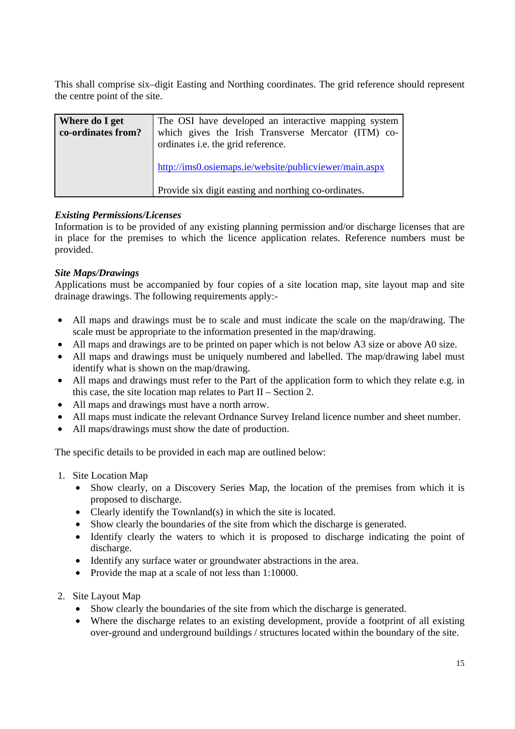This shall comprise six–digit Easting and Northing coordinates. The grid reference should represent the centre point of the site.

| **Where do I get co-ordinates from?** | The OSI have developed an interactive mapping system which gives the Irish Transverse Mercator (ITM) co-ordinates i.e. the grid reference.<br><br>http://ims0.osiemaps.ie/website/publicviewer/main.aspx<br><br>Provide six digit easting and northing co-ordinates. |
|---|---|

***Existing Permissions/Licenses***

Information is to be provided of any existing planning permission and/or discharge licenses that are in place for the premises to which the licence application relates. Reference numbers must be provided.

***Site Maps/Drawings***

Applications must be accompanied by four copies of a site location map, site layout map and site drainage drawings. The following requirements apply:-

- All maps and drawings must be to scale and must indicate the scale on the map/drawing. The scale must be appropriate to the information presented in the map/drawing.
- All maps and drawings are to be printed on paper which is not below A3 size or above A0 size.
- All maps and drawings must be uniquely numbered and labelled. The map/drawing label must identify what is shown on the map/drawing.
- All maps and drawings must refer to the Part of the application form to which they relate e.g. in this case, the site location map relates to Part II – Section 2.
- All maps and drawings must have a north arrow.
- All maps must indicate the relevant Ordnance Survey Ireland licence number and sheet number.
- All maps/drawings must show the date of production.

The specific details to be provided in each map are outlined below:

1. Site Location Map
   - Show clearly, on a Discovery Series Map, the location of the premises from which it is proposed to discharge.
   - Clearly identify the Townland(s) in which the site is located.
   - Show clearly the boundaries of the site from which the discharge is generated.
   - Identify clearly the waters to which it is proposed to discharge indicating the point of discharge.
   - Identify any surface water or groundwater abstractions in the area.
   - Provide the map at a scale of not less than 1:10000.

2. Site Layout Map
   - Show clearly the boundaries of the site from which the discharge is generated.
   - Where the discharge relates to an existing development, provide a footprint of all existing over-ground and underground buildings / structures located within the boundary of the site.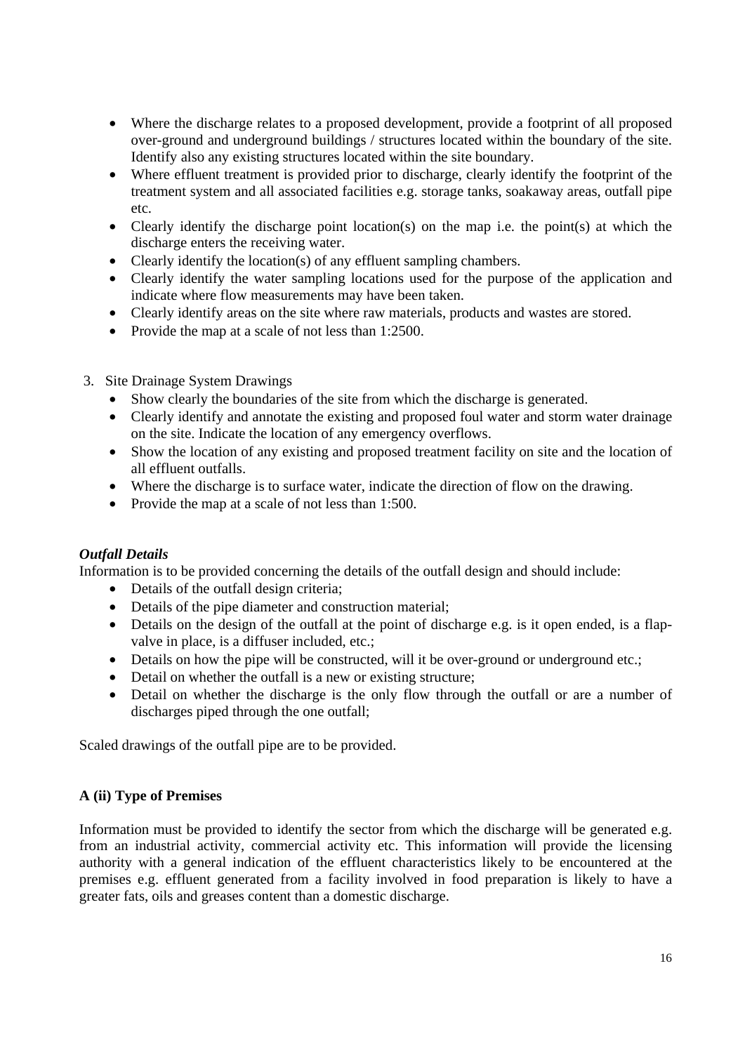- Where the discharge relates to a proposed development, provide a footprint of all proposed over-ground and underground buildings / structures located within the boundary of the site. Identify also any existing structures located within the site boundary.
- Where effluent treatment is provided prior to discharge, clearly identify the footprint of the treatment system and all associated facilities e.g. storage tanks, soakaway areas, outfall pipe etc.
- Clearly identify the discharge point location(s) on the map i.e. the point(s) at which the discharge enters the receiving water.
- Clearly identify the location(s) of any effluent sampling chambers.
- Clearly identify the water sampling locations used for the purpose of the application and indicate where flow measurements may have been taken.
- Clearly identify areas on the site where raw materials, products and wastes are stored.
- Provide the map at a scale of not less than 1:2500.

3. Site Drainage System Drawings
   - Show clearly the boundaries of the site from which the discharge is generated.
   - Clearly identify and annotate the existing and proposed foul water and storm water drainage on the site. Indicate the location of any emergency overflows.
   - Show the location of any existing and proposed treatment facility on site and the location of all effluent outfalls.
   - Where the discharge is to surface water, indicate the direction of flow on the drawing.
   - Provide the map at a scale of not less than 1:500.

***Outfall Details***

Information is to be provided concerning the details of the outfall design and should include:

- Details of the outfall design criteria;
- Details of the pipe diameter and construction material;
- Details on the design of the outfall at the point of discharge e.g. is it open ended, is a flap-valve in place, is a diffuser included, etc.;
- Details on how the pipe will be constructed, will it be over-ground or underground etc.;
- Detail on whether the outfall is a new or existing structure;
- Detail on whether the discharge is the only flow through the outfall or are a number of discharges piped through the one outfall;

Scaled drawings of the outfall pipe are to be provided.

**A (ii) Type of Premises**

Information must be provided to identify the sector from which the discharge will be generated e.g. from an industrial activity, commercial activity etc. This information will provide the licensing authority with a general indication of the effluent characteristics likely to be encountered at the premises e.g. effluent generated from a facility involved in food preparation is likely to have a greater fats, oils and greases content than a domestic discharge.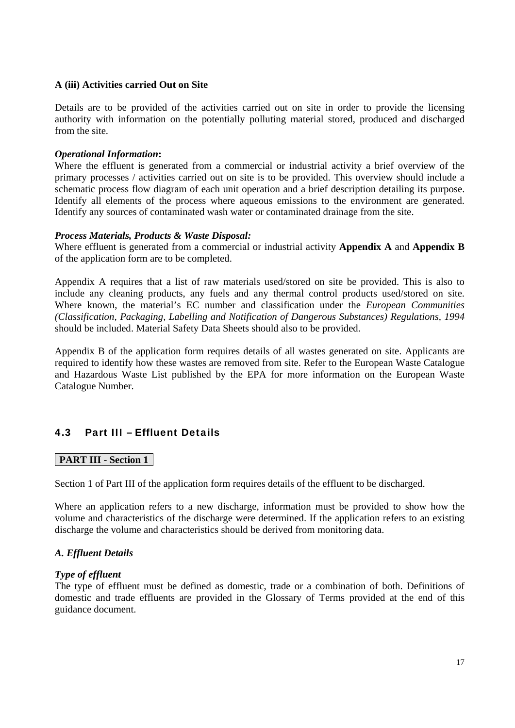**A (iii) Activities carried Out on Site**

Details are to be provided of the activities carried out on site in order to provide the licensing authority with information on the potentially polluting material stored, produced and discharged from the site.

***Operational Information*:**
Where the effluent is generated from a commercial or industrial activity a brief overview of the primary processes / activities carried out on site is to be provided. This overview should include a schematic process flow diagram of each unit operation and a brief description detailing its purpose. Identify all elements of the process where aqueous emissions to the environment are generated. Identify any sources of contaminated wash water or contaminated drainage from the site.

***Process Materials, Products & Waste Disposal:***
Where effluent is generated from a commercial or industrial activity **Appendix A** and **Appendix B** of the application form are to be completed.

Appendix A requires that a list of raw materials used/stored on site be provided. This is also to include any cleaning products, any fuels and any thermal control products used/stored on site. Where known, the material's EC number and classification under the *European Communities (Classification, Packaging, Labelling and Notification of Dangerous Substances) Regulations, 1994* should be included. Material Safety Data Sheets should also to be provided.

Appendix B of the application form requires details of all wastes generated on site. Applicants are required to identify how these wastes are removed from site. Refer to the European Waste Catalogue and Hazardous Waste List published by the EPA for more information on the European Waste Catalogue Number.

## 4.3 Part III – Effluent Details

**PART III - Section 1**

Section 1 of Part III of the application form requires details of the effluent to be discharged.

Where an application refers to a new discharge, information must be provided to show how the volume and characteristics of the discharge were determined. If the application refers to an existing discharge the volume and characteristics should be derived from monitoring data.

***A. Effluent Details***

***Type of effluent***
The type of effluent must be defined as domestic, trade or a combination of both. Definitions of domestic and trade effluents are provided in the Glossary of Terms provided at the end of this guidance document.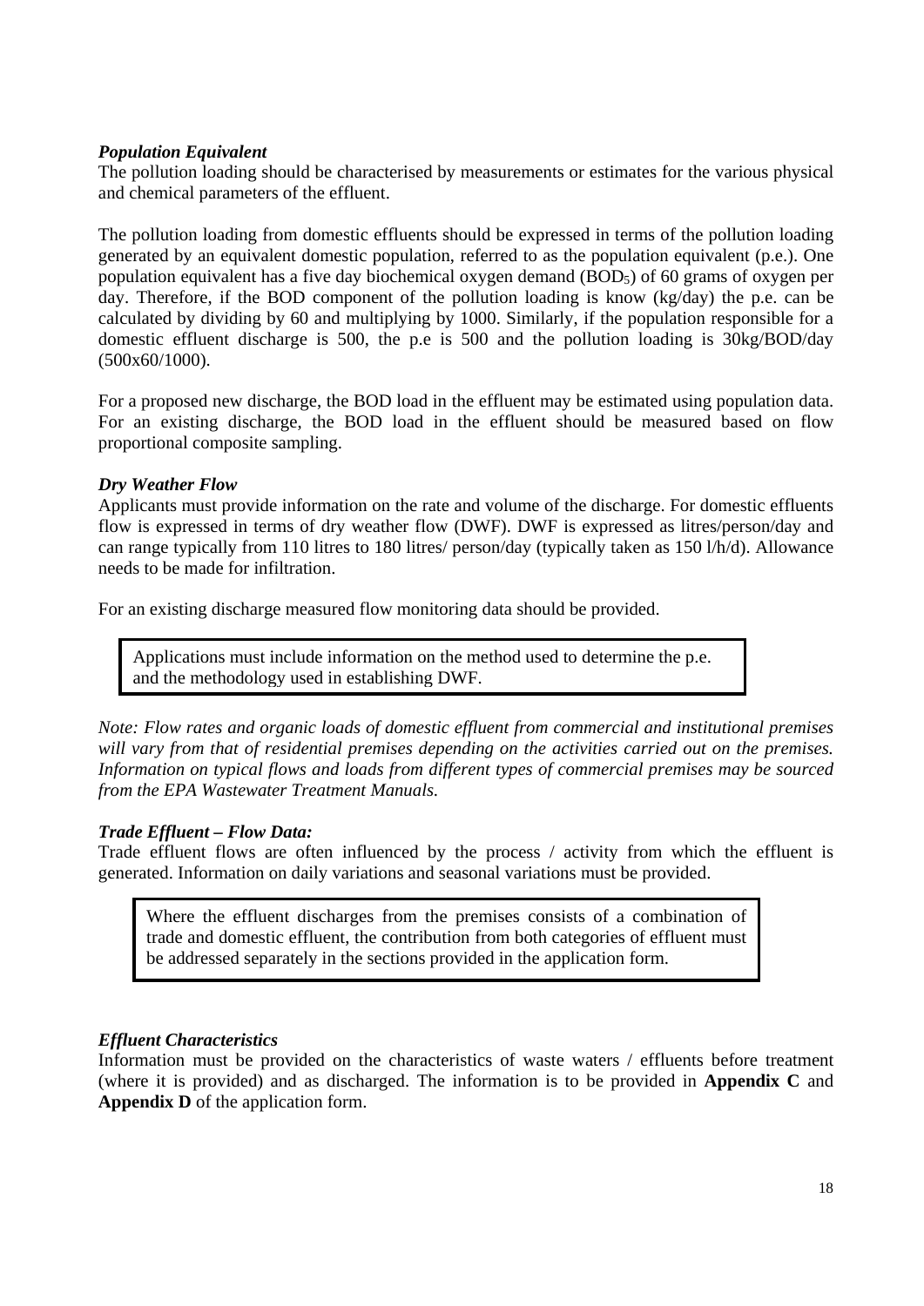***Population Equivalent***

The pollution loading should be characterised by measurements or estimates for the various physical and chemical parameters of the effluent.

The pollution loading from domestic effluents should be expressed in terms of the pollution loading generated by an equivalent domestic population, referred to as the population equivalent (p.e.). One population equivalent has a five day biochemical oxygen demand ($BOD_5$) of 60 grams of oxygen per day. Therefore, if the BOD component of the pollution loading is know (kg/day) the p.e. can be calculated by dividing by 60 and multiplying by 1000. Similarly, if the population responsible for a domestic effluent discharge is 500, the p.e is 500 and the pollution loading is 30kg/BOD/day (500x60/1000).

For a proposed new discharge, the BOD load in the effluent may be estimated using population data. For an existing discharge, the BOD load in the effluent should be measured based on flow proportional composite sampling.

***Dry Weather Flow***

Applicants must provide information on the rate and volume of the discharge. For domestic effluents flow is expressed in terms of dry weather flow (DWF). DWF is expressed as litres/person/day and can range typically from 110 litres to 180 litres/ person/day (typically taken as 150 l/h/d). Allowance needs to be made for infiltration.

For an existing discharge measured flow monitoring data should be provided.

> Applications must include information on the method used to determine the p.e. and the methodology used in establishing DWF.

*Note: Flow rates and organic loads of domestic effluent from commercial and institutional premises will vary from that of residential premises depending on the activities carried out on the premises. Information on typical flows and loads from different types of commercial premises may be sourced from the EPA Wastewater Treatment Manuals.*

***Trade Effluent – Flow Data:***

Trade effluent flows are often influenced by the process / activity from which the effluent is generated. Information on daily variations and seasonal variations must be provided.

> Where the effluent discharges from the premises consists of a combination of trade and domestic effluent, the contribution from both categories of effluent must be addressed separately in the sections provided in the application form.

***Effluent Characteristics***

Information must be provided on the characteristics of waste waters / effluents before treatment (where it is provided) and as discharged. The information is to be provided in **Appendix C** and **Appendix D** of the application form.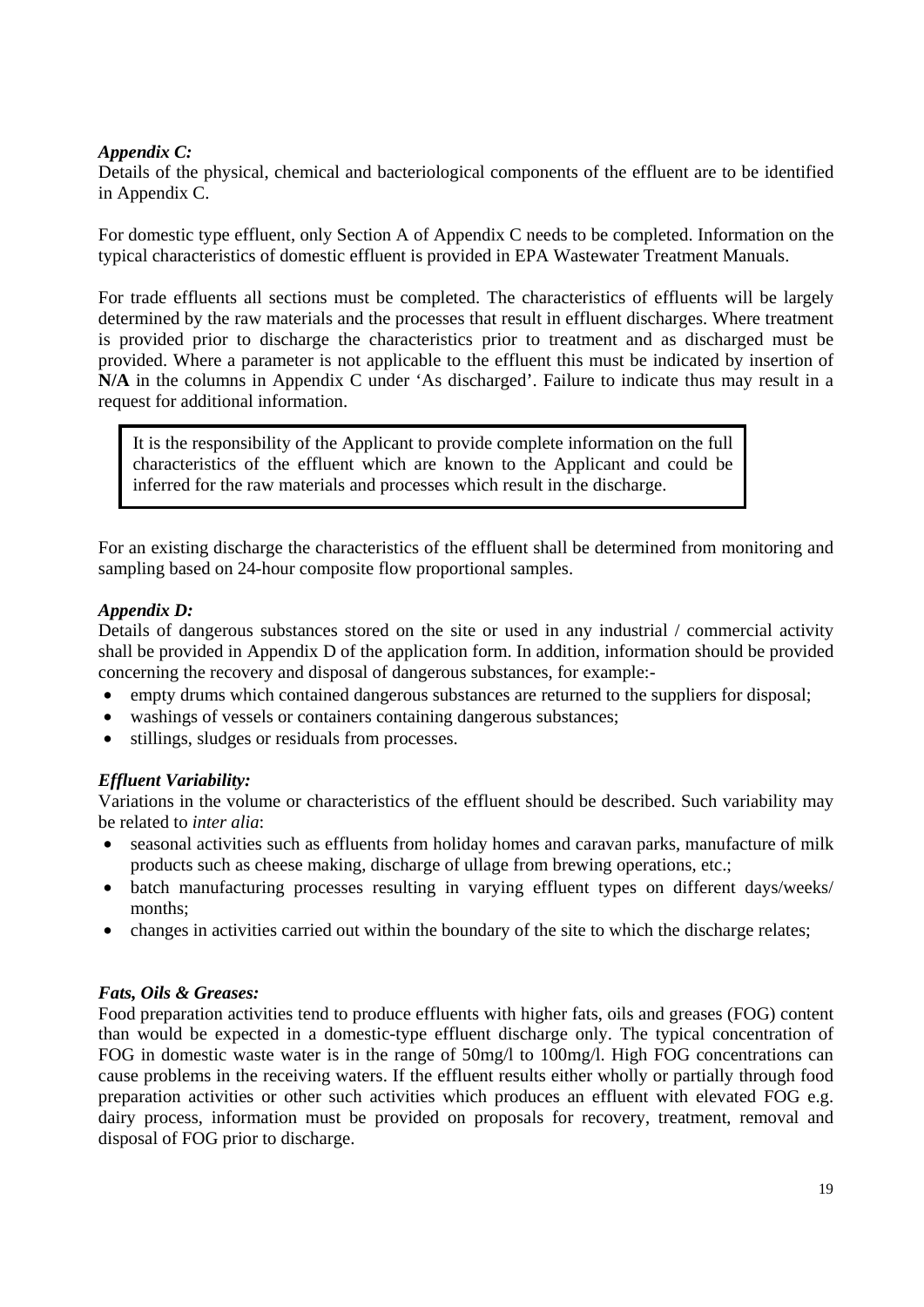*Appendix C:*

Details of the physical, chemical and bacteriological components of the effluent are to be identified in Appendix C.

For domestic type effluent, only Section A of Appendix C needs to be completed. Information on the typical characteristics of domestic effluent is provided in EPA Wastewater Treatment Manuals.

For trade effluents all sections must be completed. The characteristics of effluents will be largely determined by the raw materials and the processes that result in effluent discharges. Where treatment is provided prior to discharge the characteristics prior to treatment and as discharged must be provided. Where a parameter is not applicable to the effluent this must be indicated by insertion of **N/A** in the columns in Appendix C under 'As discharged'. Failure to indicate thus may result in a request for additional information.

> It is the responsibility of the Applicant to provide complete information on the full characteristics of the effluent which are known to the Applicant and could be inferred for the raw materials and processes which result in the discharge.

For an existing discharge the characteristics of the effluent shall be determined from monitoring and sampling based on 24-hour composite flow proportional samples.

*Appendix D:*

Details of dangerous substances stored on the site or used in any industrial / commercial activity shall be provided in Appendix D of the application form. In addition, information should be provided concerning the recovery and disposal of dangerous substances, for example:-

- empty drums which contained dangerous substances are returned to the suppliers for disposal;
- washings of vessels or containers containing dangerous substances;
- stillings, sludges or residuals from processes.

*Effluent Variability:*

Variations in the volume or characteristics of the effluent should be described. Such variability may be related to *inter alia*:

- seasonal activities such as effluents from holiday homes and caravan parks, manufacture of milk products such as cheese making, discharge of ullage from brewing operations, etc.;
- batch manufacturing processes resulting in varying effluent types on different days/weeks/ months;
- changes in activities carried out within the boundary of the site to which the discharge relates;

*Fats, Oils & Greases:*

Food preparation activities tend to produce effluents with higher fats, oils and greases (FOG) content than would be expected in a domestic-type effluent discharge only. The typical concentration of FOG in domestic waste water is in the range of 50mg/l to 100mg/l. High FOG concentrations can cause problems in the receiving waters. If the effluent results either wholly or partially through food preparation activities or other such activities which produces an effluent with elevated FOG e.g. dairy process, information must be provided on proposals for recovery, treatment, removal and disposal of FOG prior to discharge.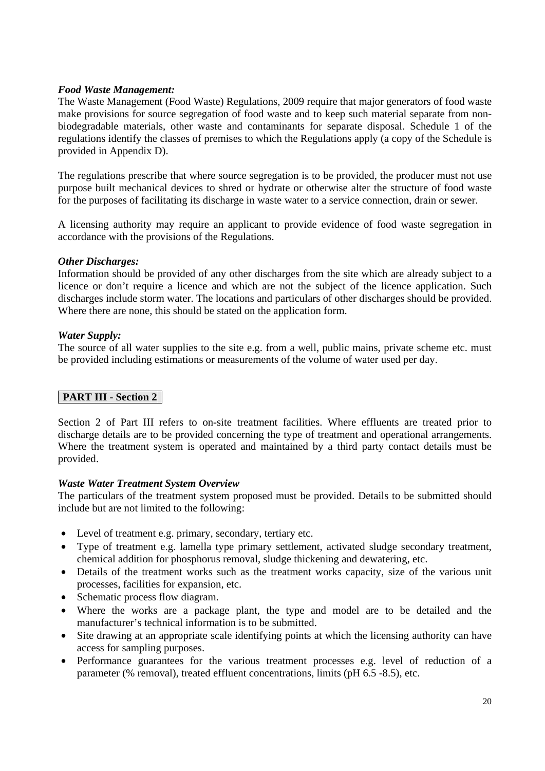***Food Waste Management:***

The Waste Management (Food Waste) Regulations, 2009 require that major generators of food waste make provisions for source segregation of food waste and to keep such material separate from non-biodegradable materials, other waste and contaminants for separate disposal. Schedule 1 of the regulations identify the classes of premises to which the Regulations apply (a copy of the Schedule is provided in Appendix D).

The regulations prescribe that where source segregation is to be provided, the producer must not use purpose built mechanical devices to shred or hydrate or otherwise alter the structure of food waste for the purposes of facilitating its discharge in waste water to a service connection, drain or sewer.

A licensing authority may require an applicant to provide evidence of food waste segregation in accordance with the provisions of the Regulations.

***Other Discharges:***

Information should be provided of any other discharges from the site which are already subject to a licence or don't require a licence and which are not the subject of the licence application. Such discharges include storm water. The locations and particulars of other discharges should be provided. Where there are none, this should be stated on the application form.

***Water Supply:***

The source of all water supplies to the site e.g. from a well, public mains, private scheme etc. must be provided including estimations or measurements of the volume of water used per day.

## PART III - Section 2

Section 2 of Part III refers to on-site treatment facilities. Where effluents are treated prior to discharge details are to be provided concerning the type of treatment and operational arrangements. Where the treatment system is operated and maintained by a third party contact details must be provided.

***Waste Water Treatment System Overview***

The particulars of the treatment system proposed must be provided. Details to be submitted should include but are not limited to the following:

- Level of treatment e.g. primary, secondary, tertiary etc.
- Type of treatment e.g. lamella type primary settlement, activated sludge secondary treatment, chemical addition for phosphorus removal, sludge thickening and dewatering, etc.
- Details of the treatment works such as the treatment works capacity, size of the various unit processes, facilities for expansion, etc.
- Schematic process flow diagram.
- Where the works are a package plant, the type and model are to be detailed and the manufacturer's technical information is to be submitted.
- Site drawing at an appropriate scale identifying points at which the licensing authority can have access for sampling purposes.
- Performance guarantees for the various treatment processes e.g. level of reduction of a parameter (% removal), treated effluent concentrations, limits (pH 6.5 -8.5), etc.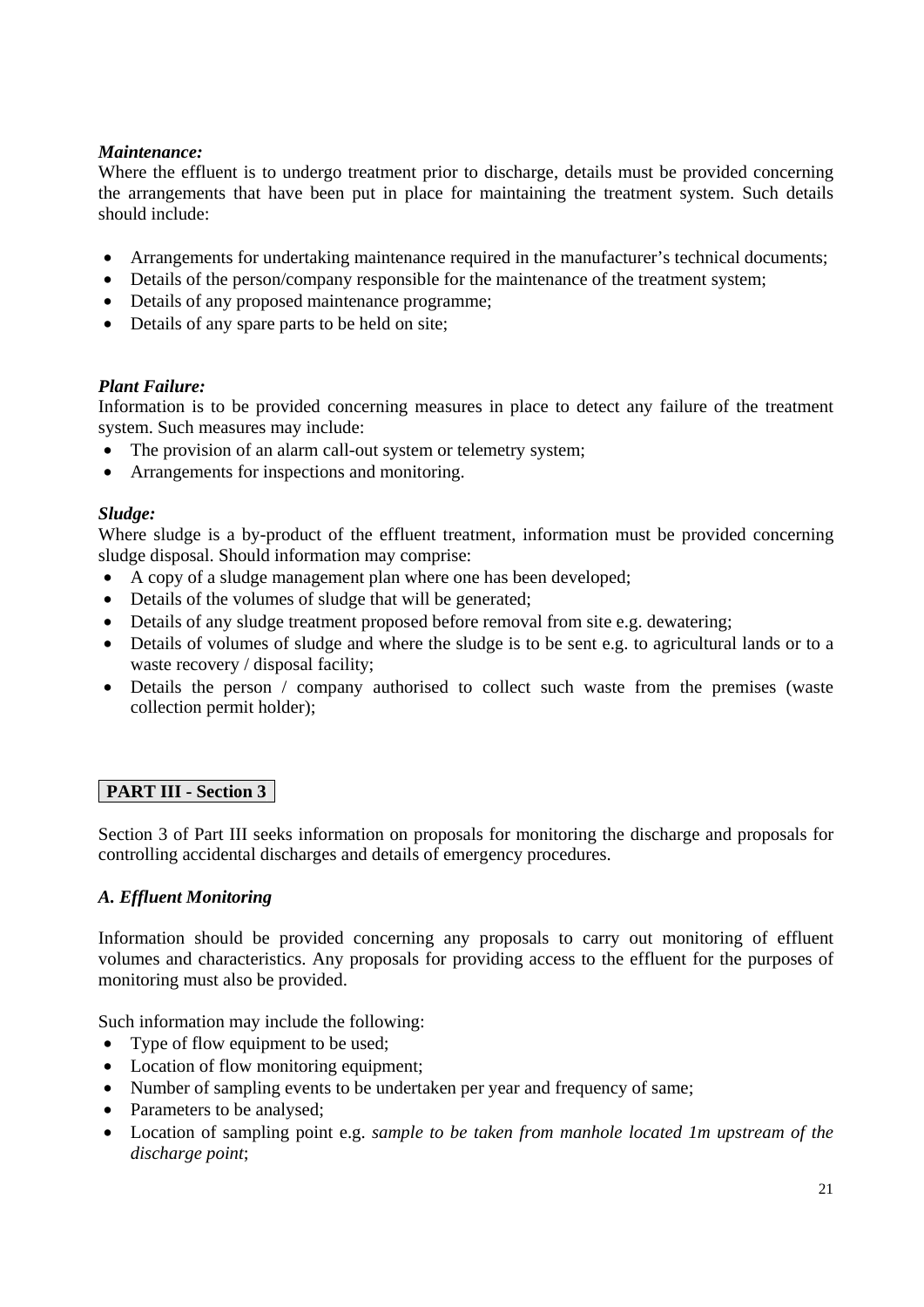***Maintenance:***

Where the effluent is to undergo treatment prior to discharge, details must be provided concerning the arrangements that have been put in place for maintaining the treatment system. Such details should include:

- Arrangements for undertaking maintenance required in the manufacturer's technical documents;
- Details of the person/company responsible for the maintenance of the treatment system;
- Details of any proposed maintenance programme;
- Details of any spare parts to be held on site;

***Plant Failure:***

Information is to be provided concerning measures in place to detect any failure of the treatment system. Such measures may include:

- The provision of an alarm call-out system or telemetry system;
- Arrangements for inspections and monitoring.

***Sludge:***

Where sludge is a by-product of the effluent treatment, information must be provided concerning sludge disposal. Should information may comprise:

- A copy of a sludge management plan where one has been developed;
- Details of the volumes of sludge that will be generated;
- Details of any sludge treatment proposed before removal from site e.g. dewatering;
- Details of volumes of sludge and where the sludge is to be sent e.g. to agricultural lands or to a waste recovery / disposal facility;
- Details the person / company authorised to collect such waste from the premises (waste collection permit holder);

## PART III - Section 3

Section 3 of Part III seeks information on proposals for monitoring the discharge and proposals for controlling accidental discharges and details of emergency procedures.

### *A. Effluent Monitoring*

Information should be provided concerning any proposals to carry out monitoring of effluent volumes and characteristics. Any proposals for providing access to the effluent for the purposes of monitoring must also be provided.

Such information may include the following:

- Type of flow equipment to be used;
- Location of flow monitoring equipment;
- Number of sampling events to be undertaken per year and frequency of same;
- Parameters to be analysed;
- Location of sampling point e.g. *sample to be taken from manhole located 1m upstream of the discharge point*;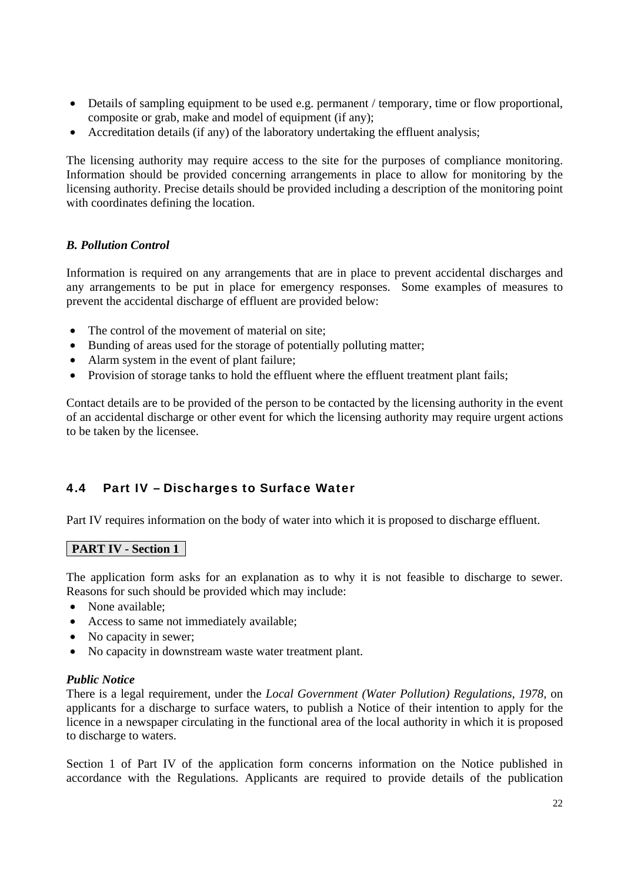- Details of sampling equipment to be used e.g. permanent / temporary, time or flow proportional, composite or grab, make and model of equipment (if any);
- Accreditation details (if any) of the laboratory undertaking the effluent analysis;

The licensing authority may require access to the site for the purposes of compliance monitoring. Information should be provided concerning arrangements in place to allow for monitoring by the licensing authority. Precise details should be provided including a description of the monitoring point with coordinates defining the location.

***B. Pollution Control***

Information is required on any arrangements that are in place to prevent accidental discharges and any arrangements to be put in place for emergency responses. Some examples of measures to prevent the accidental discharge of effluent are provided below:

- The control of the movement of material on site;
- Bunding of areas used for the storage of potentially polluting matter;
- Alarm system in the event of plant failure;
- Provision of storage tanks to hold the effluent where the effluent treatment plant fails;

Contact details are to be provided of the person to be contacted by the licensing authority in the event of an accidental discharge or other event for which the licensing authority may require urgent actions to be taken by the licensee.

## 4.4 Part IV – Discharges to Surface Water

Part IV requires information on the body of water into which it is proposed to discharge effluent.

**PART IV - Section 1**

The application form asks for an explanation as to why it is not feasible to discharge to sewer. Reasons for such should be provided which may include:

- None available;
- Access to same not immediately available;
- No capacity in sewer;
- No capacity in downstream waste water treatment plant.

***Public Notice***

There is a legal requirement, under the *Local Government (Water Pollution) Regulations, 1978,* on applicants for a discharge to surface waters, to publish a Notice of their intention to apply for the licence in a newspaper circulating in the functional area of the local authority in which it is proposed to discharge to waters.

Section 1 of Part IV of the application form concerns information on the Notice published in accordance with the Regulations. Applicants are required to provide details of the publication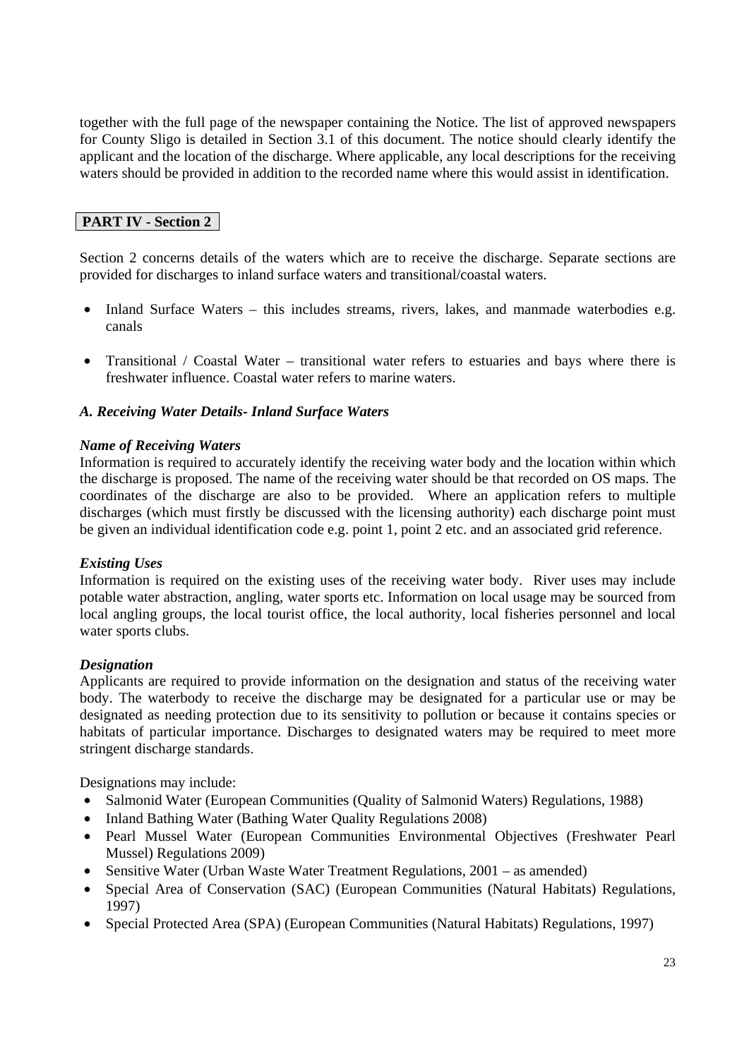together with the full page of the newspaper containing the Notice. The list of approved newspapers for County Sligo is detailed in Section 3.1 of this document. The notice should clearly identify the applicant and the location of the discharge. Where applicable, any local descriptions for the receiving waters should be provided in addition to the recorded name where this would assist in identification.

**PART IV - Section 2**

Section 2 concerns details of the waters which are to receive the discharge. Separate sections are provided for discharges to inland surface waters and transitional/coastal waters.

- Inland Surface Waters – this includes streams, rivers, lakes, and manmade waterbodies e.g. canals
- Transitional / Coastal Water – transitional water refers to estuaries and bays where there is freshwater influence. Coastal water refers to marine waters.

***A. Receiving Water Details- Inland Surface Waters***

***Name of Receiving Waters***

Information is required to accurately identify the receiving water body and the location within which the discharge is proposed. The name of the receiving water should be that recorded on OS maps. The coordinates of the discharge are also to be provided. Where an application refers to multiple discharges (which must firstly be discussed with the licensing authority) each discharge point must be given an individual identification code e.g. point 1, point 2 etc. and an associated grid reference.

***Existing Uses***

Information is required on the existing uses of the receiving water body. River uses may include potable water abstraction, angling, water sports etc. Information on local usage may be sourced from local angling groups, the local tourist office, the local authority, local fisheries personnel and local water sports clubs.

***Designation***

Applicants are required to provide information on the designation and status of the receiving water body. The waterbody to receive the discharge may be designated for a particular use or may be designated as needing protection due to its sensitivity to pollution or because it contains species or habitats of particular importance. Discharges to designated waters may be required to meet more stringent discharge standards.

Designations may include:

- Salmonid Water (European Communities (Quality of Salmonid Waters) Regulations, 1988)
- Inland Bathing Water (Bathing Water Quality Regulations 2008)
- Pearl Mussel Water (European Communities Environmental Objectives (Freshwater Pearl Mussel) Regulations 2009)
- Sensitive Water (Urban Waste Water Treatment Regulations, 2001 – as amended)
- Special Area of Conservation (SAC) (European Communities (Natural Habitats) Regulations, 1997)
- Special Protected Area (SPA) (European Communities (Natural Habitats) Regulations, 1997)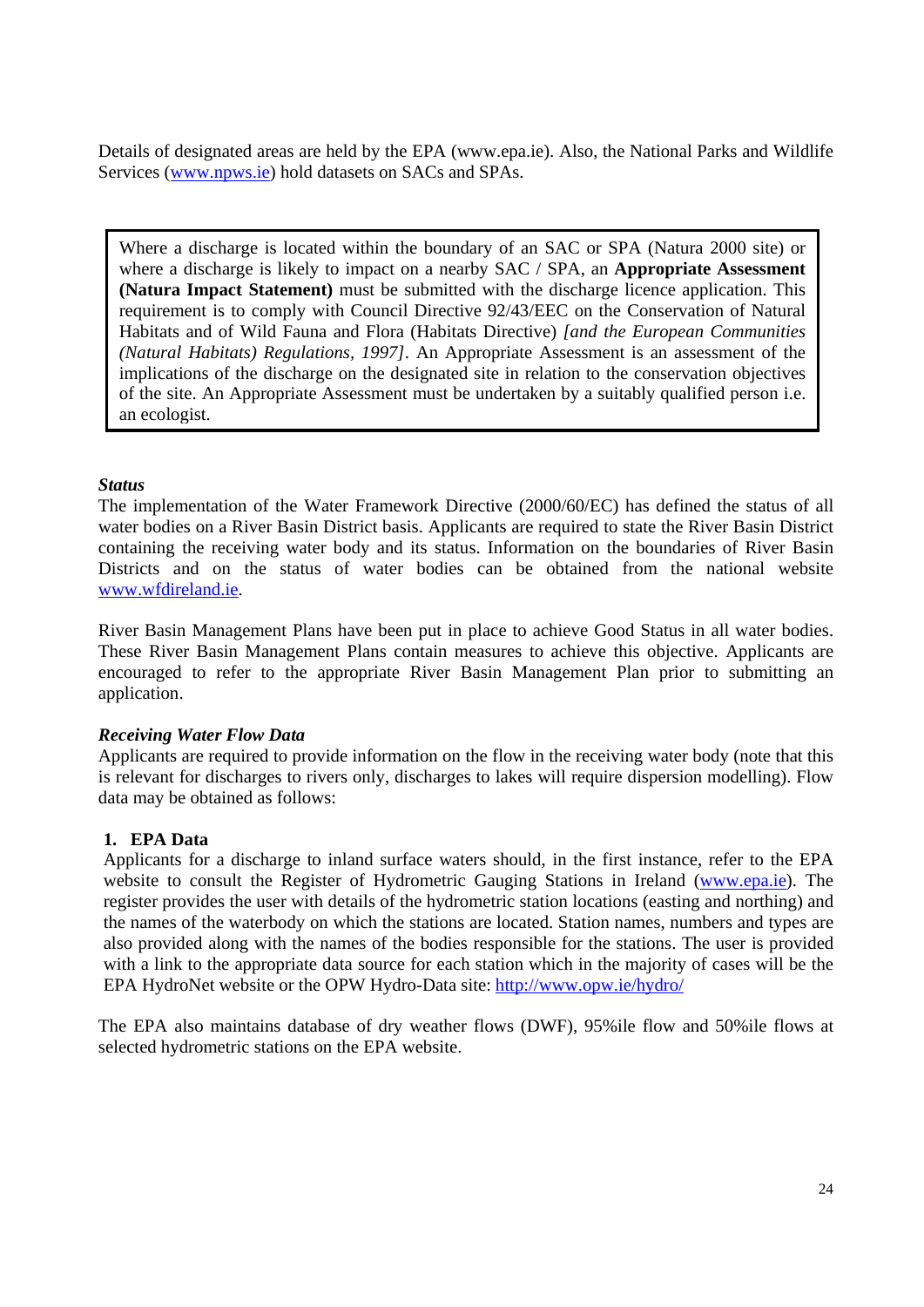Details of designated areas are held by the EPA (www.epa.ie). Also, the National Parks and Wildlife Services ([www.npws.ie](http://www.npws.ie)) hold datasets on SACs and SPAs.

> Where a discharge is located within the boundary of an SAC or SPA (Natura 2000 site) or where a discharge is likely to impact on a nearby SAC / SPA, an **Appropriate Assessment (Natura Impact Statement)** must be submitted with the discharge licence application. This requirement is to comply with Council Directive 92/43/EEC on the Conservation of Natural Habitats and of Wild Fauna and Flora (Habitats Directive) *[and the European Communities (Natural Habitats) Regulations, 1997]*. An Appropriate Assessment is an assessment of the implications of the discharge on the designated site in relation to the conservation objectives of the site. An Appropriate Assessment must be undertaken by a suitably qualified person i.e. an ecologist.

***Status***

The implementation of the Water Framework Directive (2000/60/EC) has defined the status of all water bodies on a River Basin District basis. Applicants are required to state the River Basin District containing the receiving water body and its status. Information on the boundaries of River Basin Districts and on the status of water bodies can be obtained from the national website [www.wfdireland.ie](http://www.wfdireland.ie).

River Basin Management Plans have been put in place to achieve Good Status in all water bodies. These River Basin Management Plans contain measures to achieve this objective. Applicants are encouraged to refer to the appropriate River Basin Management Plan prior to submitting an application.

***Receiving Water Flow Data***

Applicants are required to provide information on the flow in the receiving water body (note that this is relevant for discharges to rivers only, discharges to lakes will require dispersion modelling). Flow data may be obtained as follows:

1. **EPA Data**

   Applicants for a discharge to inland surface waters should, in the first instance, refer to the EPA website to consult the Register of Hydrometric Gauging Stations in Ireland ([www.epa.ie](http://www.epa.ie)). The register provides the user with details of the hydrometric station locations (easting and northing) and the names of the waterbody on which the stations are located. Station names, numbers and types are also provided along with the names of the bodies responsible for the stations. The user is provided with a link to the appropriate data source for each station which in the majority of cases will be the EPA HydroNet website or the OPW Hydro-Data site: <http://www.opw.ie/hydro/>

The EPA also maintains database of dry weather flows (DWF), 95%ile flow and 50%ile flows at selected hydrometric stations on the EPA website.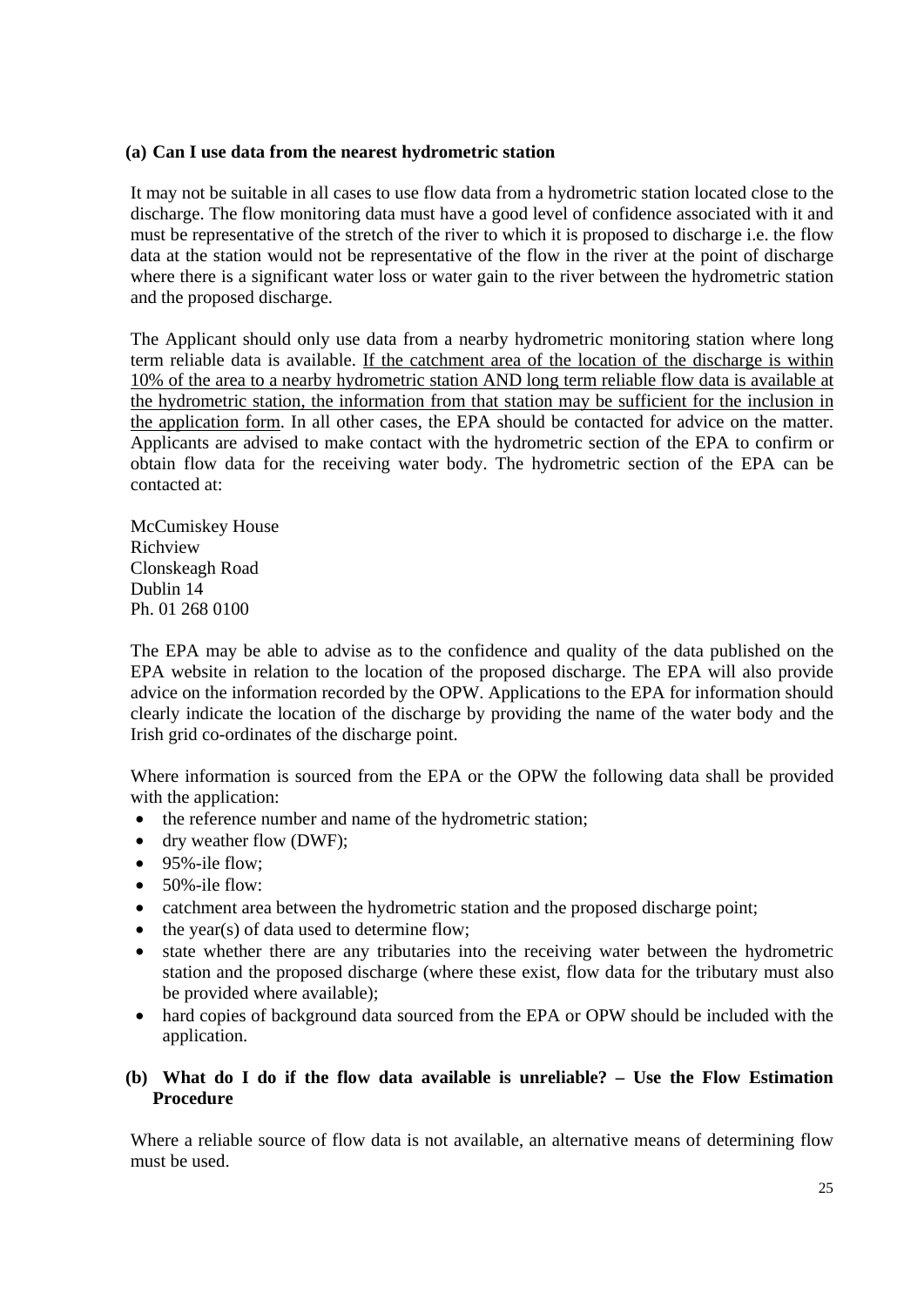**(a) Can I use data from the nearest hydrometric station**

It may not be suitable in all cases to use flow data from a hydrometric station located close to the discharge. The flow monitoring data must have a good level of confidence associated with it and must be representative of the stretch of the river to which it is proposed to discharge i.e. the flow data at the station would not be representative of the flow in the river at the point of discharge where there is a significant water loss or water gain to the river between the hydrometric station and the proposed discharge.

The Applicant should only use data from a nearby hydrometric monitoring station where long term reliable data is available. <u>If the catchment area of the location of the discharge is within 10% of the area to a nearby hydrometric station AND long term reliable flow data is available at the hydrometric station, the information from that station may be sufficient for the inclusion in the application form</u>. In all other cases, the EPA should be contacted for advice on the matter. Applicants are advised to make contact with the hydrometric section of the EPA to confirm or obtain flow data for the receiving water body. The hydrometric section of the EPA can be contacted at:

McCumiskey House  
Richview  
Clonskeagh Road  
Dublin 14  
Ph. 01 268 0100

The EPA may be able to advise as to the confidence and quality of the data published on the EPA website in relation to the location of the proposed discharge. The EPA will also provide advice on the information recorded by the OPW. Applications to the EPA for information should clearly indicate the location of the discharge by providing the name of the water body and the Irish grid co-ordinates of the discharge point.

Where information is sourced from the EPA or the OPW the following data shall be provided with the application:

- the reference number and name of the hydrometric station;
- dry weather flow (DWF);
- 95%-ile flow;
- 50%-ile flow:
- catchment area between the hydrometric station and the proposed discharge point;
- the year(s) of data used to determine flow;
- state whether there are any tributaries into the receiving water between the hydrometric station and the proposed discharge (where these exist, flow data for the tributary must also be provided where available);
- hard copies of background data sourced from the EPA or OPW should be included with the application.

**(b) What do I do if the flow data available is unreliable? – Use the Flow Estimation Procedure**

Where a reliable source of flow data is not available, an alternative means of determining flow must be used.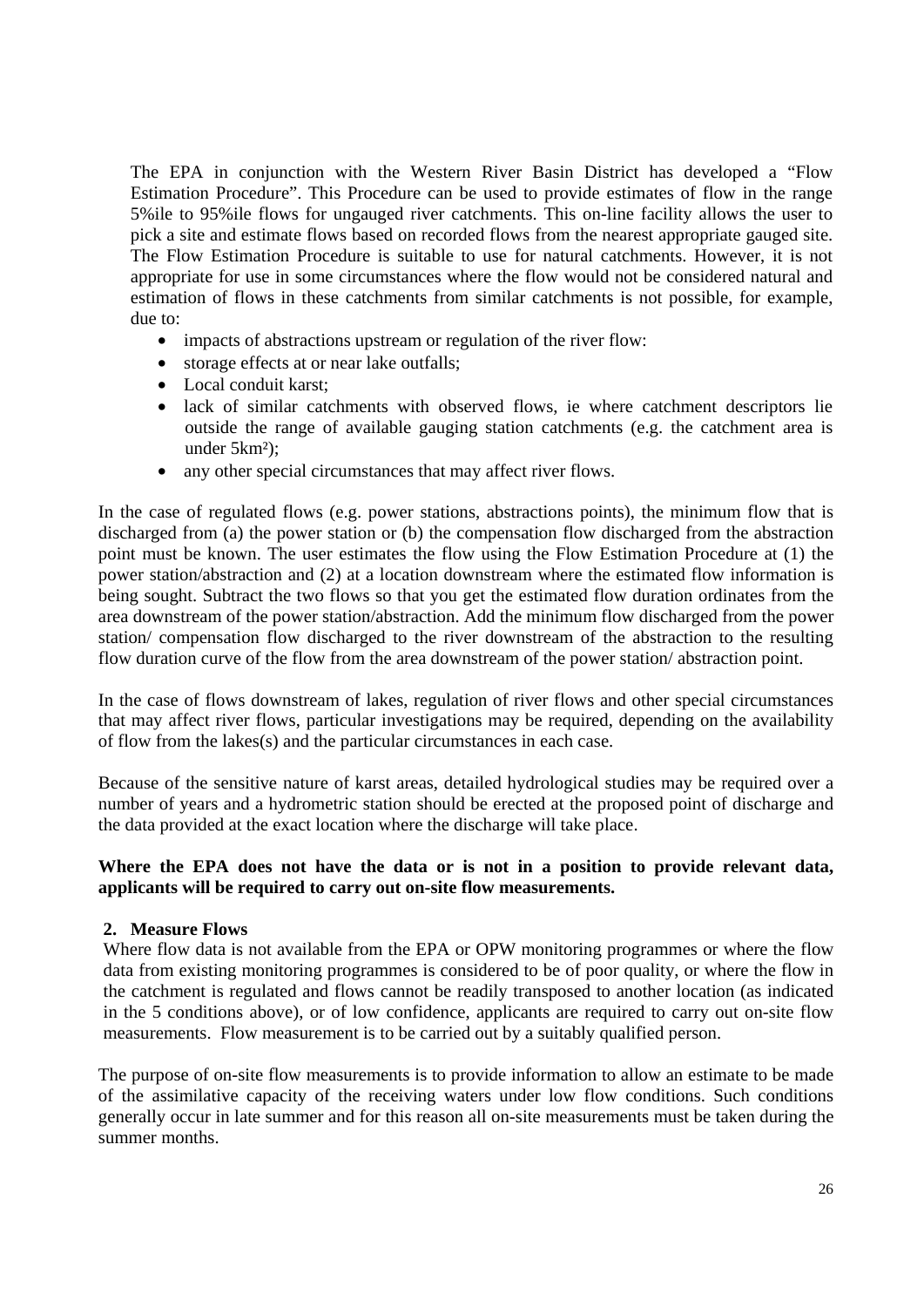The EPA in conjunction with the Western River Basin District has developed a "Flow Estimation Procedure". This Procedure can be used to provide estimates of flow in the range 5%ile to 95%ile flows for ungauged river catchments. This on-line facility allows the user to pick a site and estimate flows based on recorded flows from the nearest appropriate gauged site. The Flow Estimation Procedure is suitable to use for natural catchments. However, it is not appropriate for use in some circumstances where the flow would not be considered natural and estimation of flows in these catchments from similar catchments is not possible, for example, due to:

- impacts of abstractions upstream or regulation of the river flow:
- storage effects at or near lake outfalls;
- Local conduit karst;
- lack of similar catchments with observed flows, ie where catchment descriptors lie outside the range of available gauging station catchments (e.g. the catchment area is under 5km²);
- any other special circumstances that may affect river flows.

In the case of regulated flows (e.g. power stations, abstractions points), the minimum flow that is discharged from (a) the power station or (b) the compensation flow discharged from the abstraction point must be known. The user estimates the flow using the Flow Estimation Procedure at (1) the power station/abstraction and (2) at a location downstream where the estimated flow information is being sought. Subtract the two flows so that you get the estimated flow duration ordinates from the area downstream of the power station/abstraction. Add the minimum flow discharged from the power station/ compensation flow discharged to the river downstream of the abstraction to the resulting flow duration curve of the flow from the area downstream of the power station/ abstraction point.

In the case of flows downstream of lakes, regulation of river flows and other special circumstances that may affect river flows, particular investigations may be required, depending on the availability of flow from the lakes(s) and the particular circumstances in each case.

Because of the sensitive nature of karst areas, detailed hydrological studies may be required over a number of years and a hydrometric station should be erected at the proposed point of discharge and the data provided at the exact location where the discharge will take place.

**Where the EPA does not have the data or is not in a position to provide relevant data, applicants will be required to carry out on-site flow measurements.**

**2. Measure Flows**

Where flow data is not available from the EPA or OPW monitoring programmes or where the flow data from existing monitoring programmes is considered to be of poor quality, or where the flow in the catchment is regulated and flows cannot be readily transposed to another location (as indicated in the 5 conditions above), or of low confidence, applicants are required to carry out on-site flow measurements. Flow measurement is to be carried out by a suitably qualified person.

The purpose of on-site flow measurements is to provide information to allow an estimate to be made of the assimilative capacity of the receiving waters under low flow conditions. Such conditions generally occur in late summer and for this reason all on-site measurements must be taken during the summer months.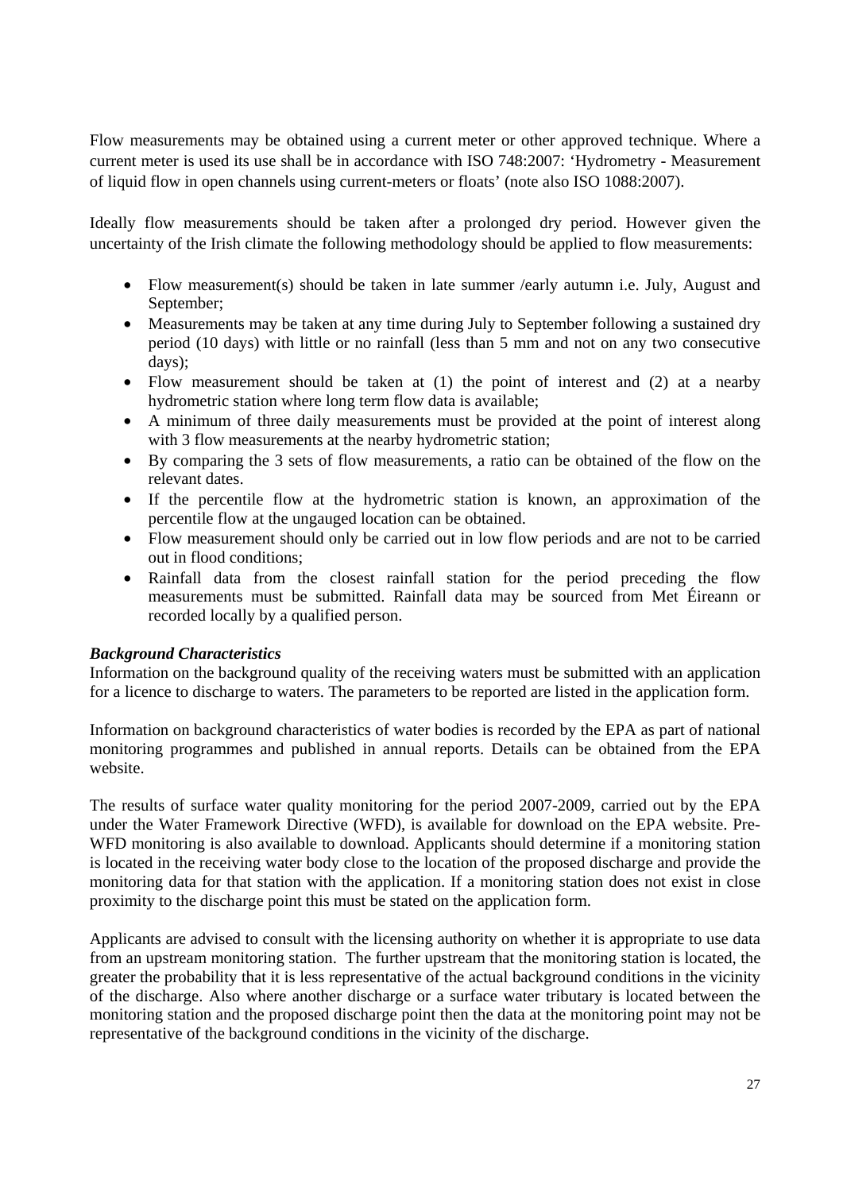Flow measurements may be obtained using a current meter or other approved technique. Where a current meter is used its use shall be in accordance with ISO 748:2007: 'Hydrometry - Measurement of liquid flow in open channels using current-meters or floats' (note also ISO 1088:2007).

Ideally flow measurements should be taken after a prolonged dry period. However given the uncertainty of the Irish climate the following methodology should be applied to flow measurements:

- Flow measurement(s) should be taken in late summer /early autumn i.e. July, August and September;
- Measurements may be taken at any time during July to September following a sustained dry period (10 days) with little or no rainfall (less than 5 mm and not on any two consecutive days);
- Flow measurement should be taken at (1) the point of interest and (2) at a nearby hydrometric station where long term flow data is available;
- A minimum of three daily measurements must be provided at the point of interest along with 3 flow measurements at the nearby hydrometric station;
- By comparing the 3 sets of flow measurements, a ratio can be obtained of the flow on the relevant dates.
- If the percentile flow at the hydrometric station is known, an approximation of the percentile flow at the ungauged location can be obtained.
- Flow measurement should only be carried out in low flow periods and are not to be carried out in flood conditions;
- Rainfall data from the closest rainfall station for the period preceding the flow measurements must be submitted. Rainfall data may be sourced from Met Éireann or recorded locally by a qualified person.

***Background Characteristics***

Information on the background quality of the receiving waters must be submitted with an application for a licence to discharge to waters. The parameters to be reported are listed in the application form.

Information on background characteristics of water bodies is recorded by the EPA as part of national monitoring programmes and published in annual reports. Details can be obtained from the EPA website.

The results of surface water quality monitoring for the period 2007-2009, carried out by the EPA under the Water Framework Directive (WFD), is available for download on the EPA website. Pre-WFD monitoring is also available to download. Applicants should determine if a monitoring station is located in the receiving water body close to the location of the proposed discharge and provide the monitoring data for that station with the application. If a monitoring station does not exist in close proximity to the discharge point this must be stated on the application form.

Applicants are advised to consult with the licensing authority on whether it is appropriate to use data from an upstream monitoring station. The further upstream that the monitoring station is located, the greater the probability that it is less representative of the actual background conditions in the vicinity of the discharge. Also where another discharge or a surface water tributary is located between the monitoring station and the proposed discharge point then the data at the monitoring point may not be representative of the background conditions in the vicinity of the discharge.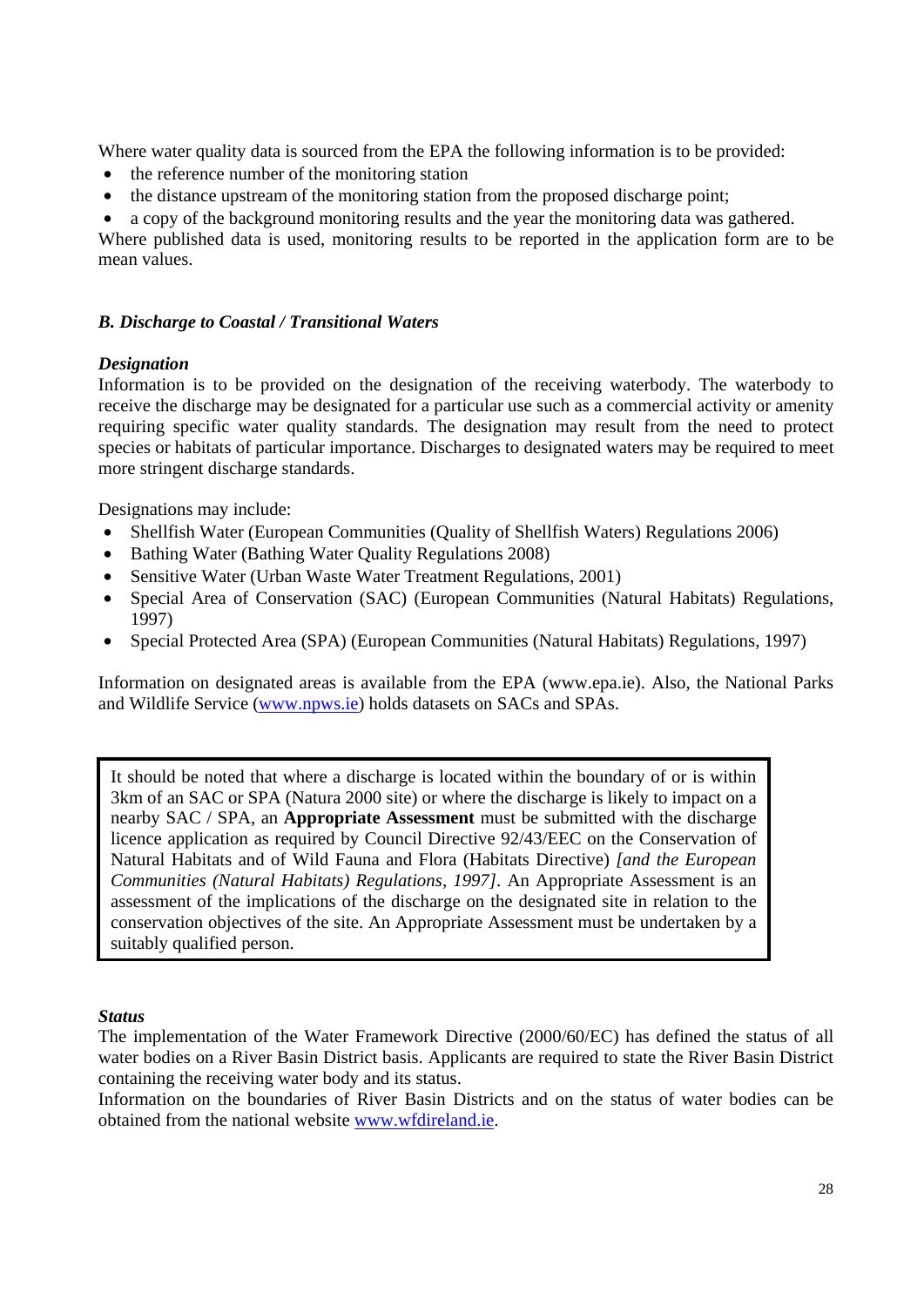Where water quality data is sourced from the EPA the following information is to be provided:

- the reference number of the monitoring station
- the distance upstream of the monitoring station from the proposed discharge point;
- a copy of the background monitoring results and the year the monitoring data was gathered.

Where published data is used, monitoring results to be reported in the application form are to be mean values.

### *B. Discharge to Coastal / Transitional Waters*

#### *Designation*

Information is to be provided on the designation of the receiving waterbody. The waterbody to receive the discharge may be designated for a particular use such as a commercial activity or amenity requiring specific water quality standards. The designation may result from the need to protect species or habitats of particular importance. Discharges to designated waters may be required to meet more stringent discharge standards.

Designations may include:

- Shellfish Water (European Communities (Quality of Shellfish Waters) Regulations 2006)
- Bathing Water (Bathing Water Quality Regulations 2008)
- Sensitive Water (Urban Waste Water Treatment Regulations, 2001)
- Special Area of Conservation (SAC) (European Communities (Natural Habitats) Regulations, 1997)
- Special Protected Area (SPA) (European Communities (Natural Habitats) Regulations, 1997)

Information on designated areas is available from the EPA (www.epa.ie). Also, the National Parks and Wildlife Service (www.npws.ie) holds datasets on SACs and SPAs.

> It should be noted that where a discharge is located within the boundary of or is within 3km of an SAC or SPA (Natura 2000 site) or where the discharge is likely to impact on a nearby SAC / SPA, an **Appropriate Assessment** must be submitted with the discharge licence application as required by Council Directive 92/43/EEC on the Conservation of Natural Habitats and of Wild Fauna and Flora (Habitats Directive) *[and the European Communities (Natural Habitats) Regulations, 1997]*. An Appropriate Assessment is an assessment of the implications of the discharge on the designated site in relation to the conservation objectives of the site. An Appropriate Assessment must be undertaken by a suitably qualified person.

#### *Status*

The implementation of the Water Framework Directive (2000/60/EC) has defined the status of all water bodies on a River Basin District basis. Applicants are required to state the River Basin District containing the receiving water body and its status.

Information on the boundaries of River Basin Districts and on the status of water bodies can be obtained from the national website www.wfdireland.ie.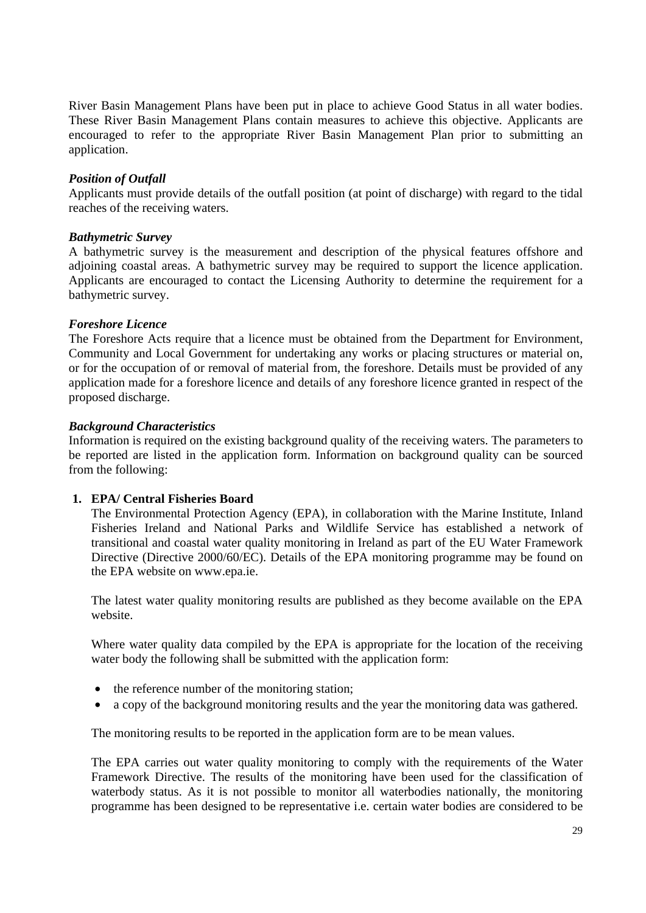River Basin Management Plans have been put in place to achieve Good Status in all water bodies. These River Basin Management Plans contain measures to achieve this objective. Applicants are encouraged to refer to the appropriate River Basin Management Plan prior to submitting an application.

***Position of Outfall***

Applicants must provide details of the outfall position (at point of discharge) with regard to the tidal reaches of the receiving waters.

***Bathymetric Survey***

A bathymetric survey is the measurement and description of the physical features offshore and adjoining coastal areas. A bathymetric survey may be required to support the licence application. Applicants are encouraged to contact the Licensing Authority to determine the requirement for a bathymetric survey.

***Foreshore Licence***

The Foreshore Acts require that a licence must be obtained from the Department for Environment, Community and Local Government for undertaking any works or placing structures or material on, or for the occupation of or removal of material from, the foreshore. Details must be provided of any application made for a foreshore licence and details of any foreshore licence granted in respect of the proposed discharge.

***Background Characteristics***

Information is required on the existing background quality of the receiving waters. The parameters to be reported are listed in the application form. Information on background quality can be sourced from the following:

1. **EPA/ Central Fisheries Board**

   The Environmental Protection Agency (EPA), in collaboration with the Marine Institute, Inland Fisheries Ireland and National Parks and Wildlife Service has established a network of transitional and coastal water quality monitoring in Ireland as part of the EU Water Framework Directive (Directive 2000/60/EC). Details of the EPA monitoring programme may be found on the EPA website on www.epa.ie.

   The latest water quality monitoring results are published as they become available on the EPA website.

   Where water quality data compiled by the EPA is appropriate for the location of the receiving water body the following shall be submitted with the application form:

   - the reference number of the monitoring station;
   - a copy of the background monitoring results and the year the monitoring data was gathered.

   The monitoring results to be reported in the application form are to be mean values.

   The EPA carries out water quality monitoring to comply with the requirements of the Water Framework Directive. The results of the monitoring have been used for the classification of waterbody status. As it is not possible to monitor all waterbodies nationally, the monitoring programme has been designed to be representative i.e. certain water bodies are considered to be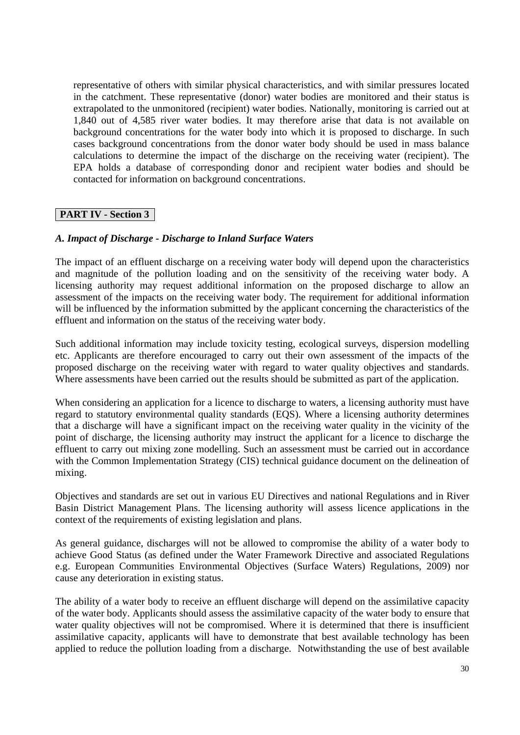representative of others with similar physical characteristics, and with similar pressures located in the catchment. These representative (donor) water bodies are monitored and their status is extrapolated to the unmonitored (recipient) water bodies. Nationally, monitoring is carried out at 1,840 out of 4,585 river water bodies. It may therefore arise that data is not available on background concentrations for the water body into which it is proposed to discharge. In such cases background concentrations from the donor water body should be used in mass balance calculations to determine the impact of the discharge on the receiving water (recipient). The EPA holds a database of corresponding donor and recipient water bodies and should be contacted for information on background concentrations.

**PART IV - Section 3**

### *A. Impact of Discharge - Discharge to Inland Surface Waters*

The impact of an effluent discharge on a receiving water body will depend upon the characteristics and magnitude of the pollution loading and on the sensitivity of the receiving water body. A licensing authority may request additional information on the proposed discharge to allow an assessment of the impacts on the receiving water body. The requirement for additional information will be influenced by the information submitted by the applicant concerning the characteristics of the effluent and information on the status of the receiving water body.

Such additional information may include toxicity testing, ecological surveys, dispersion modelling etc. Applicants are therefore encouraged to carry out their own assessment of the impacts of the proposed discharge on the receiving water with regard to water quality objectives and standards. Where assessments have been carried out the results should be submitted as part of the application.

When considering an application for a licence to discharge to waters, a licensing authority must have regard to statutory environmental quality standards (EQS). Where a licensing authority determines that a discharge will have a significant impact on the receiving water quality in the vicinity of the point of discharge, the licensing authority may instruct the applicant for a licence to discharge the effluent to carry out mixing zone modelling. Such an assessment must be carried out in accordance with the Common Implementation Strategy (CIS) technical guidance document on the delineation of mixing.

Objectives and standards are set out in various EU Directives and national Regulations and in River Basin District Management Plans. The licensing authority will assess licence applications in the context of the requirements of existing legislation and plans.

As general guidance, discharges will not be allowed to compromise the ability of a water body to achieve Good Status (as defined under the Water Framework Directive and associated Regulations e.g. European Communities Environmental Objectives (Surface Waters) Regulations, 2009) nor cause any deterioration in existing status.

The ability of a water body to receive an effluent discharge will depend on the assimilative capacity of the water body. Applicants should assess the assimilative capacity of the water body to ensure that water quality objectives will not be compromised. Where it is determined that there is insufficient assimilative capacity, applicants will have to demonstrate that best available technology has been applied to reduce the pollution loading from a discharge. Notwithstanding the use of best available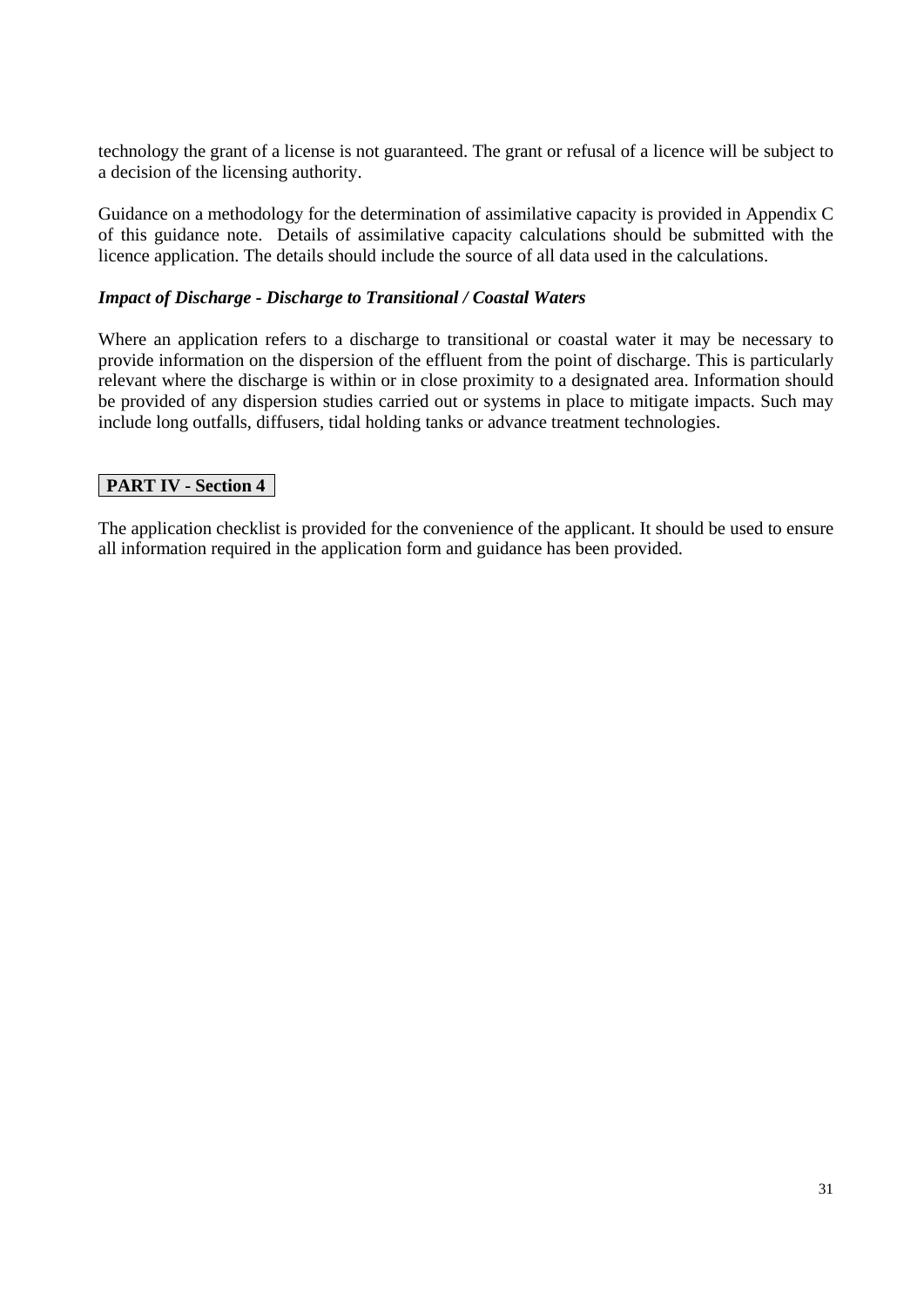technology the grant of a license is not guaranteed. The grant or refusal of a licence will be subject to a decision of the licensing authority.

Guidance on a methodology for the determination of assimilative capacity is provided in Appendix C of this guidance note. Details of assimilative capacity calculations should be submitted with the licence application. The details should include the source of all data used in the calculations.

***Impact of Discharge - Discharge to Transitional / Coastal Waters***

Where an application refers to a discharge to transitional or coastal water it may be necessary to provide information on the dispersion of the effluent from the point of discharge. This is particularly relevant where the discharge is within or in close proximity to a designated area. Information should be provided of any dispersion studies carried out or systems in place to mitigate impacts. Such may include long outfalls, diffusers, tidal holding tanks or advance treatment technologies.

**PART IV - Section 4**

The application checklist is provided for the convenience of the applicant. It should be used to ensure all information required in the application form and guidance has been provided.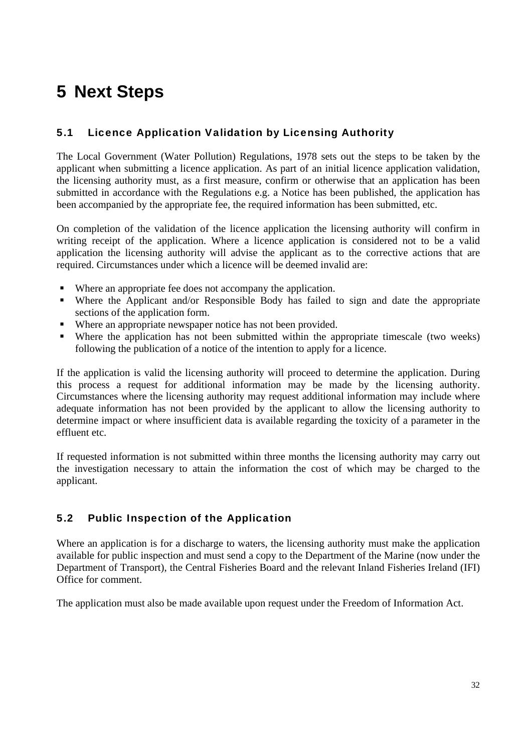# 5 Next Steps

## 5.1 Licence Application Validation by Licensing Authority

The Local Government (Water Pollution) Regulations, 1978 sets out the steps to be taken by the applicant when submitting a licence application. As part of an initial licence application validation, the licensing authority must, as a first measure, confirm or otherwise that an application has been submitted in accordance with the Regulations e.g. a Notice has been published, the application has been accompanied by the appropriate fee, the required information has been submitted, etc.

On completion of the validation of the licence application the licensing authority will confirm in writing receipt of the application. Where a licence application is considered not to be a valid application the licensing authority will advise the applicant as to the corrective actions that are required. Circumstances under which a licence will be deemed invalid are:

- Where an appropriate fee does not accompany the application.
- Where the Applicant and/or Responsible Body has failed to sign and date the appropriate sections of the application form.
- Where an appropriate newspaper notice has not been provided.
- Where the application has not been submitted within the appropriate timescale (two weeks) following the publication of a notice of the intention to apply for a licence.

If the application is valid the licensing authority will proceed to determine the application. During this process a request for additional information may be made by the licensing authority. Circumstances where the licensing authority may request additional information may include where adequate information has not been provided by the applicant to allow the licensing authority to determine impact or where insufficient data is available regarding the toxicity of a parameter in the effluent etc.

If requested information is not submitted within three months the licensing authority may carry out the investigation necessary to attain the information the cost of which may be charged to the applicant.

## 5.2 Public Inspection of the Application

Where an application is for a discharge to waters, the licensing authority must make the application available for public inspection and must send a copy to the Department of the Marine (now under the Department of Transport), the Central Fisheries Board and the relevant Inland Fisheries Ireland (IFI) Office for comment.

The application must also be made available upon request under the Freedom of Information Act.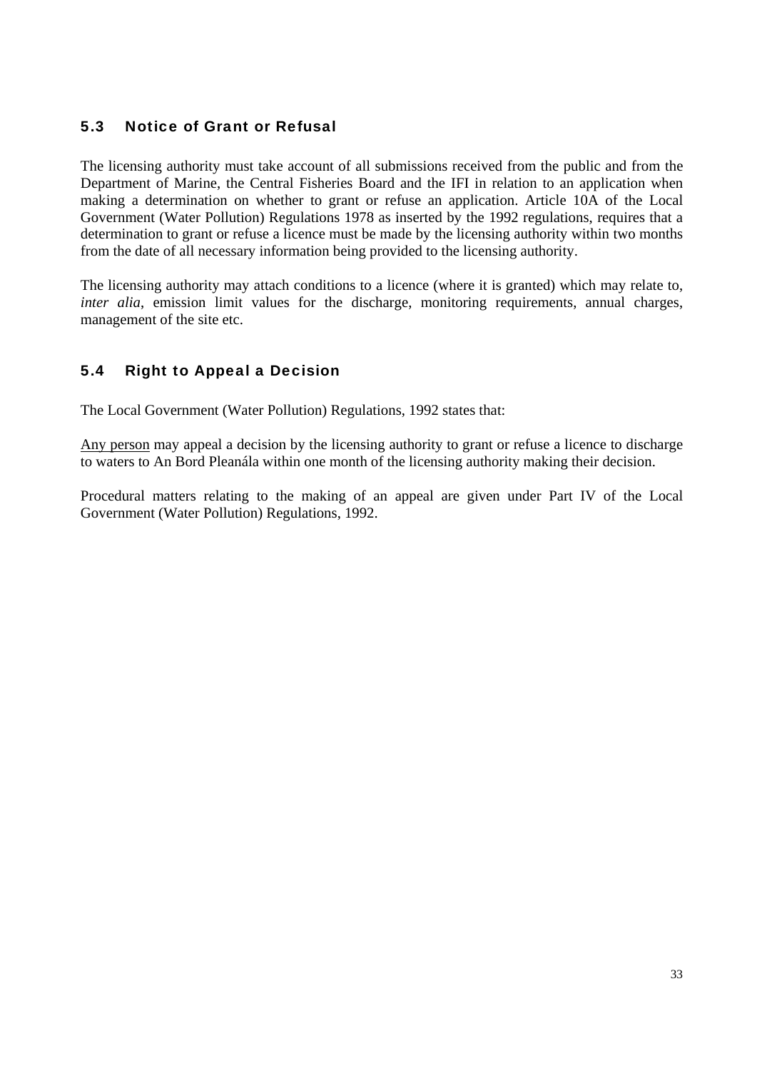## 5.3 Notice of Grant or Refusal

The licensing authority must take account of all submissions received from the public and from the Department of Marine, the Central Fisheries Board and the IFI in relation to an application when making a determination on whether to grant or refuse an application. Article 10A of the Local Government (Water Pollution) Regulations 1978 as inserted by the 1992 regulations, requires that a determination to grant or refuse a licence must be made by the licensing authority within two months from the date of all necessary information being provided to the licensing authority.

The licensing authority may attach conditions to a licence (where it is granted) which may relate to, *inter alia*, emission limit values for the discharge, monitoring requirements, annual charges, management of the site etc.

## 5.4 Right to Appeal a Decision

The Local Government (Water Pollution) Regulations, 1992 states that:

<u>Any person</u> may appeal a decision by the licensing authority to grant or refuse a licence to discharge to waters to An Bord Pleanála within one month of the licensing authority making their decision.

Procedural matters relating to the making of an appeal are given under Part IV of the Local Government (Water Pollution) Regulations, 1992.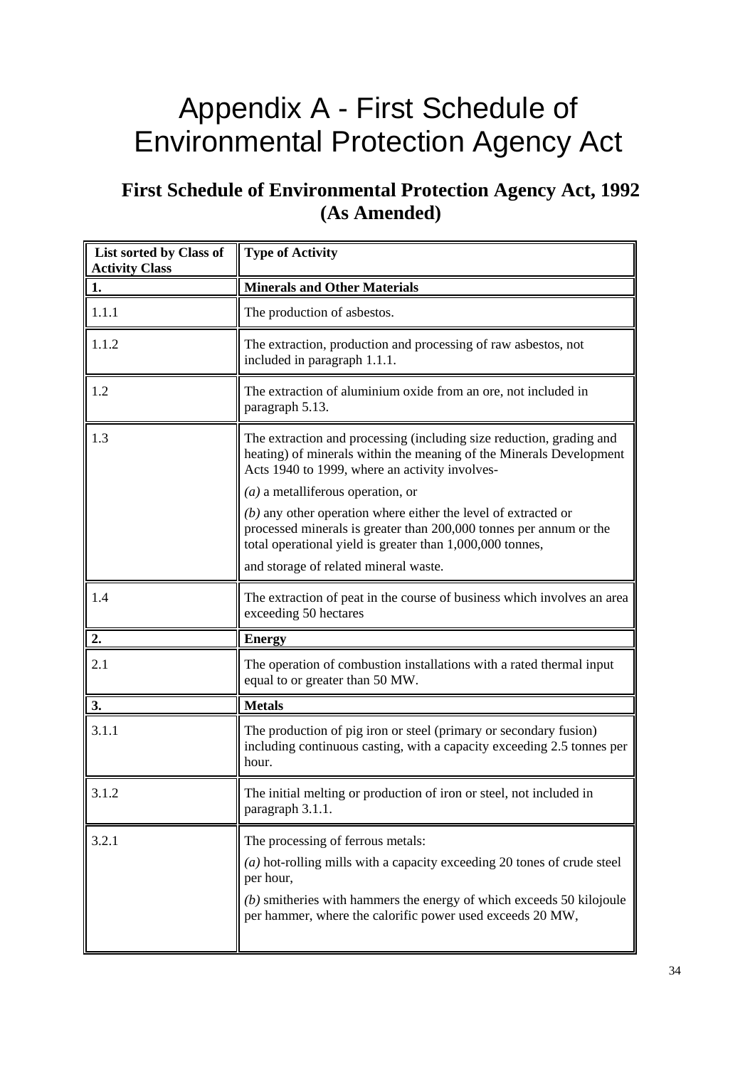# Appendix A - First Schedule of Environmental Protection Agency Act

## First Schedule of Environmental Protection Agency Act, 1992 (As Amended)

| List sorted by Class of Activity Class | Type of Activity |
|---|---|
| **1.** | **Minerals and Other Materials** |
| 1.1.1 | The production of asbestos. |
| 1.1.2 | The extraction, production and processing of raw asbestos, not included in paragraph 1.1.1. |
| 1.2 | The extraction of aluminium oxide from an ore, not included in paragraph 5.13. |
| 1.3 | The extraction and processing (including size reduction, grading and heating) of minerals within the meaning of the Minerals Development Acts 1940 to 1999, where an activity involves-<br>*(a)* a metalliferous operation, or<br>*(b)* any other operation where either the level of extracted or processed minerals is greater than 200,000 tonnes per annum or the total operational yield is greater than 1,000,000 tonnes,<br>and storage of related mineral waste. |
| 1.4 | The extraction of peat in the course of business which involves an area exceeding 50 hectares |
| **2.** | **Energy** |
| 2.1 | The operation of combustion installations with a rated thermal input equal to or greater than 50 MW. |
| **3.** | **Metals** |
| 3.1.1 | The production of pig iron or steel (primary or secondary fusion) including continuous casting, with a capacity exceeding 2.5 tonnes per hour. |
| 3.1.2 | The initial melting or production of iron or steel, not included in paragraph 3.1.1. |
| 3.2.1 | The processing of ferrous metals:<br>*(a)* hot-rolling mills with a capacity exceeding 20 tones of crude steel per hour,<br>*(b)* smitheries with hammers the energy of which exceeds 50 kilojoule per hammer, where the calorific power used exceeds 20 MW, |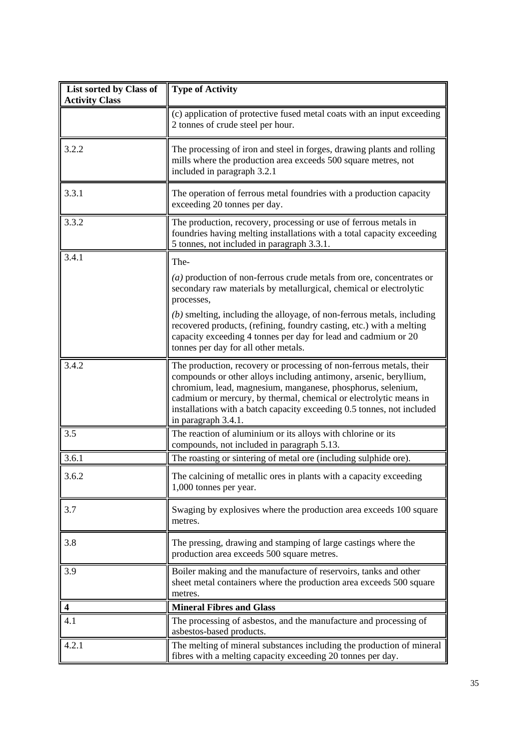| List sorted by Class of Activity Class | Type of Activity |
|---|---|
| | (c) application of protective fused metal coats with an input exceeding 2 tonnes of crude steel per hour. |
| 3.2.2 | The processing of iron and steel in forges, drawing plants and rolling mills where the production area exceeds 500 square metres, not included in paragraph 3.2.1 |
| 3.3.1 | The operation of ferrous metal foundries with a production capacity exceeding 20 tonnes per day. |
| 3.3.2 | The production, recovery, processing or use of ferrous metals in foundries having melting installations with a total capacity exceeding 5 tonnes, not included in paragraph 3.3.1. |
| 3.4.1 | The-<br>*(a)* production of non-ferrous crude metals from ore, concentrates or secondary raw materials by metallurgical, chemical or electrolytic processes,<br>*(b)* smelting, including the alloyage, of non-ferrous metals, including recovered products, (refining, foundry casting, etc.) with a melting capacity exceeding 4 tonnes per day for lead and cadmium or 20 tonnes per day for all other metals. |
| 3.4.2 | The production, recovery or processing of non-ferrous metals, their compounds or other alloys including antimony, arsenic, beryllium, chromium, lead, magnesium, manganese, phosphorus, selenium, cadmium or mercury, by thermal, chemical or electrolytic means in installations with a batch capacity exceeding 0.5 tonnes, not included in paragraph 3.4.1. |
| 3.5 | The reaction of aluminium or its alloys with chlorine or its compounds, not included in paragraph 5.13. |
| 3.6.1 | The roasting or sintering of metal ore (including sulphide ore). |
| 3.6.2 | The calcining of metallic ores in plants with a capacity exceeding 1,000 tonnes per year. |
| 3.7 | Swaging by explosives where the production area exceeds 100 square metres. |
| 3.8 | The pressing, drawing and stamping of large castings where the production area exceeds 500 square metres. |
| 3.9 | Boiler making and the manufacture of reservoirs, tanks and other sheet metal containers where the production area exceeds 500 square metres. |
| **4** | **Mineral Fibres and Glass** |
| 4.1 | The processing of asbestos, and the manufacture and processing of asbestos-based products. |
| 4.2.1 | The melting of mineral substances including the production of mineral fibres with a melting capacity exceeding 20 tonnes per day. |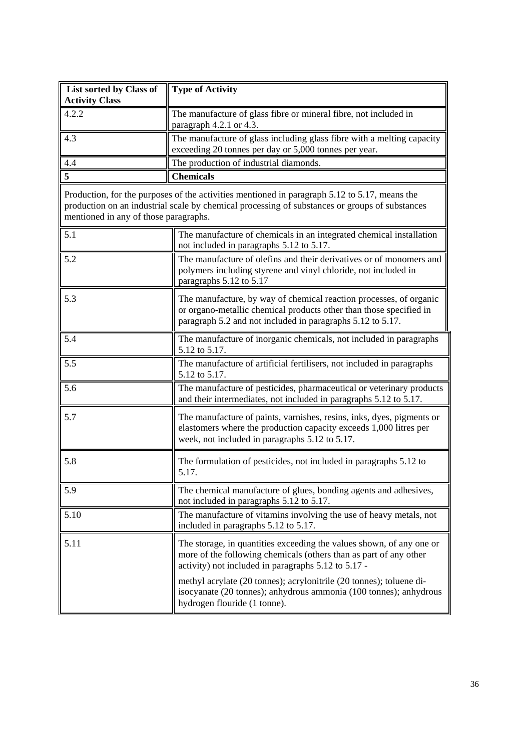| List sorted by Class of Activity Class | Type of Activity |
|---|---|
| 4.2.2 | The manufacture of glass fibre or mineral fibre, not included in paragraph 4.2.1 or 4.3. |
| 4.3 | The manufacture of glass including glass fibre with a melting capacity exceeding 20 tonnes per day or 5,000 tonnes per year. |
| 4.4 | The production of industrial diamonds. |
| **5** | **Chemicals** |
| Production, for the purposes of the activities mentioned in paragraph 5.12 to 5.17, means the production on an industrial scale by chemical processing of substances or groups of substances mentioned in any of those paragraphs. | |
| 5.1 | The manufacture of chemicals in an integrated chemical installation not included in paragraphs 5.12 to 5.17. |
| 5.2 | The manufacture of olefins and their derivatives or of monomers and polymers including styrene and vinyl chloride, not included in paragraphs 5.12 to 5.17 |
| 5.3 | The manufacture, by way of chemical reaction processes, of organic or organo-metallic chemical products other than those specified in paragraph 5.2 and not included in paragraphs 5.12 to 5.17. |
| 5.4 | The manufacture of inorganic chemicals, not included in paragraphs 5.12 to 5.17. |
| 5.5 | The manufacture of artificial fertilisers, not included in paragraphs 5.12 to 5.17. |
| 5.6 | The manufacture of pesticides, pharmaceutical or veterinary products and their intermediates, not included in paragraphs 5.12 to 5.17. |
| 5.7 | The manufacture of paints, varnishes, resins, inks, dyes, pigments or elastomers where the production capacity exceeds 1,000 litres per week, not included in paragraphs 5.12 to 5.17. |
| 5.8 | The formulation of pesticides, not included in paragraphs 5.12 to 5.17. |
| 5.9 | The chemical manufacture of glues, bonding agents and adhesives, not included in paragraphs 5.12 to 5.17. |
| 5.10 | The manufacture of vitamins involving the use of heavy metals, not included in paragraphs 5.12 to 5.17. |
| 5.11 | The storage, in quantities exceeding the values shown, of any one or more of the following chemicals (others than as part of any other activity) not included in paragraphs 5.12 to 5.17 - methyl acrylate (20 tonnes); acrylonitrile (20 tonnes); toluene di-isocyanate (20 tonnes); anhydrous ammonia (100 tonnes); anhydrous hydrogen flouride (1 tonne). |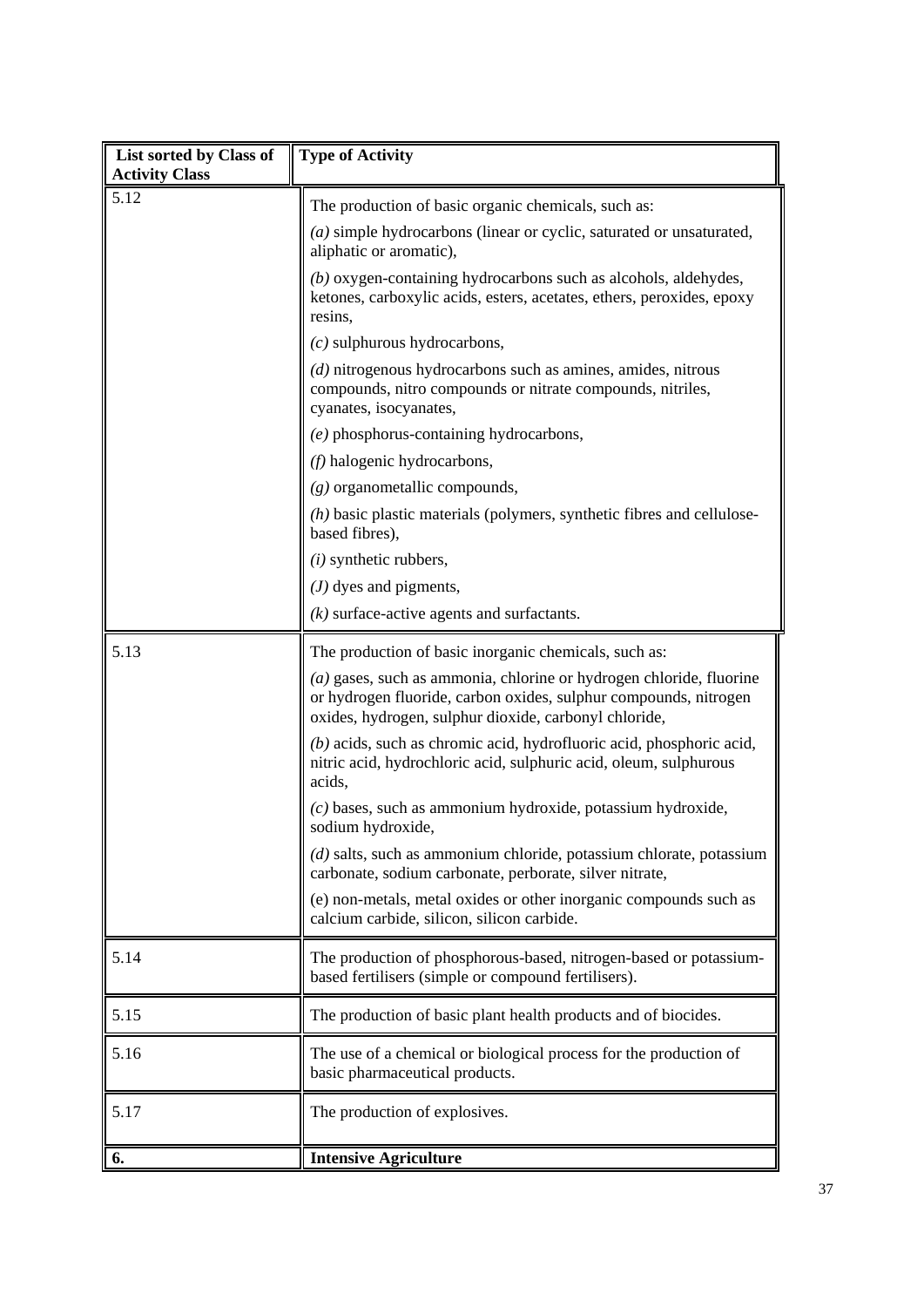| List sorted by Class of Activity Class | Type of Activity |
|---|---|
| 5.12 | The production of basic organic chemicals, such as:<br>*(a)* simple hydrocarbons (linear or cyclic, saturated or unsaturated, aliphatic or aromatic),<br>*(b)* oxygen-containing hydrocarbons such as alcohols, aldehydes, ketones, carboxylic acids, esters, acetates, ethers, peroxides, epoxy resins,<br>*(c)* sulphurous hydrocarbons,<br>*(d)* nitrogenous hydrocarbons such as amines, amides, nitrous compounds, nitro compounds or nitrate compounds, nitriles, cyanates, isocyanates,<br>*(e)* phosphorus-containing hydrocarbons,<br>*(f)* halogenic hydrocarbons,<br>*(g)* organometallic compounds,<br>*(h)* basic plastic materials (polymers, synthetic fibres and cellulose-based fibres),<br>*(i)* synthetic rubbers,<br>*(J)* dyes and pigments,<br>*(k)* surface-active agents and surfactants. |
| 5.13 | The production of basic inorganic chemicals, such as:<br>*(a)* gases, such as ammonia, chlorine or hydrogen chloride, fluorine or hydrogen fluoride, carbon oxides, sulphur compounds, nitrogen oxides, hydrogen, sulphur dioxide, carbonyl chloride,<br>*(b)* acids, such as chromic acid, hydrofluoric acid, phosphoric acid, nitric acid, hydrochloric acid, sulphuric acid, oleum, sulphurous acids,<br>*(c)* bases, such as ammonium hydroxide, potassium hydroxide, sodium hydroxide,<br>*(d)* salts, such as ammonium chloride, potassium chlorate, potassium carbonate, sodium carbonate, perborate, silver nitrate,<br>(e) non-metals, metal oxides or other inorganic compounds such as calcium carbide, silicon, silicon carbide. |
| 5.14 | The production of phosphorous-based, nitrogen-based or potassium-based fertilisers (simple or compound fertilisers). |
| 5.15 | The production of basic plant health products and of biocides. |
| 5.16 | The use of a chemical or biological process for the production of basic pharmaceutical products. |
| 5.17 | The production of explosives. |
| **6.** | **Intensive Agriculture** |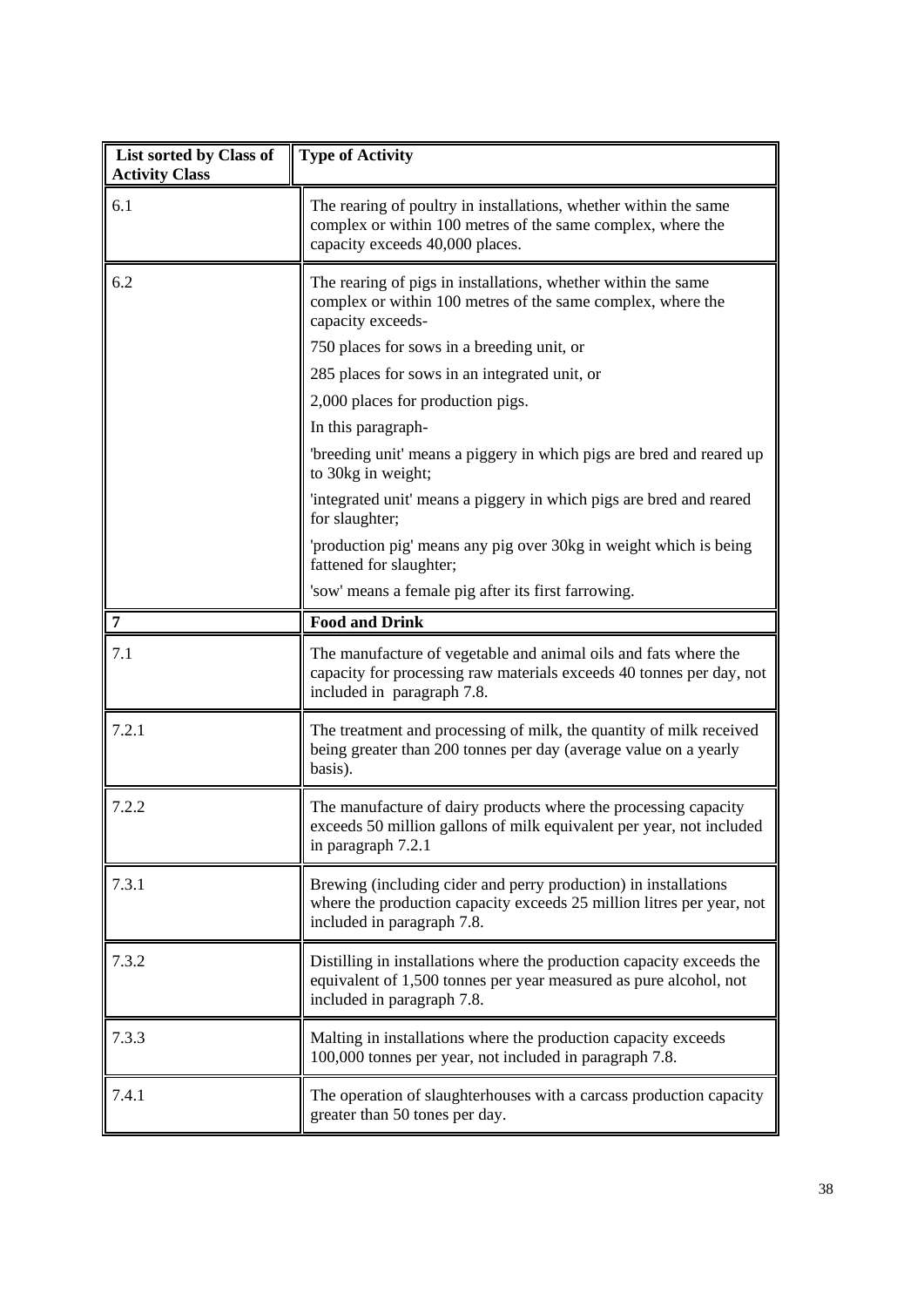| List sorted by Class of Activity Class | Type of Activity |
| --- | --- |
| 6.1 | The rearing of poultry in installations, whether within the same complex or within 100 metres of the same complex, where the capacity exceeds 40,000 places. |
| 6.2 | The rearing of pigs in installations, whether within the same complex or within 100 metres of the same complex, where the capacity exceeds-<br>750 places for sows in a breeding unit, or<br>285 places for sows in an integrated unit, or<br>2,000 places for production pigs.<br>In this paragraph-<br>'breeding unit' means a piggery in which pigs are bred and reared up to 30kg in weight;<br>'integrated unit' means a piggery in which pigs are bred and reared for slaughter;<br>'production pig' means any pig over 30kg in weight which is being fattened for slaughter;<br>'sow' means a female pig after its first farrowing. |
| **7** | **Food and Drink** |
| 7.1 | The manufacture of vegetable and animal oils and fats where the capacity for processing raw materials exceeds 40 tonnes per day, not included in paragraph 7.8. |
| 7.2.1 | The treatment and processing of milk, the quantity of milk received being greater than 200 tonnes per day (average value on a yearly basis). |
| 7.2.2 | The manufacture of dairy products where the processing capacity exceeds 50 million gallons of milk equivalent per year, not included in paragraph 7.2.1 |
| 7.3.1 | Brewing (including cider and perry production) in installations where the production capacity exceeds 25 million litres per year, not included in paragraph 7.8. |
| 7.3.2 | Distilling in installations where the production capacity exceeds the equivalent of 1,500 tonnes per year measured as pure alcohol, not included in paragraph 7.8. |
| 7.3.3 | Malting in installations where the production capacity exceeds 100,000 tonnes per year, not included in paragraph 7.8. |
| 7.4.1 | The operation of slaughterhouses with a carcass production capacity greater than 50 tones per day. |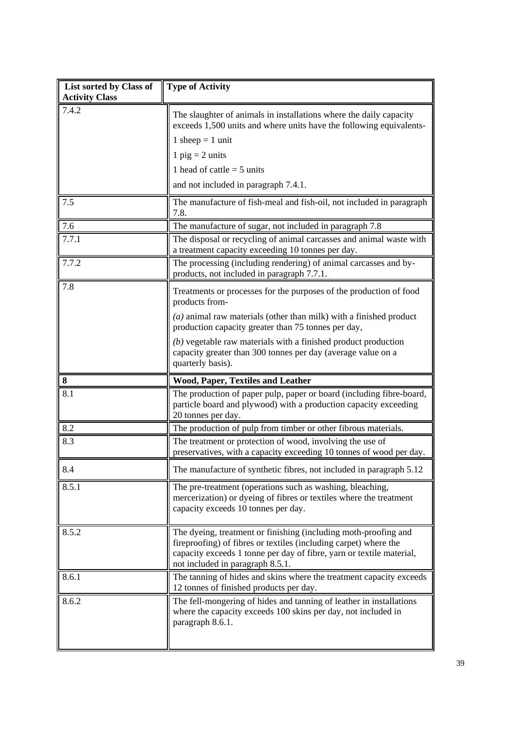| List sorted by Class of Activity Class | Type of Activity |
|---|---|
| 7.4.2 | The slaughter of animals in installations where the daily capacity exceeds 1,500 units and where units have the following equivalents-<br>1 sheep = 1 unit<br>1 pig = 2 units<br>1 head of cattle = 5 units<br>and not included in paragraph 7.4.1. |
| 7.5 | The manufacture of fish-meal and fish-oil, not included in paragraph 7.8. |
| 7.6 | The manufacture of sugar, not included in paragraph 7.8 |
| 7.7.1 | The disposal or recycling of animal carcasses and animal waste with a treatment capacity exceeding 10 tonnes per day. |
| 7.7.2 | The processing (including rendering) of animal carcasses and by-products, not included in paragraph 7.7.1. |
| 7.8 | Treatments or processes for the purposes of the production of food products from-<br>*(a)* animal raw materials (other than milk) with a finished product production capacity greater than 75 tonnes per day,<br>*(b)* vegetable raw materials with a finished product production capacity greater than 300 tonnes per day (average value on a quarterly basis). |
| **8** | **Wood, Paper, Textiles and Leather** |
| 8.1 | The production of paper pulp, paper or board (including fibre-board, particle board and plywood) with a production capacity exceeding 20 tonnes per day. |
| 8.2 | The production of pulp from timber or other fibrous materials. |
| 8.3 | The treatment or protection of wood, involving the use of preservatives, with a capacity exceeding 10 tonnes of wood per day. |
| 8.4 | The manufacture of synthetic fibres, not included in paragraph 5.12 |
| 8.5.1 | The pre-treatment (operations such as washing, bleaching, mercerization) or dyeing of fibres or textiles where the treatment capacity exceeds 10 tonnes per day. |
| 8.5.2 | The dyeing, treatment or finishing (including moth-proofing and fireproofing) of fibres or textiles (including carpet) where the capacity exceeds 1 tonne per day of fibre, yarn or textile material, not included in paragraph 8.5.1. |
| 8.6.1 | The tanning of hides and skins where the treatment capacity exceeds 12 tonnes of finished products per day. |
| 8.6.2 | The fell-mongering of hides and tanning of leather in installations where the capacity exceeds 100 skins per day, not included in paragraph 8.6.1. |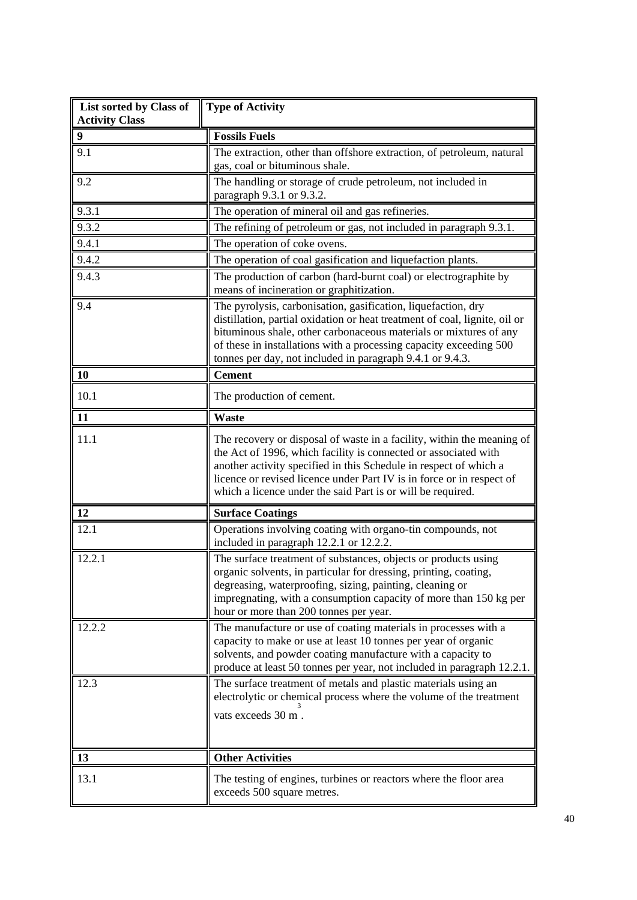| List sorted by Class of Activity Class | Type of Activity |
|---|---|
| **9** | **Fossils Fuels** |
| 9.1 | The extraction, other than offshore extraction, of petroleum, natural gas, coal or bituminous shale. |
| 9.2 | The handling or storage of crude petroleum, not included in paragraph 9.3.1 or 9.3.2. |
| 9.3.1 | The operation of mineral oil and gas refineries. |
| 9.3.2 | The refining of petroleum or gas, not included in paragraph 9.3.1. |
| 9.4.1 | The operation of coke ovens. |
| 9.4.2 | The operation of coal gasification and liquefaction plants. |
| 9.4.3 | The production of carbon (hard-burnt coal) or electrographite by means of incineration or graphitization. |
| 9.4 | The pyrolysis, carbonisation, gasification, liquefaction, dry distillation, partial oxidation or heat treatment of coal, lignite, oil or bituminous shale, other carbonaceous materials or mixtures of any of these in installations with a processing capacity exceeding 500 tonnes per day, not included in paragraph 9.4.1 or 9.4.3. |
| **10** | **Cement** |
| 10.1 | The production of cement. |
| **11** | **Waste** |
| 11.1 | The recovery or disposal of waste in a facility, within the meaning of the Act of 1996, which facility is connected or associated with another activity specified in this Schedule in respect of which a licence or revised licence under Part IV is in force or in respect of which a licence under the said Part is or will be required. |
| **12** | **Surface Coatings** |
| 12.1 | Operations involving coating with organo-tin compounds, not included in paragraph 12.2.1 or 12.2.2. |
| 12.2.1 | The surface treatment of substances, objects or products using organic solvents, in particular for dressing, printing, coating, degreasing, waterproofing, sizing, painting, cleaning or impregnating, with a consumption capacity of more than 150 kg per hour or more than 200 tonnes per year. |
| 12.2.2 | The manufacture or use of coating materials in processes with a capacity to make or use at least 10 tonnes per year of organic solvents, and powder coating manufacture with a capacity to produce at least 50 tonnes per year, not included in paragraph 12.2.1. |
| 12.3 | The surface treatment of metals and plastic materials using an electrolytic or chemical process where the volume of the treatment vats exceeds 30 $m^3$. |
| **13** | **Other Activities** |
| 13.1 | The testing of engines, turbines or reactors where the floor area exceeds 500 square metres. |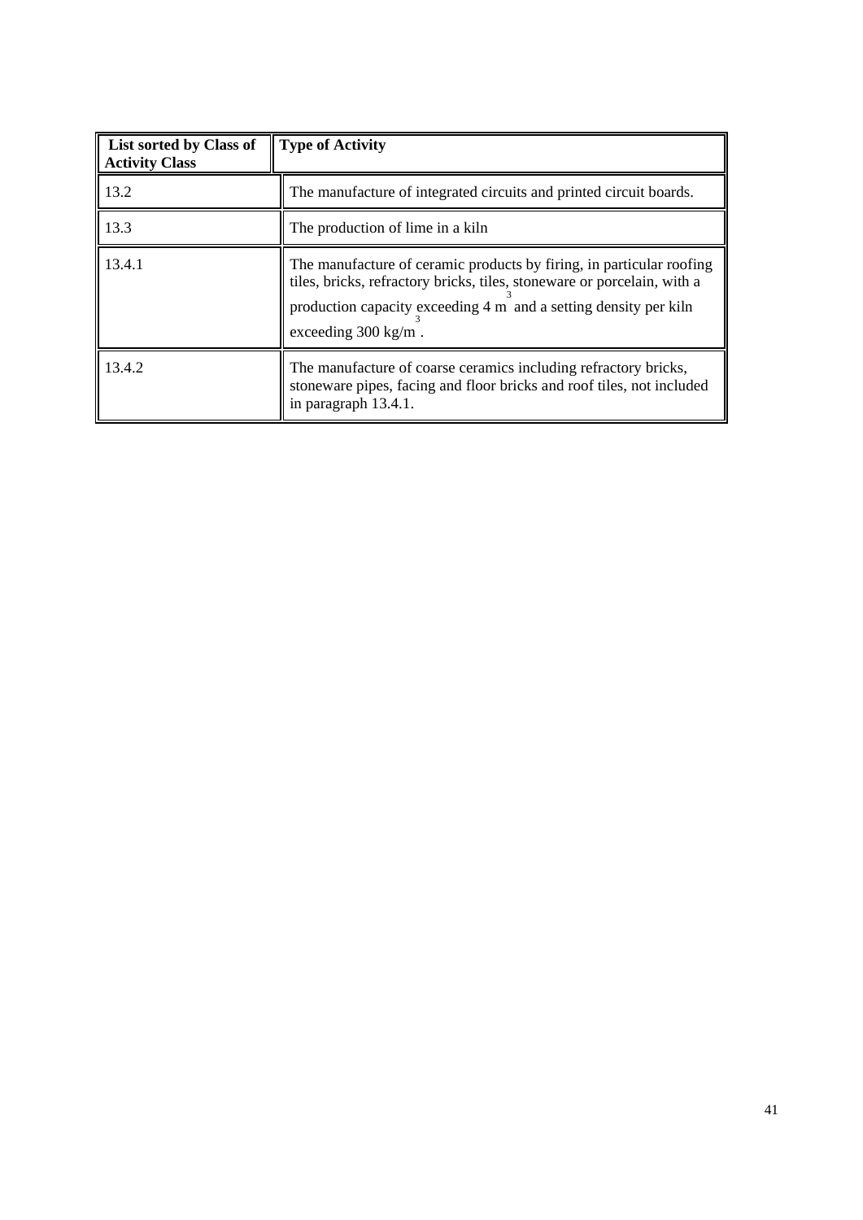| List sorted by Class of Activity Class | Type of Activity |
| --- | --- |
| 13.2 | The manufacture of integrated circuits and printed circuit boards. |
| 13.3 | The production of lime in a kiln |
| 13.4.1 | The manufacture of ceramic products by firing, in particular roofing tiles, bricks, refractory bricks, tiles, stoneware or porcelain, with a production capacity exceeding 4 $m^3$ and a setting density per kiln exceeding 300 $kg/m^3$. |
| 13.4.2 | The manufacture of coarse ceramics including refractory bricks, stoneware pipes, facing and floor bricks and roof tiles, not included in paragraph 13.4.1. |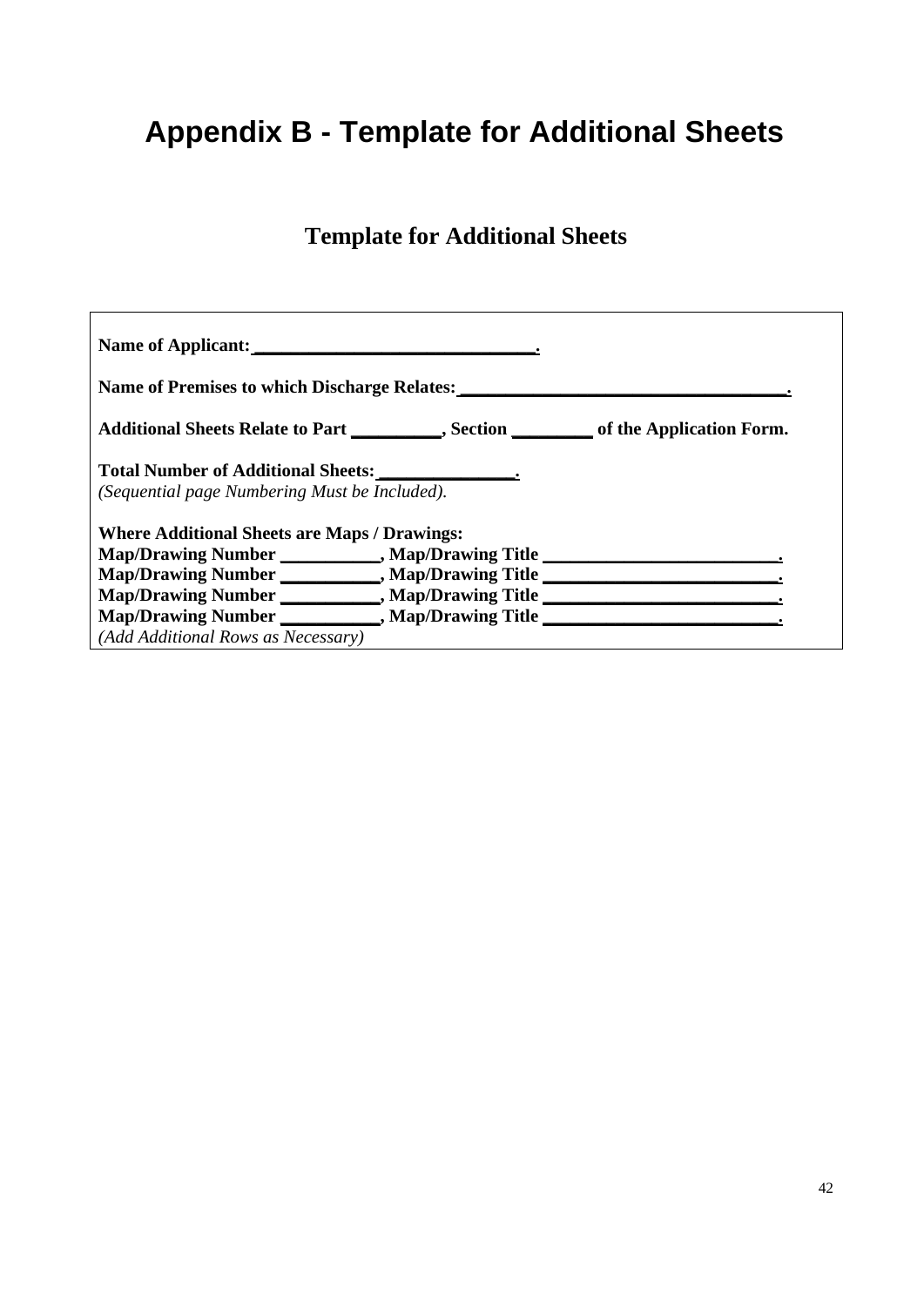# Appendix B - Template for Additional Sheets

## Template for Additional Sheets

**Name of Applicant: ______________________________.**

**Name of Premises to which Discharge Relates: ____________________________________.**

**Additional Sheets Relate to Part __________, Section _________ of the Application Form.**

**Total Number of Additional Sheets: _______________.**
*(Sequential page Numbering Must be Included).*

**Where Additional Sheets are Maps / Drawings:**
**Map/Drawing Number ___________, Map/Drawing Title __________________________.**
**Map/Drawing Number ___________, Map/Drawing Title __________________________.**
**Map/Drawing Number ___________, Map/Drawing Title __________________________.**
**Map/Drawing Number ___________, Map/Drawing Title __________________________.**
*(Add Additional Rows as Necessary)*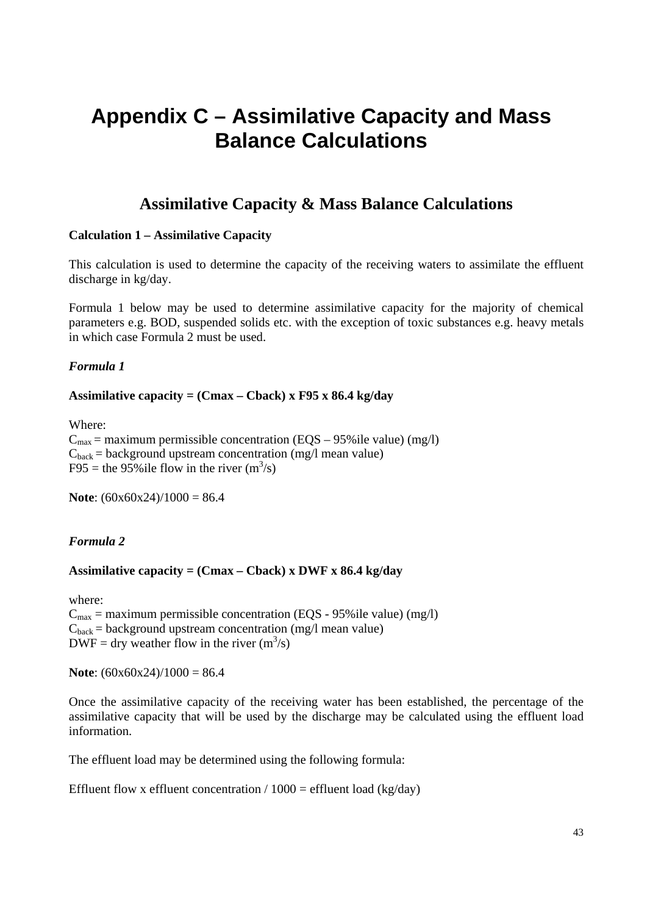# Appendix C – Assimilative Capacity and Mass Balance Calculations

## Assimilative Capacity & Mass Balance Calculations

**Calculation 1 – Assimilative Capacity**

This calculation is used to determine the capacity of the receiving waters to assimilate the effluent discharge in kg/day.

Formula 1 below may be used to determine assimilative capacity for the majority of chemical parameters e.g. BOD, suspended solids etc. with the exception of toxic substances e.g. heavy metals in which case Formula 2 must be used.

***Formula 1***

**Assimilative capacity = (Cmax – Cback) x F95 x 86.4 kg/day**

Where:
$C_{max}$ = maximum permissible concentration (EQS – 95%ile value) (mg/l)
$C_{back}$ = background upstream concentration (mg/l mean value)
F95 = the 95%ile flow in the river ($m^3/s$)

**Note**: (60x60x24)/1000 = 86.4

***Formula 2***

**Assimilative capacity = (Cmax – Cback) x DWF x 86.4 kg/day**

where:
$C_{max}$ = maximum permissible concentration (EQS - 95%ile value) (mg/l)
$C_{back}$ = background upstream concentration (mg/l mean value)
DWF = dry weather flow in the river ($m^3/s$)

**Note**: (60x60x24)/1000 = 86.4

Once the assimilative capacity of the receiving water has been established, the percentage of the assimilative capacity that will be used by the discharge may be calculated using the effluent load information.

The effluent load may be determined using the following formula:

Effluent flow x effluent concentration / 1000 = effluent load (kg/day)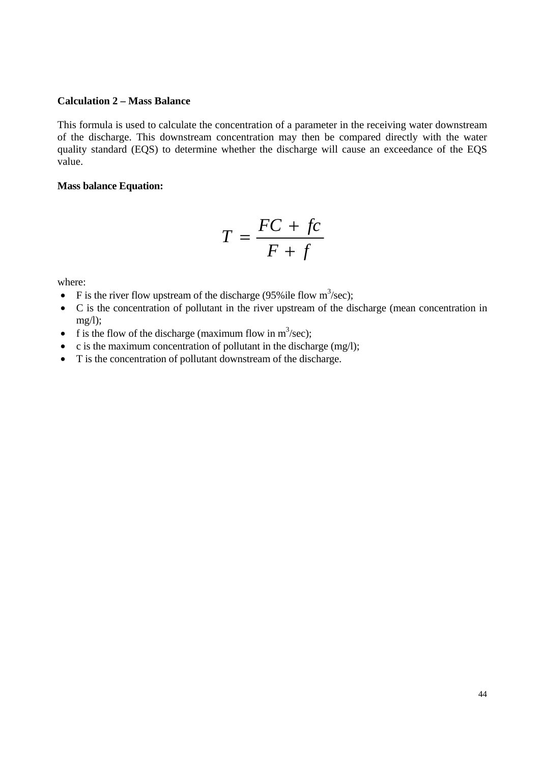**Calculation 2 – Mass Balance**

This formula is used to calculate the concentration of a parameter in the receiving water downstream of the discharge. This downstream concentration may then be compared directly with the water quality standard (EQS) to determine whether the discharge will cause an exceedance of the EQS value.

**Mass balance Equation:**

$$T = \frac{FC + fc}{F + f}$$

where:

- F is the river flow upstream of the discharge (95%ile flow $m^3$/sec);
- C is the concentration of pollutant in the river upstream of the discharge (mean concentration in mg/l);
- f is the flow of the discharge (maximum flow in $m^3$/sec);
- c is the maximum concentration of pollutant in the discharge (mg/l);
- T is the concentration of pollutant downstream of the discharge.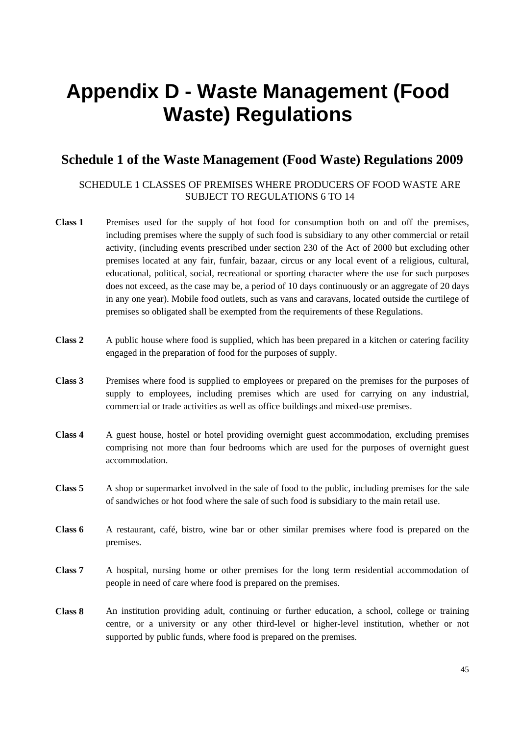# Appendix D - Waste Management (Food Waste) Regulations

## Schedule 1 of the Waste Management (Food Waste) Regulations 2009

SCHEDULE 1 CLASSES OF PREMISES WHERE PRODUCERS OF FOOD WASTE ARE SUBJECT TO REGULATIONS 6 TO 14

**Class 1** Premises used for the supply of hot food for consumption both on and off the premises, including premises where the supply of such food is subsidiary to any other commercial or retail activity, (including events prescribed under section 230 of the Act of 2000 but excluding other premises located at any fair, funfair, bazaar, circus or any local event of a religious, cultural, educational, political, social, recreational or sporting character where the use for such purposes does not exceed, as the case may be, a period of 10 days continuously or an aggregate of 20 days in any one year). Mobile food outlets, such as vans and caravans, located outside the curtilege of premises so obligated shall be exempted from the requirements of these Regulations.

**Class 2** A public house where food is supplied, which has been prepared in a kitchen or catering facility engaged in the preparation of food for the purposes of supply.

**Class 3** Premises where food is supplied to employees or prepared on the premises for the purposes of supply to employees, including premises which are used for carrying on any industrial, commercial or trade activities as well as office buildings and mixed-use premises.

**Class 4** A guest house, hostel or hotel providing overnight guest accommodation, excluding premises comprising not more than four bedrooms which are used for the purposes of overnight guest accommodation.

**Class 5** A shop or supermarket involved in the sale of food to the public, including premises for the sale of sandwiches or hot food where the sale of such food is subsidiary to the main retail use.

**Class 6** A restaurant, café, bistro, wine bar or other similar premises where food is prepared on the premises.

**Class 7** A hospital, nursing home or other premises for the long term residential accommodation of people in need of care where food is prepared on the premises.

**Class 8** An institution providing adult, continuing or further education, a school, college or training centre, or a university or any other third-level or higher-level institution, whether or not supported by public funds, where food is prepared on the premises.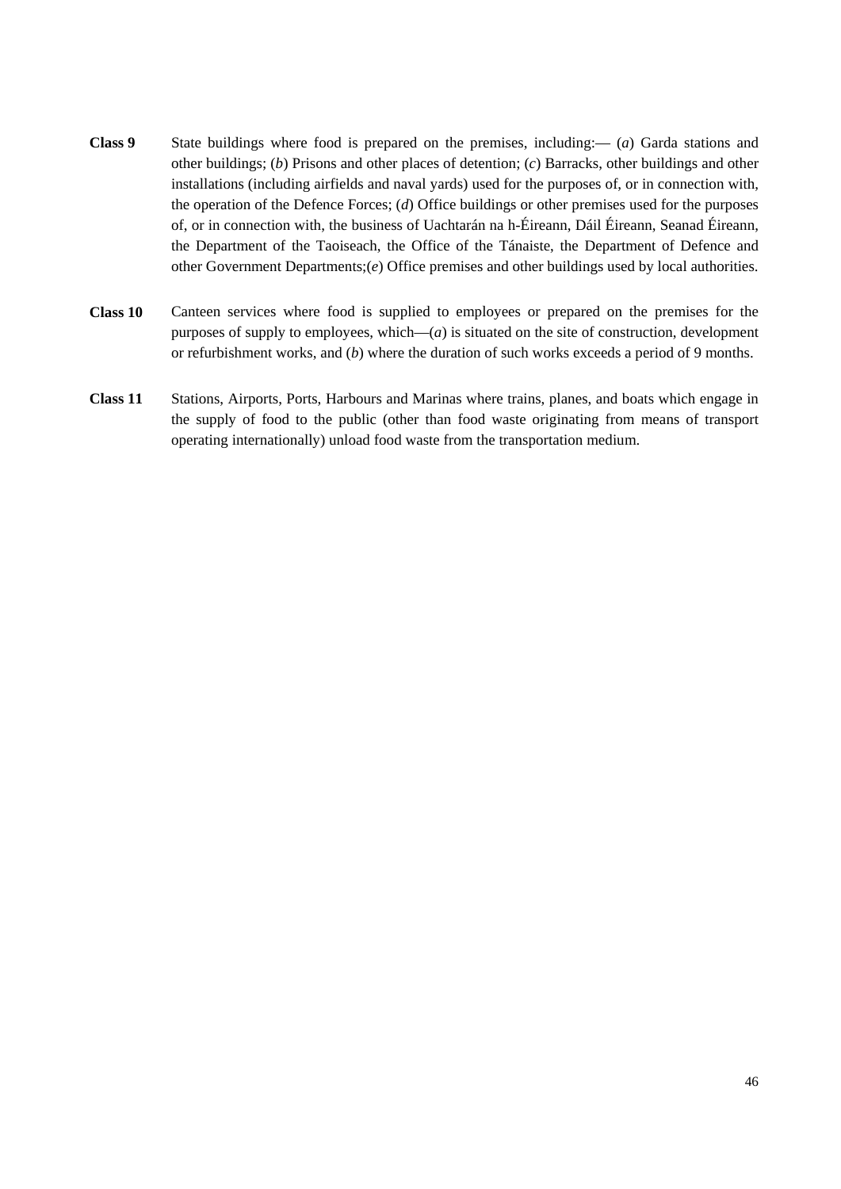**Class 9** State buildings where food is prepared on the premises, including:— (*a*) Garda stations and other buildings; (*b*) Prisons and other places of detention; (*c*) Barracks, other buildings and other installations (including airfields and naval yards) used for the purposes of, or in connection with, the operation of the Defence Forces; (*d*) Office buildings or other premises used for the purposes of, or in connection with, the business of Uachtarán na h-Éireann, Dáil Éireann, Seanad Éireann, the Department of the Taoiseach, the Office of the Tánaiste, the Department of Defence and other Government Departments;(*e*) Office premises and other buildings used by local authorities.

**Class 10** Canteen services where food is supplied to employees or prepared on the premises for the purposes of supply to employees, which—(*a*) is situated on the site of construction, development or refurbishment works, and (*b*) where the duration of such works exceeds a period of 9 months.

**Class 11** Stations, Airports, Ports, Harbours and Marinas where trains, planes, and boats which engage in the supply of food to the public (other than food waste originating from means of transport operating internationally) unload food waste from the transportation medium.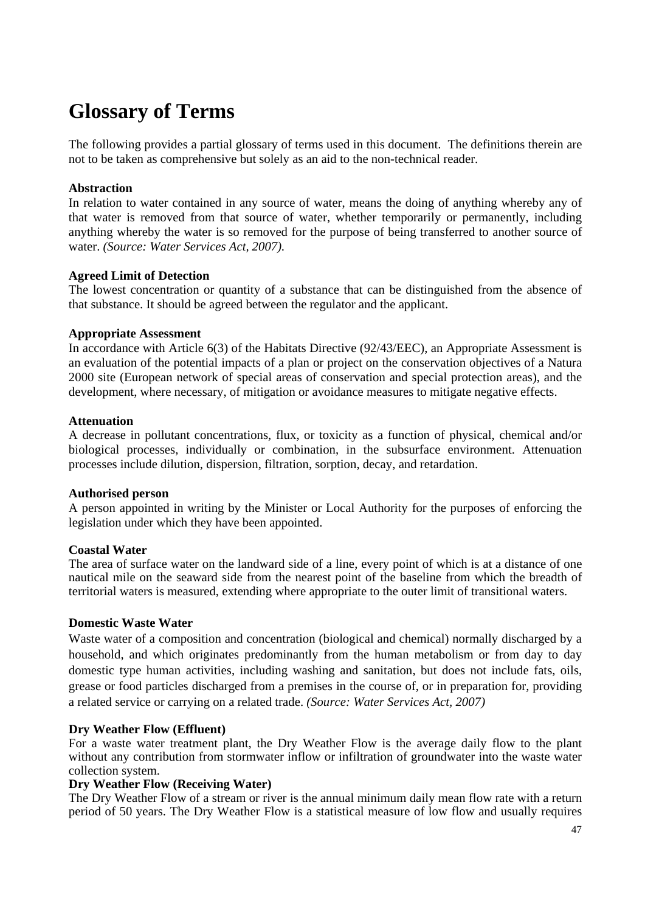# Glossary of Terms

The following provides a partial glossary of terms used in this document. The definitions therein are not to be taken as comprehensive but solely as an aid to the non-technical reader.

**Abstraction**
In relation to water contained in any source of water, means the doing of anything whereby any of that water is removed from that source of water, whether temporarily or permanently, including anything whereby the water is so removed for the purpose of being transferred to another source of water. *(Source: Water Services Act, 2007).*

**Agreed Limit of Detection**
The lowest concentration or quantity of a substance that can be distinguished from the absence of that substance. It should be agreed between the regulator and the applicant.

**Appropriate Assessment**
In accordance with Article 6(3) of the Habitats Directive (92/43/EEC), an Appropriate Assessment is an evaluation of the potential impacts of a plan or project on the conservation objectives of a Natura 2000 site (European network of special areas of conservation and special protection areas), and the development, where necessary, of mitigation or avoidance measures to mitigate negative effects.

**Attenuation**
A decrease in pollutant concentrations, flux, or toxicity as a function of physical, chemical and/or biological processes, individually or combination, in the subsurface environment. Attenuation processes include dilution, dispersion, filtration, sorption, decay, and retardation.

**Authorised person**
A person appointed in writing by the Minister or Local Authority for the purposes of enforcing the legislation under which they have been appointed.

**Coastal Water**
The area of surface water on the landward side of a line, every point of which is at a distance of one nautical mile on the seaward side from the nearest point of the baseline from which the breadth of territorial waters is measured, extending where appropriate to the outer limit of transitional waters.

**Domestic Waste Water**
Waste water of a composition and concentration (biological and chemical) normally discharged by a household, and which originates predominantly from the human metabolism or from day to day domestic type human activities, including washing and sanitation, but does not include fats, oils, grease or food particles discharged from a premises in the course of, or in preparation for, providing a related service or carrying on a related trade. *(Source: Water Services Act, 2007)*

**Dry Weather Flow (Effluent)**
For a waste water treatment plant, the Dry Weather Flow is the average daily flow to the plant without any contribution from stormwater inflow or infiltration of groundwater into the waste water collection system.

**Dry Weather Flow (Receiving Water)**
The Dry Weather Flow of a stream or river is the annual minimum daily mean flow rate with a return period of 50 years. The Dry Weather Flow is a statistical measure of low flow and usually requires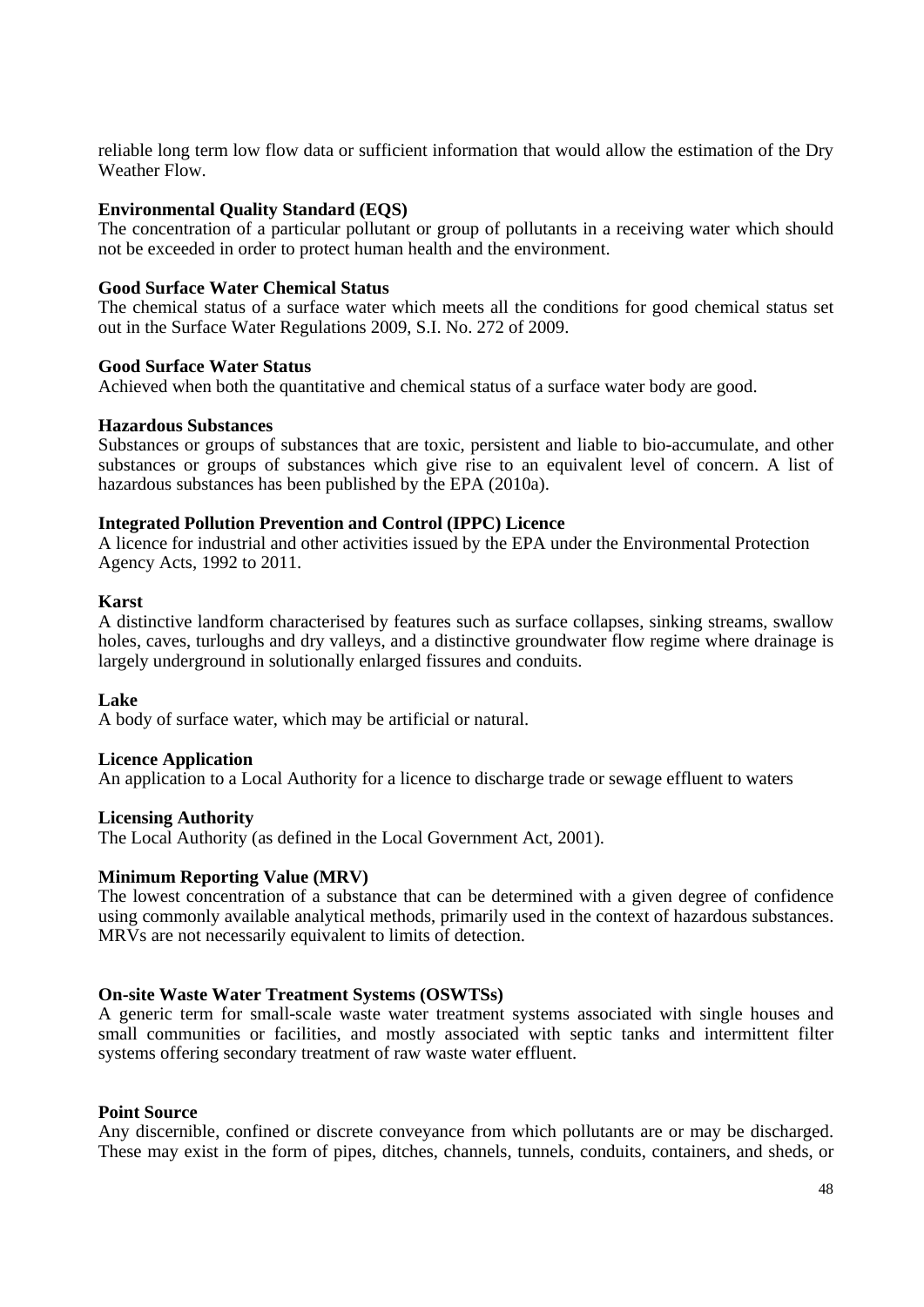reliable long term low flow data or sufficient information that would allow the estimation of the Dry Weather Flow.

**Environmental Quality Standard (EQS)**
The concentration of a particular pollutant or group of pollutants in a receiving water which should not be exceeded in order to protect human health and the environment.

**Good Surface Water Chemical Status**
The chemical status of a surface water which meets all the conditions for good chemical status set out in the Surface Water Regulations 2009, S.I. No. 272 of 2009.

**Good Surface Water Status**
Achieved when both the quantitative and chemical status of a surface water body are good.

**Hazardous Substances**
Substances or groups of substances that are toxic, persistent and liable to bio-accumulate, and other substances or groups of substances which give rise to an equivalent level of concern. A list of hazardous substances has been published by the EPA (2010a).

**Integrated Pollution Prevention and Control (IPPC) Licence**
A licence for industrial and other activities issued by the EPA under the Environmental Protection Agency Acts, 1992 to 2011.

**Karst**
A distinctive landform characterised by features such as surface collapses, sinking streams, swallow holes, caves, turloughs and dry valleys, and a distinctive groundwater flow regime where drainage is largely underground in solutionally enlarged fissures and conduits.

**Lake**
A body of surface water, which may be artificial or natural.

**Licence Application**
An application to a Local Authority for a licence to discharge trade or sewage effluent to waters

**Licensing Authority**
The Local Authority (as defined in the Local Government Act, 2001).

**Minimum Reporting Value (MRV)**
The lowest concentration of a substance that can be determined with a given degree of confidence using commonly available analytical methods, primarily used in the context of hazardous substances. MRVs are not necessarily equivalent to limits of detection.

**On-site Waste Water Treatment Systems (OSWTSs)**
A generic term for small-scale waste water treatment systems associated with single houses and small communities or facilities, and mostly associated with septic tanks and intermittent filter systems offering secondary treatment of raw waste water effluent.

**Point Source**
Any discernible, confined or discrete conveyance from which pollutants are or may be discharged. These may exist in the form of pipes, ditches, channels, tunnels, conduits, containers, and sheds, or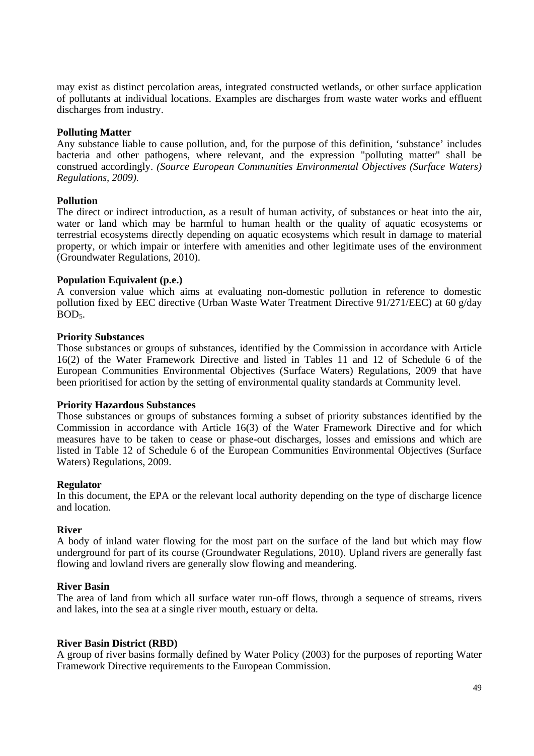may exist as distinct percolation areas, integrated constructed wetlands, or other surface application of pollutants at individual locations. Examples are discharges from waste water works and effluent discharges from industry.

**Polluting Matter**

Any substance liable to cause pollution, and, for the purpose of this definition, 'substance' includes bacteria and other pathogens, where relevant, and the expression "polluting matter" shall be construed accordingly. *(Source European Communities Environmental Objectives (Surface Waters) Regulations, 2009).*

**Pollution**

The direct or indirect introduction, as a result of human activity, of substances or heat into the air, water or land which may be harmful to human health or the quality of aquatic ecosystems or terrestrial ecosystems directly depending on aquatic ecosystems which result in damage to material property, or which impair or interfere with amenities and other legitimate uses of the environment (Groundwater Regulations, 2010).

**Population Equivalent (p.e.)**

A conversion value which aims at evaluating non-domestic pollution in reference to domestic pollution fixed by EEC directive (Urban Waste Water Treatment Directive 91/271/EEC) at 60 g/day $BOD_5$.

**Priority Substances**

Those substances or groups of substances, identified by the Commission in accordance with Article 16(2) of the Water Framework Directive and listed in Tables 11 and 12 of Schedule 6 of the European Communities Environmental Objectives (Surface Waters) Regulations, 2009 that have been prioritised for action by the setting of environmental quality standards at Community level.

**Priority Hazardous Substances**

Those substances or groups of substances forming a subset of priority substances identified by the Commission in accordance with Article 16(3) of the Water Framework Directive and for which measures have to be taken to cease or phase-out discharges, losses and emissions and which are listed in Table 12 of Schedule 6 of the European Communities Environmental Objectives (Surface Waters) Regulations, 2009.

**Regulator**

In this document, the EPA or the relevant local authority depending on the type of discharge licence and location.

**River**

A body of inland water flowing for the most part on the surface of the land but which may flow underground for part of its course (Groundwater Regulations, 2010). Upland rivers are generally fast flowing and lowland rivers are generally slow flowing and meandering.

**River Basin**

The area of land from which all surface water run-off flows, through a sequence of streams, rivers and lakes, into the sea at a single river mouth, estuary or delta.

**River Basin District (RBD)**

A group of river basins formally defined by Water Policy (2003) for the purposes of reporting Water Framework Directive requirements to the European Commission.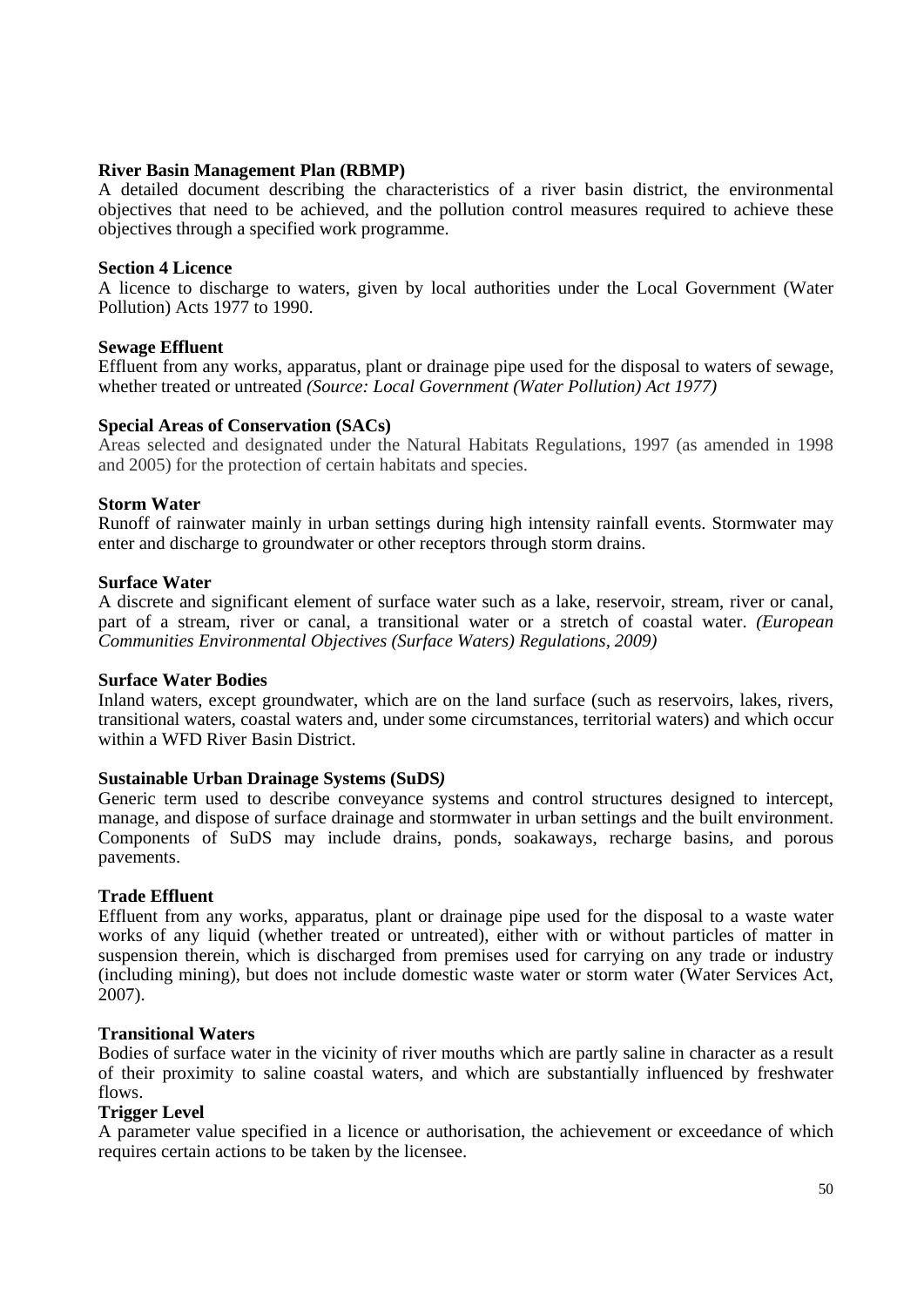**River Basin Management Plan (RBMP)**
A detailed document describing the characteristics of a river basin district, the environmental objectives that need to be achieved, and the pollution control measures required to achieve these objectives through a specified work programme.

**Section 4 Licence**
A licence to discharge to waters, given by local authorities under the Local Government (Water Pollution) Acts 1977 to 1990.

**Sewage Effluent**
Effluent from any works, apparatus, plant or drainage pipe used for the disposal to waters of sewage, whether treated or untreated *(Source: Local Government (Water Pollution) Act 1977)*

**Special Areas of Conservation (SACs)**
Areas selected and designated under the Natural Habitats Regulations, 1997 (as amended in 1998 and 2005) for the protection of certain habitats and species.

**Storm Water**
Runoff of rainwater mainly in urban settings during high intensity rainfall events. Stormwater may enter and discharge to groundwater or other receptors through storm drains.

**Surface Water**
A discrete and significant element of surface water such as a lake, reservoir, stream, river or canal, part of a stream, river or canal, a transitional water or a stretch of coastal water. *(European Communities Environmental Objectives (Surface Waters) Regulations, 2009)*

**Surface Water Bodies**
Inland waters, except groundwater, which are on the land surface (such as reservoirs, lakes, rivers, transitional waters, coastal waters and, under some circumstances, territorial waters) and which occur within a WFD River Basin District.

**Sustainable Urban Drainage Systems (SuDS*)***
Generic term used to describe conveyance systems and control structures designed to intercept, manage, and dispose of surface drainage and stormwater in urban settings and the built environment. Components of SuDS may include drains, ponds, soakaways, recharge basins, and porous pavements.

**Trade Effluent**
Effluent from any works, apparatus, plant or drainage pipe used for the disposal to a waste water works of any liquid (whether treated or untreated), either with or without particles of matter in suspension therein, which is discharged from premises used for carrying on any trade or industry (including mining), but does not include domestic waste water or storm water (Water Services Act, 2007).

**Transitional Waters**
Bodies of surface water in the vicinity of river mouths which are partly saline in character as a result of their proximity to saline coastal waters, and which are substantially influenced by freshwater flows.

**Trigger Level**
A parameter value specified in a licence or authorisation, the achievement or exceedance of which requires certain actions to be taken by the licensee.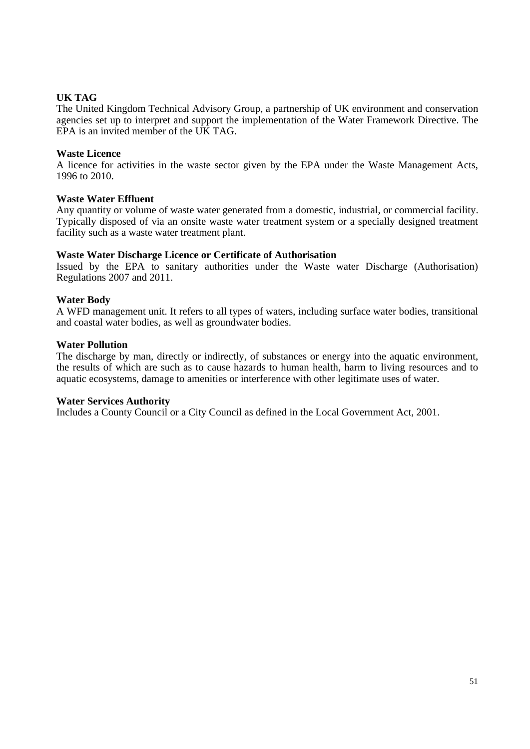**UK TAG**
The United Kingdom Technical Advisory Group, a partnership of UK environment and conservation agencies set up to interpret and support the implementation of the Water Framework Directive. The EPA is an invited member of the UK TAG.

**Waste Licence**
A licence for activities in the waste sector given by the EPA under the Waste Management Acts, 1996 to 2010.

**Waste Water Effluent**
Any quantity or volume of waste water generated from a domestic, industrial, or commercial facility. Typically disposed of via an onsite waste water treatment system or a specially designed treatment facility such as a waste water treatment plant.

**Waste Water Discharge Licence or Certificate of Authorisation**
Issued by the EPA to sanitary authorities under the Waste water Discharge (Authorisation) Regulations 2007 and 2011.

**Water Body**
A WFD management unit. It refers to all types of waters, including surface water bodies, transitional and coastal water bodies, as well as groundwater bodies.

**Water Pollution**
The discharge by man, directly or indirectly, of substances or energy into the aquatic environment, the results of which are such as to cause hazards to human health, harm to living resources and to aquatic ecosystems, damage to amenities or interference with other legitimate uses of water.

**Water Services Authority**
Includes a County Council or a City Council as defined in the Local Government Act, 2001.